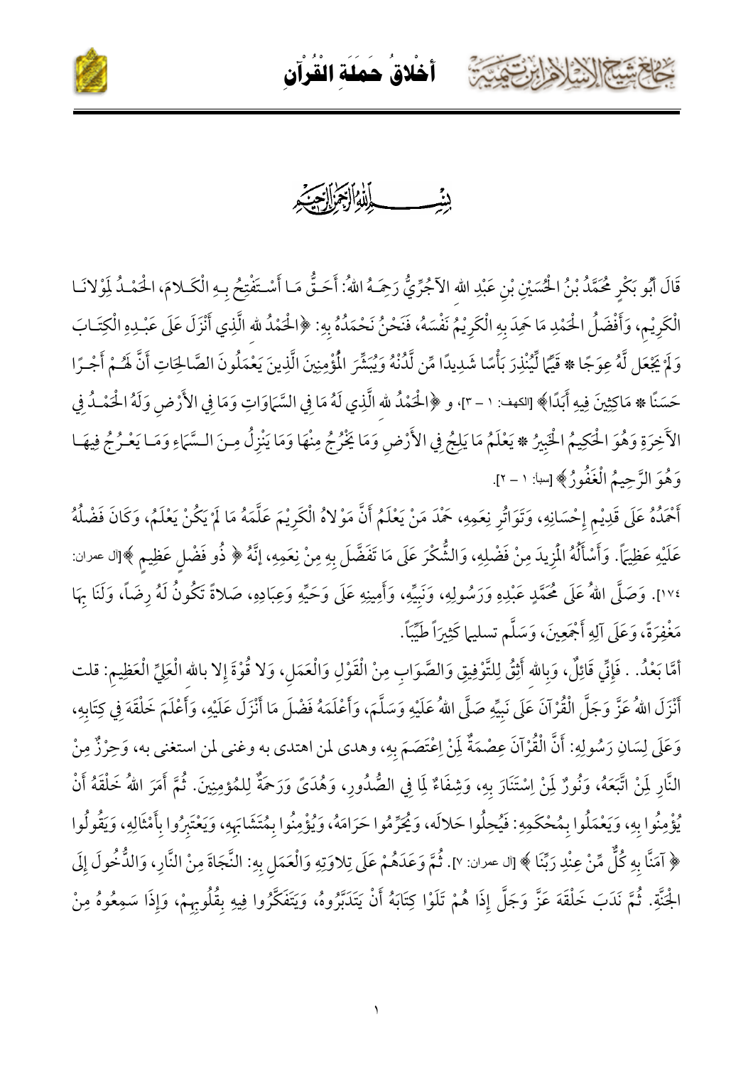بِسْمِ اللهِ الرَّحْمَنِ الرَّحِيمِ

قَالَ أَبُو بَكْرٍ مُحَمَّدُ بْنُ الْحُسَيْنِ بْنِ عَبْدِ اللهِ الآجُرِّيُّ رَحِمَهُ اللهُ: أَحَقُّ مَا أَسْتَفْتِحُ بِهِ الْكَلامَ، الْحَمْدُ لِمَوْلانَا الْكَرِيْمِ، وَأَفْضَلُ الْحَمْدِ مَا حَمِدَ بِهِ الْكَرِيْمُ نَفْسَهُ، فَنَحْنُ نَحْمَدُهُ بِهِ: ﴿الْحَمْدُ لله الَّذِي أَنْزَلَ عَلَى عَبْدِهِ الْكِتَابَ وَلَمْ يَجْعَل لَّهُ عِوَجًا * قَيِّمًا لِّيُنْذِرَ بَأْسًا شَدِيدًا مِّن لَّدُنْهُ وَيُبَشِّرَ الْمُؤْمِنِينَ الَّذِينَ يَعْمَلُونَ الصَّالِحَاتِ أَنَّ لَهُمْ أَجْرًا حَسَنًا * مَاكِثِينَ فِيهِ أَبَدًا﴾ [الكهف: ١ – ٣]، و ﴿الْحَمْدُ لله الَّذِي لَهُ مَا فِي السَّمَاوَاتِ وَمَا فِي الأَرْضِ وَلَهُ الْحَمْدُ فِي الآخِرَةِ وَهُوَ الْحَكِيمُ الْخَبِيرُ * يَعْلَمُ مَا يَلِجُ فِي الأَرْضِ وَمَا يَخْرُجُ مِنْهَا وَمَا يَنْزِلُ مِنَ السَّمَاءِ وَمَا يَعْرُجُ فِيهَا وَهُوَ الرَّحِيمُ الْغَفُورُ﴾ [سبأ: ١ – ٢].

أَحْمَدُهُ عَلَى قَدِيْمِ إِحْسَانِهِ، وَتَوَاتُرِ نِعَمِهِ، حَمْدَ مَنْ يَعْلَمُ أَنَّ مَوْلاهُ الْكَرِيْمَ عَلَّمَهُ مَا لَمْ يَكُنْ يَعْلَمُ، وَكَانَ فَضْلُهُ عَلَيْهِ عَظِيماً. وَأَسْأَلُهُ الْمَزِيدَ مِنْ فَضْلِهِ، وَالشُّكْرَ عَلَى مَا تَفَضَّلَ بِهِ مِنْ نِعَمِهِ، إِنَّهُ ﴿ ذُو فَضْلٍ عَظِيمٍ ﴾[آل عمران: ١٧٤]. وَصَلَّى اللهُ عَلَى مُحَمَّدٍ عَبْدِهِ وَرَسُولِهِ، وَنَبِيِّهِ، وَأَمِينِهِ عَلَى وَحَيِّهِ وَعِبَادِهِ، صَلاةً تَكُونُ لَهُ رِضاً، وَلَنَا بِهَا مَغْفِرَةً، وَعَلَى آلِهِ أَجْمَعِينَ، وَسَلَّم تسليما كَثِيراً طَيِّباً.

أَمَّا بَعْدُ. . فَإِنِّي قَائِلٌ، وَبِالله أَثِقُ لِلتَّوْفِيقِ وَالصَّوَابِ مِنْ الْقَوْلِ وَالْعَمَلِ، وَلا قُوَّةَ إِلا بِالله الْعَلِيِّ الْعَظِيمِ: قلت أَنْزَلَ اللهُ عَزَّ وَجَلَّ الْقُرْآنَ عَلَى نَبِيِّهِ صَلَّى اللهُ عَلَيْهِ وَسَلَّمَ، وَأَعْلَمَهُ فَضْلَ مَا أَنْزَلَ عَلَيْهِ، وَأَعْلَمَ خَلْقَهُ فِي كِتَابِهِ، وَعَلَى لِسَانِ رَسُولِهِ: أَنَّ الْقُرْآنَ عِصْمَةٌ لِمَنْ اِعْتَصَمَ بِهِ، وهدى لمن اهتدى به وغنى لمن استغنى به، وَحِرْزٌ مِنْ النَّارِ لِمَنْ اتَّبَعَهُ، وَنُورٌ لِمَنْ اِسْتَنَارَ بِهِ، وَشِفَاءٌ لِمَا فِي الصُّدُورِ، وَهُدًى وَرَحْمَةٌ لِلْمُؤْمِنِينَ. ثُمَّ أَمَرَ اللهُ خَلْقَهُ أَنْ يُؤْمِنُوا بِهِ، وَيَعْمَلُوا بِمُحْكَمِهِ: فَيُحِلُوا حَلالَهُ، وَيُحَرِّمُوا حَرَامَهُ، وَيُؤْمِنُوا بِمُتَشَابِهِ، وَيَعْتَبِرُوا بِأَمْثَالِهِ، وَيَقُولُوا ﴿ آمَنَّا بِهِ كُلٌّ مِّنْ عِنْدِ رَبِّنَا ﴾ [آل عمران: ٧]. ثُمَّ وَعَدَهُمْ عَلَى تِلاوَتِهِ وَالْعَمَلِ بِهِ: النَّجَاةَ مِنْ النَّارِ، وَالدُّخُولَ إِلَى الْجَنَّةِ. ثُمَّ نَدَبَ خَلْقَهُ عَزَّ وَجَلَّ إِذَا هُمْ تَلَوْا كِتَابَهُ أَنْ يَتَدَبَّرُوهُ، وَيَتَفَكَّرُوا فِيهِ بِقُلُوبِهِمْ، وَإِذَا سَمِعُوهُ مِنْ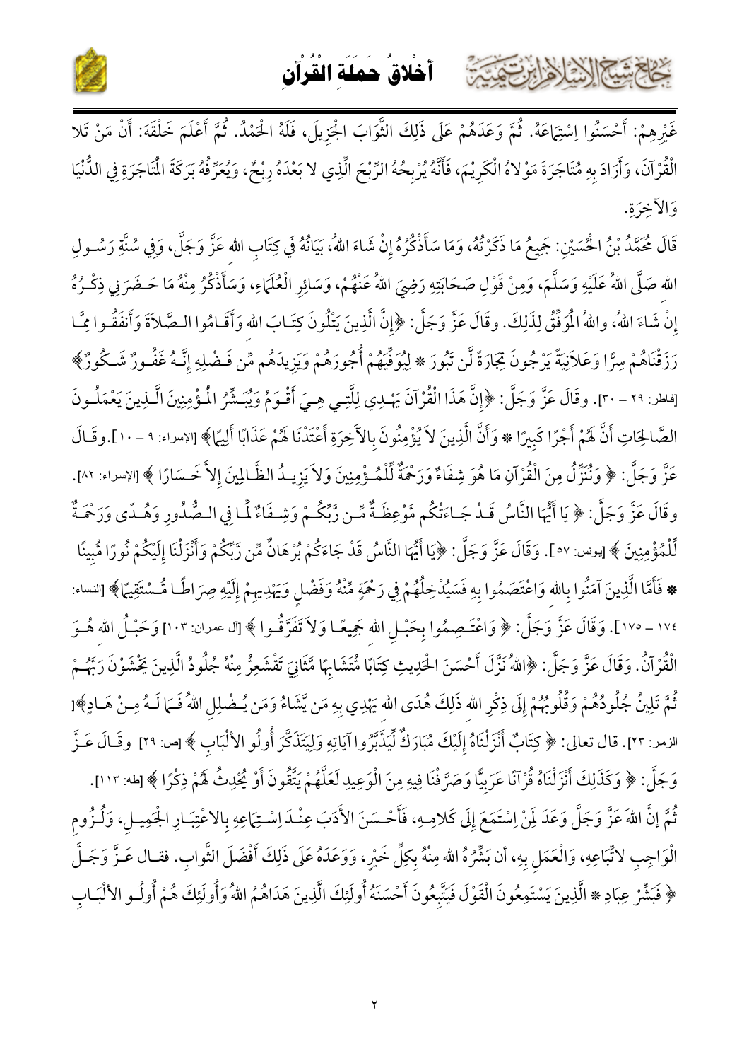غَيْرِهِمْ: أَحْسَنُوا اِسْتِمَاعَهُ. ثُمَّ وَعَدَهُمْ عَلَى ذَلِكَ الثَّوَابَ الْجَزِيلَ، فَلَهُ الْحَمْدُ. ثُمَّ أَعْلَمَ خَلْقَهَ: أَنْ مَنْ تَلا الْقُرْآنَ، وَأَرَادَ بِهِ مُتَاجَرَةَ مَوْلاهُ الْكَرِيمِ، فَأَنَّهُ يُرْبِحُهُ الرِّبْحَ الَّذِي لا بَعْدَهُ رِبْحٌ، وَيُعَرِّفُهُ بَرَكَةَ الْمُتَاجَرَةِ فِي الدُّنْيَا وَالآخِرَةِ.

قَالَ مُحَمَّدُ بْنُ الْحُسَيْنِ: جَمِيعُ مَا ذَكَرْتُهُ، وَمَا سَأَذْكُرُهُ إِنْ شَاءَ اللهُ، بَيَانُهُ فِي كِتَابِ اللهِ عَزَّ وَجَلَّ، وَفِي سُنَّةِ رَسُولِ اللهِ صَلَّى اللهُ عَلَيْهِ وَسَلَّمَ، وَمِنْ قَوْلِ صَحَابَتِهِ رَضِيَ اللهُ عَنْهُمْ، وَسَائِرِ الْعُلَمَاءِ، وَسَأَذْكُرُ مِنْهُ مَا حَضَرَنِي ذِكْرُهُ إِنْ شَاءَ اللهُ، واللهُ الْمُوَفِّقُ لِذَلِكَ. وقَالَ عَزَّ وَجَلَّ: ﴿إِنَّ الَّذِينَ يَتْلُونَ كِتَابَ اللهِ وَأَقَامُوا الصَّلاَةَ وَأَنفَقُوا مِمَّا رَزَقْنَاهُمْ سِرًّا وَعَلاَنِيَةً يَرْجُونَ تِجَارَةً لَّن تَبُورَ * لِيُوَفِّيَهُمْ أُجُورَهُمْ وَيَزِيدَهُم مِّن فَضْلِهِ إِنَّهُ غَفُورٌ شَكُورٌ﴾ [فاطر: ٢٩ – ٣٠]. وقَالَ عَزَّ وَجَلَّ: ﴿إِنَّ هَذَا الْقُرْآنَ يَهْدِي لِلَّتِي هِيَ أَقْوَمُ وَيُبَشِّرُ الْمُؤْمِنِينَ الَّذِينَ يَعْمَلُونَ الصَّالِحَاتِ أَنَّ لَهُمْ أَجْرًا كَبِيرًا * وَأَنَّ الَّذِينَ لاَ يُؤْمِنُونَ بِالآخِرَةِ أَعْتَدْنَا لَهُمْ عَذَابًا أَلِيمًا﴾ [الإسراء: ٩ – ١٠]. وقَالَ عَزَّ وَجَلَّ: ﴿ وَنُنَزِّلُ مِنَ الْقُرْآنِ مَا هُوَ شِفَاءٌ وَرَحْمَةٌ لِّلْمُؤْمِنِينَ وَلاَ يَزِيدُ الظَّالِمِينَ إِلاَّ خَسَارًا ﴾ [الإسراء: ٨٢]. وقَالَ عَزَّ وَجَلَّ: ﴿ يَا أَيُّهَا النَّاسُ قَدْ جَاءَتْكُم مَّوْعِظَةٌ مِّن رَّبِّكُمْ وَشِفَاءٌ لِّمَا فِي الصُّدُورِ وَهُدًى وَرَحْمَةٌ لِّلْمُؤْمِنِينَ ﴾ [يونس: ٥٧]. وَقَالَ عَزَّ وَجَلَّ: ﴿يَا أَيُّهَا النَّاسُ قَدْ جَاءَكُمْ بُرْهَانٌ مِّن رَّبِّكُمْ وَأَنْزَلْنَا إِلَيْكُمْ نُورًا مُّبِينًا * فَأَمَّا الَّذِينَ آمَنُوا بِاللهِ وَاعْتَصَمُوا بِهِ فَسَيُدْخِلُهُمْ فِي رَحْمَةٍ مِّنْهُ وَفَضْلٍ وَيَهْدِيهِمْ إِلَيْهِ صِرَاطًا مُّسْتَقِيمًا﴾ [النساء: ١٧٤ – ١٧٥]. وَقَالَ عَزَّ وَجَلَّ: ﴿ وَاعْتَصِمُوا بِحَبْلِ اللهِ جَمِيعًا وَلاَ تَفَرَّقُوا ﴾ [آل عمران: ١٠٣] وَحَبْلُ اللهِ هُوَ الْقُرْآنُ. وَقَالَ عَزَّ وَجَلَّ: ﴿اللهُ نَزَّلَ أَحْسَنَ الْحَدِيثِ كِتَابًا مُّتَشَابِهًا مَّثَانِيَ تَقْشَعِرُّ مِنْهُ جُلُودُ الَّذِينَ يَخْشَوْنَ رَبَّهُمْ ثُمَّ تَلِينُ جُلُودُهُمْ وَقُلُوبُهُمْ إِلَى ذِكْرِ اللهِ ذَلِكَ هُدَى اللهِ يَهْدِي بِهِ مَن يَّشَاءُ وَمَن يُضْلِلِ اللهُ فَمَا لَهُ مِنْ هَادٍ﴾ [الزمر: ٢٣]. قال تعالى: ﴿ كِتَابٌ أَنْزَلْنَاهُ إِلَيْكَ مُبَارَكٌ لِّيَدَّبَّرُوا آيَاتِهِ وَلِيَتَذَكَّرَ أُولُو الأَلْبَابِ ﴾ [ص: ٢٩] وقَالَ عَزَّ وَجَلَّ: ﴿ وَكَذَلِكَ أَنْزَلْنَاهُ قُرْآنًا عَرَبِيًّا وَصَرَّفْنَا فِيهِ مِنَ الْوَعِيدِ لَعَلَّهُمْ يَتَّقُونَ أَوْ يُحْدِثُ لَهُمْ ذِكْرًا ﴾ [طه: ١١٣].

ثُمَّ إِنَّ اللهَ عَزَّ وَجَلَّ وَعَدَ لِمَنْ اِسْتَمَعَ إِلَى كَلامِهِ، فَأَحْسَنَ الأَدَبَ عِنْدَ اِسْتِمَاعِهِ بِالاعْتِبَارِ الْجَمِيلِ، وَلُزُومِ الْوَاجِبِ لاتِّبَاعِهِ، وَالْعَمَلِ بِهِ، أَن بَشَّرُهُ الله مِنْهُ بِكِلِّ خَيْرٍ، وَوَعَدَهُ عَلَى ذَلِكَ أَفْضَلَ الثَّوابِ. فقَالَ عَزَّ وَجَلَّ ﴿ فَبَشِّرْ عِبَادِ * الَّذِينَ يَسْتَمِعُونَ الْقَوْلَ فَيَتَّبِعُونَ أَحْسَنَهُ أُولَئِكَ الَّذِينَ هَدَاهُمُ اللهُ وَأُولَئِكَ هُمْ أُولُو الأَلْبَابِ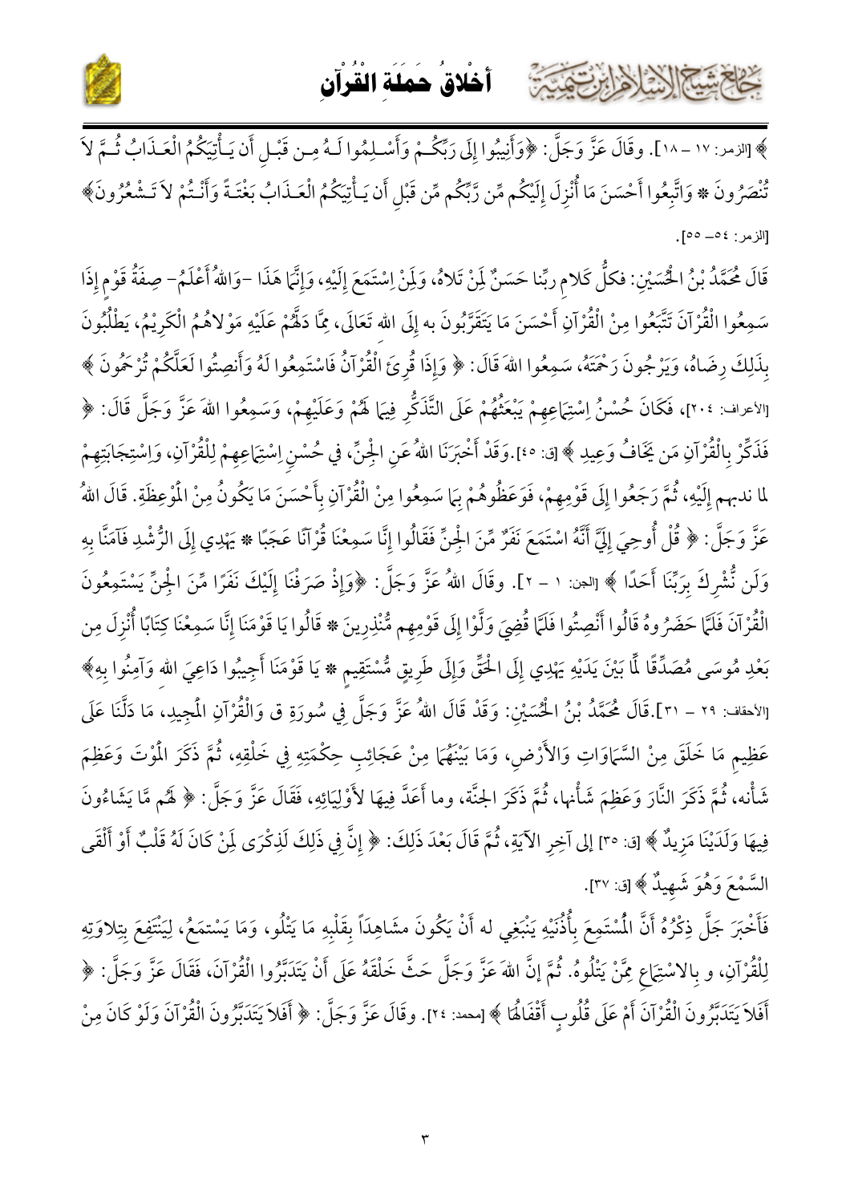﴾ [الزمر: ١٧ – ١٨]. وقَالَ عَزَّ وَجَلَّ: ﴿وَأَنِيبُوا إِلَى رَبِّكُمْ وَأَسْلِمُوا لَهُ مِن قَبْلِ أَن يَأْتِيَكُمُ الْعَذَابُ ثُمَّ لاَ تُنْصَرُونَ * وَاتَّبِعُوا أَحْسَنَ مَا أُنْزِلَ إِلَيْكُم مِّن رَّبِّكُم مِّن قَبْلِ أَن يَأْتِيَكُمُ الْعَذَابُ بَغْتَةً وَأَنْتُمْ لاَ تَشْعُرُونَ﴾ [الزمر: ٥٤– ٥٥].

قَالَ مُحَمَّدُ بْنُ الْحُسَيْنِ: فكلُّ كَلامِ ربِّنا حَسَنٌ لِمَنْ تَلاهُ، وَلِمَنْ اِسْتَمَعَ إِلَيْهِ، وَإِنَّمَا هَذَا –وَاللهُ أَعْلَمُ– صِفَةُ قَوْمٍ إِذَا سَمِعُوا الْقُرْآنَ تَتَّبَعُوا مِنْ الْقُرْآنِ أَحْسَنَ مَا يَتَقَرَّبُونَ به إِلَى الله تَعَالَى، مِمَّا دَلَّهُمْ عَلَيْهِ مَوْلاهُمُ الْكَرِيمُ، يَطْلُبُونَ بِذَلِكَ رِضَاهُ، وَيَرْجُونَ رَحْمَتَهُ، سَمِعُوا اللهَ قَالَ: ﴿ وَإِذَا قُرِئَ الْقُرْآنُ فَاسْتَمِعُوا لَهُ وَأَنصِتُوا لَعَلَّكُمْ تُرْحَمُونَ ﴾ [الأعراف: ٢٠٤]، فَكَانَ حُسْنُ اِسْتِمَاعِهِمْ يَبْعَثُهُمْ عَلَى التَّذَكُّرِ فِيمَا لَهُمْ وَعَلَيْهِمْ، وَسَمِعُوا اللهَ عَزَّ وَجَلَّ قَالَ: ﴿ فَذَكِّرْ بِالْقُرْآنِ مَن يَخَافُ وَعِيدِ ﴾ [ق: ٤٥].وَقَدْ أَخْبَرَنَا اللهُ عَنِ الْجِنِّ، فِي حُسْنِ اِسْتِمَاعِهِمْ لِلْقُرْآنِ، وَاسْتِجَابَتِهِمْ لما ندبهم إِلَيْهِ، ثُمَّ رَجَعُوا إِلَى قَوْمِهِمْ، فَوَعَظُوهُمْ بِمَا سَمِعُوا مِنْ الْقُرْآنِ بِأَحْسَنَ مَا يَكُونُ مِنْ الْمَوْعِظَةِ. قَالَ اللهُ عَزَّ وَجَلَّ: ﴿ قُلْ أُوحِيَ إِلَيَّ أَنَّهُ اسْتَمَعَ نَفَرٌ مِّنَ الْجِنِّ فَقَالُوا إِنَّا سَمِعْنَا قُرْآنًا عَجَبًا * يَهْدِي إِلَى الرُّشْدِ فَآمَنَّا بِهِ وَلَن نُّشْرِكَ بِرَبِّنَا أَحَدًا ﴾ [الجن: ١ – ٢]. وقَالَ اللهُ عَزَّ وَجَلَّ: ﴿وَإِذْ صَرَفْنَا إِلَيْكَ نَفَرًا مِّنَ الْجِنِّ يَسْتَمِعُونَ الْقُرْآنَ فَلَمَّا حَضَرُوهُ قَالُوا أَنْصِتُوا فَلَمَّا قُضِيَ وَلَّوْا إِلَى قَوْمِهِم مُّنْذِرِينَ * قَالُوا يَا قَوْمَنَا إِنَّا سَمِعْنَا كِتَابًا أُنْزِلَ مِن بَعْدِ مُوسَى مُصَدِّقًا لِّمَا بَيْنَ يَدَيْهِ يَهْدِي إِلَى الْحَقِّ وَإِلَى طَرِيقٍ مُّسْتَقِيمٍ * يَا قَوْمَنَا أَجِيبُوا دَاعِيَ اللهِ وَآمِنُوا بِهِ﴾ [الأحقاف: ٢٩ – ٣١].قَالَ مُحَمَّدُ بْنُ الْحُسَيْنِ: وَقَدْ قَالَ اللهُ عَزَّ وَجَلَّ فِي سُورَةِ ق وَالْقُرْآنِ الْمَجِيدِ، مَا دَلَّنَا عَلَى عَظِيمِ مَا خَلَقَ مِنْ السَّمَاوَاتِ وَالأَرْضِ، وَمَا بَيْنَهُمَا مِنْ عَجَائِبِ حِكْمَتِهِ فِي خَلْقِهِ، ثُمَّ ذَكَرَ الْمَوْتَ وَعَظَمَ شَأْنِه، ثُمَّ ذَكَرَ النَّارَ وَعَظَمَ شَأْنَها، ثُمَّ ذَكَرَ الجنَّة، وما أَعَدَّ فِيهَا لأَوْلِيَائِهِ، فَقَالَ عَزَّ وَجَلَّ: ﴿ لَهُم مَّا يَشَاءُونَ فِيهَا وَلَدَيْنَا مَزِيدٌ ﴾ [ق: ٣٥] إلى آخِرِ الآيَةِ، ثُمَّ قَالَ بَعْدَ ذَلِكَ: ﴿ إِنَّ فِي ذَلِكَ لَذِكْرَى لِمَنْ كَانَ لَهُ قَلْبٌ أَوْ أَلْقَى السَّمْعَ وَهُوَ شَهِيدٌ ﴾ [ق: ٣٧].

فَأَخْبَرَ جَلَّ ذِكْرُهُ أَنَّ الْمُسْتَمِعَ بِأُذُنَيْهِ يَنْبَغِي له أَنْ يَكُونَ مشَاهِدَاً بِقَلْبِهِ مَا يَتْلُو، وَمَا يَسْتَمِعُ، لِيَنْتَفِعَ بِتِلاوَتِهِ لِلْقُرْآنِ، و بِالاسْتِمَاعِ مِمَّنْ يَتْلُوهُ. ثُمَّ إِنَّ اللهَ عَزَّ وَجَلَّ حَثَّ خَلْقَهُ عَلَى أَنْ يَتَدَبَّرُوا الْقُرْآنَ، فَقَالَ عَزَّ وَجَلَّ: ﴿ أَفَلاَ يَتَدَبَّرُونَ الْقُرْآنَ أَمْ عَلَى قُلُوبٍ أَقْفَالُهَا ﴾ [محمد: ٢٤]. وقَالَ عَزَّ وَجَلَّ: ﴿ أَفَلاَ يَتَدَبَّرُونَ الْقُرْآنَ وَلَوْ كَانَ مِنْ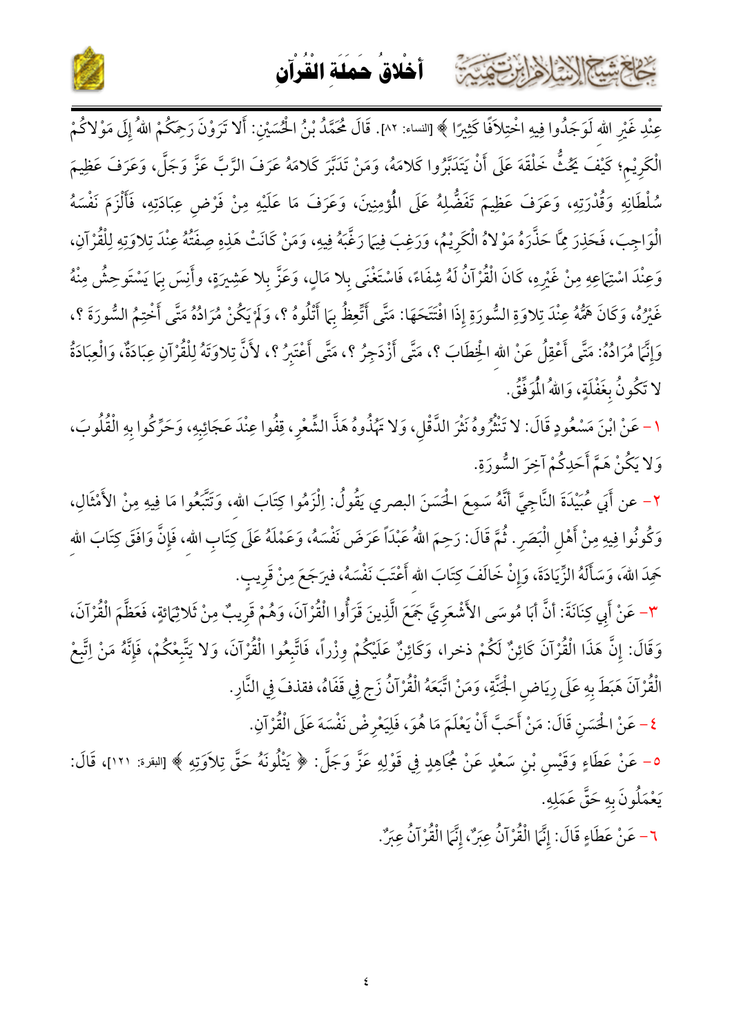عِنْدِ غَيْرِ اللهِ لَوَجَدُوا فِيهِ اخْتِلَافًا كَثِيرًا ﴾ [النساء: ٨٢]. قَالَ مُحَمَّدُ بْنُ الْحُسَيْنِ: أَلا تَرَوْنَ رَحِمَكُمُ اللهُ إِلَى مَوْلاكُمْ الْكَرِيْمِ؛ كَيْفَ يَحُثُّ خَلْقَهَ عَلَى أَنْ يَتَدَبَّرُوا كَلامَهُ، وَمَنْ تَدَبَّرَ كَلامَهُ عَرَفَ الرَّبَّ عَزَّ وَجَلَّ، وَعَرَفَ عَظِيمَ سُلْطَانِهِ وَقُدْرَتِهِ، وَعَرَفَ عَظِيمَ تَفَضُّلِهُ عَلَى الْمُؤمِنِينَ، وَعَرَفَ مَا عَلَيْهِ مِنْ فَرْضِ عِبَادَتِهِ، فَأَلْزَمَ نَفْسَهُ الْوَاجِبَ، فَحَذِرَ مِمَّا حَذَّرَهُ مَوْلاهُ الْكَرِيْمُ، وَرَغِبَ فِيمَا رَغَّبَهُ فِيهِ، وَمَنْ كَانَتْ هَذِهِ صِفَتُهُ عِنْدَ تِلاوَتِهِ لِلْقُرْآنِ، وَعِنْدَ اسْتِمَاعِهِ مِنْ غَيْرِهِ، كَانَ الْقُرْآنُ لَهُ شِفَاءً، فَاسْتَغْنَى بِلا مَالٍ، وَعَزَّ بِلا عَشِيرَةٍ، وأَنِسَ بِمَا يَسْتَوحِشُ مِنْهُ غَيْرُهُ، وَكَانَ هَمُّهُ عِنْدَ تِلاوَةِ السُّورَةِ إِذَا افْتَتَحَهَا: مَتَّى أَتَّعِظُ بِمَا أَتْلُوهُ ؟، وَلَمْ يَكُنْ مُرَادُهُ مَتَّى أَخْتِمُ السُّورَةَ ؟، وَإِنَّمَا مُرَادُهُ: مَتَّى أَعْقِلُ عَنْ اللهِ الْخِطَابَ ؟، مَتَّى أَزْدَجِرُ ؟، مَتَّى أَعْتَبِرُ ؟، لأَنَّ تِلاوَتَهُ لِلْقُرْآنِ عِبَادَةٌ، وَالْعِبَادَةُ لا تَكُونُ بِغَفْلَةٍ، وَاللهُ الْمُوَفِّقُ.

١- عَنْ ابْنَ مَسْعُودٍ قَالَ: لا تَنْثُرُوهُ نَثْرَ الدَّقْلِ، وَلا تَهُذُّوهُ هَذَّ الشِّعْرِ، قِفُوا عِنْدَ عَجَائِبِهِ، وَحَرِّكُوا بِهِ الْقُلُوبَ، وَلا يَكُنْ هَمَّ أَحَدِكُمْ آخِرَ السُّورَةِ.

٢- عن أَبِي عُبَيْدَةَ النَّاجِيِّ أَنَّهُ سَمِعَ الْحَسَنَ البصري يَقُولُ: الْزَمُوا كِتَابَ اللهِ، وَتَتَبَّعُوا مَا فِيهِ مِنْ الأَمْثَالِ، وَكُونُوا فِيهِ مِنْ أَهْلِ الْبَصَرِ. ثُمَّ قَالَ: رَحِمَ اللهُ عَبْدَاً عَرَضَ نَفْسَهُ، وَعَمْلَهُ عَلَى كِتَابِ اللهِ، فَإِنَّ وَافَقَ كِتَابَ اللهِ حَمِدَ اللهَ، وَسَأَلَهُ الزِّيَادَةَ، وَإِنْ خَالَفَ كِتَابَ اللهِ أَعْتَبَ نَفْسَهُ، فيرَجعَ مِنْ قَرِيبٍ.

٣- عَنْ أَبِي كِنَانَةَ: أَنَّ أَبَا مُوسَى الأَشْعَرِيَّ جَمَعَ الَّذِينَ قَرَأُوا الْقُرْآنَ، وَهُمْ قَرِيبٌ مِنْ ثَلاثِمَائةٍ، فَعَظَّمَ الْقُرْآنَ، وَقَالَ: إِنَّ هَذَا الْقُرْآنَ كَائِنٌ لَكُمْ ذخرا، وَكَائِنٌ عَلَيْكُمْ وِزْراً، فَاتَّبِعُوا الْقُرْآنَ، وَلا يَتَّبِعْكُمْ، فَإِنَّهُ مَنْ اِتَّبعْ الْقُرْآنَ هَبَطَ بِهِ عَلَى رِيَاضِ الْجَنَّةِ، وَمَنْ اتَّبَعَهُ الْقُرْآنُ زَج فِي قَفَاهُ، فقذفَ فِي النَّارِ.

٤- عَنْ الْحَسَنِ قَالَ: مَنْ أَحَبَّ أَنْ يَعْلَمَ مَا هُوَ، فَلِيَعْرِضْ نَفْسَهَ عَلَى الْقُرْآنِ.

٥- عَنْ عَطَاءٍ وَقَيْسِ بْنِ سَعْدٍ عَنْ مُجَاهِدٍ فِي قَوْلِهِ عَزَّ وَجَلَّ: ﴿ يَتْلُونَهُ حَقَّ تِلاوَتِهِ ﴾ [البقرة: ١٢١]، قَالَ: يَعْمَلُونَ بِهِ حَقَّ عَمَلِهِ.

٦- عَنْ عَطَاءٍ قَالَ: إِنَّمَا الْقُرْآنُ عِبَرٌ، إِنَّمَا الْقُرْآنُ عِبَرٌ.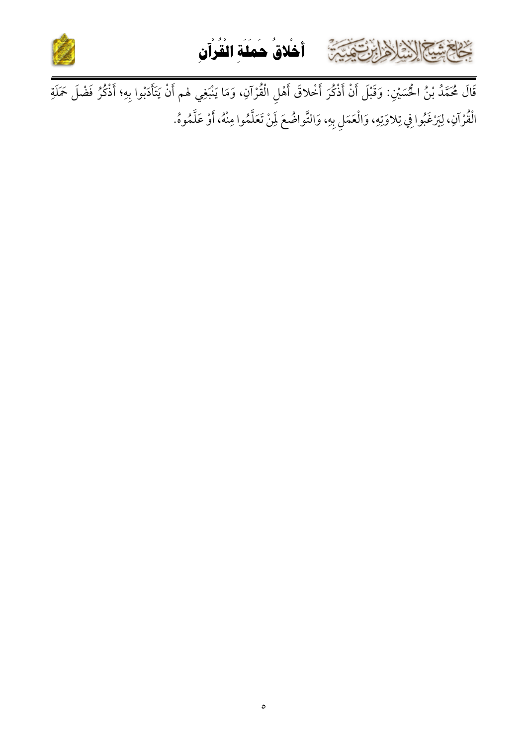قَالَ مُحَمَّدُ بْنُ الْحُسَيْنِ: وَقَبْلَ أَنْ أَذْكُرَ أَخْلاقَ أَهْلِ الْقُرْآنِ، وَمَا يَنْبَغِي لهم أَنْ يَتَأَدَبْوا بِهِ؛ أَذْكُرُ فَضْلَ حَمَلَةِ الْقُرْآنِ، لِيَرْغَبُوا فِي تِلاوَتِهِ، وَالْعَمَلِ بِهِ، وَالتَّواضُعَ لِمَنْ تَعَلَّمُوا مِنْهُ، أَوْ عَلَّمُوهُ.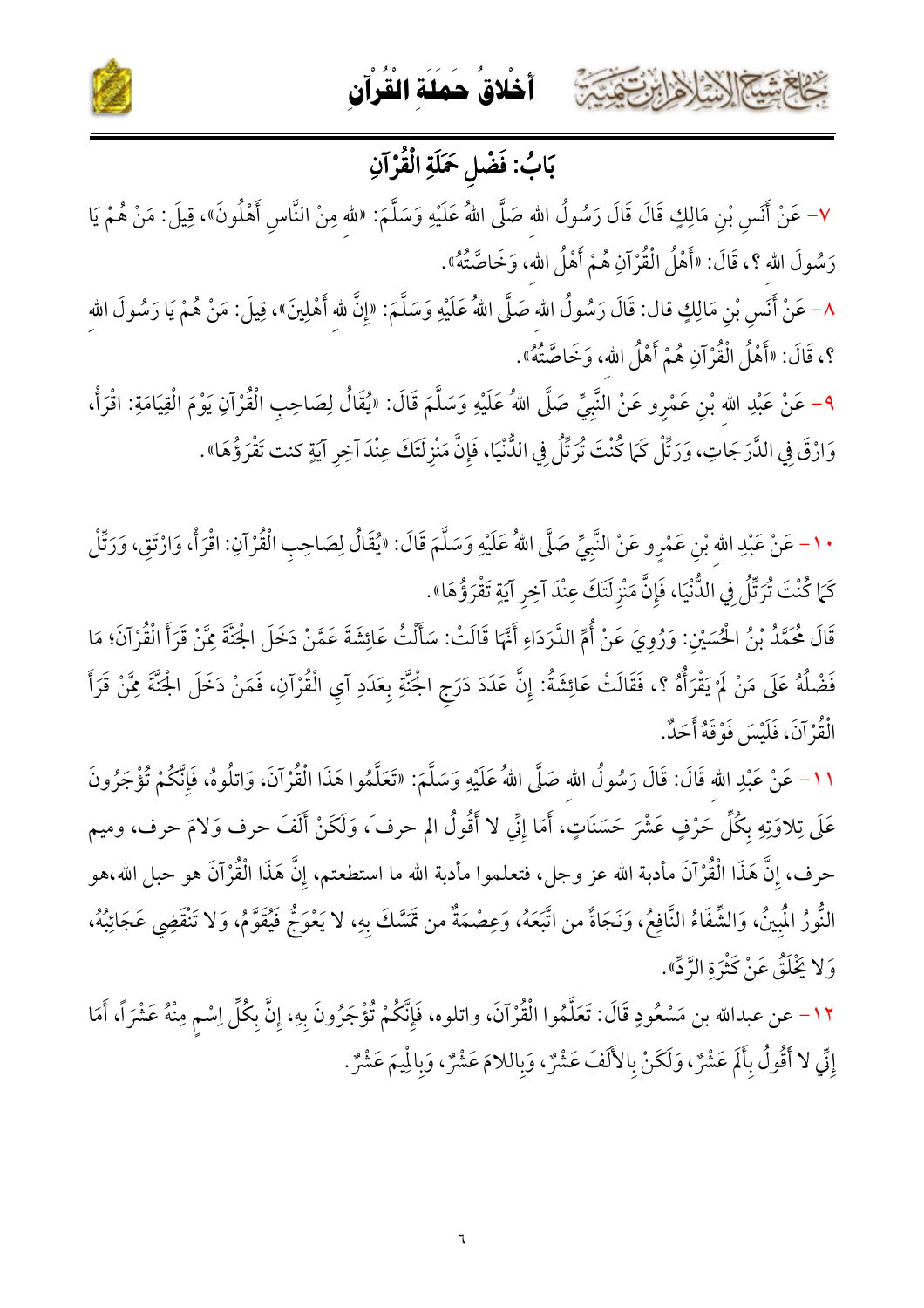## بَابُ: فَضْلِ حَمَلَةِ الْقُرْآنِ

٧- عَنْ أَنَسِ بْنِ مَالِكٍ قَالَ قَالَ رَسُولُ الله صَلَّى اللهُ عَلَيْهِ وَسَلَّمَ: «لله مِنْ النَّاسِ أَهْلُونَ»، قِيلَ: مَنْ هُمْ يَا رَسُولَ الله ؟، قَالَ: «أَهْلُ الْقُرْآنِ هُمْ أَهْلُ الله، وَخَاصَّتُهُ».

٨- عَنْ أَنَسِ بْنِ مَالِكٍ قال: قَالَ رَسُولُ الله صَلَّى اللهُ عَلَيْهِ وَسَلَّمَ: «إِنَّ لله أَهْلِينَ»، قِيلَ: مَنْ هُمْ يَا رَسُولَ الله ؟، قَالَ: «أَهْلُ الْقُرْآنِ هُمْ أَهْلُ الله، وَخَاصَّتُهُ».

٩- عَنْ عَبْدِ الله بْنِ عَمْرٍو عَنْ النَّبِيِّ صَلَّى اللهُ عَلَيْهِ وَسَلَّمَ قَالَ: «يُقَالُ لِصَاحِبِ الْقُرْآنِ يَوْمَ الْقِيَامَةِ: اقْرَأْ، وَارْقَ فِي الدَّرَجَاتِ، وَرَتِّلْ كَمَا كُنْتَ تُرَتِّلُ فِي الدُّنْيَا، فَإِنَّ مَنْزِلَتَكَ عِنْدَ آخِرِ آيَةٍ كنت تَقْرَؤُهَا».

١٠- عَنْ عَبْدِ الله بْنِ عَمْرٍو عَنْ النَّبِيِّ صَلَّى اللهُ عَلَيْهِ وَسَلَّمَ قَالَ: «يُقَالُ لِصَاحِبِ الْقُرْآنِ: اقْرَأْ، وَارْتَقِ، وَرَتِّلْ كَمَا كُنْتَ تُرَتِّلُ فِي الدُّنْيَا، فَإِنَّ مَنْزِلَتَكَ عِنْدَ آخِرِ آيَةٍ تَقْرَؤُهَا».

قَالَ مُحَمَّدُ بْنُ الْحُسَيْنِ: وَرُوِيَ عَنْ أُمِّ الدَّرْدَاءِ أَنَّهَا قَالَتْ: سَأَلْتُ عَائِشَةَ عَمَّنْ دَخَلَ الْجَنَّةَ مِمَّنْ قَرَأَ الْقُرْآنَ؛ مَا فَضْلُهُ عَلَى مَنْ لَمْ يَقْرَأْهُ ؟، فَقَالَتْ عَائِشَةُ: إِنَّ عَدَدَ دَرَجِ الْجَنَّةِ بِعَدَدِ آيِ الْقُرْآنِ، فَمَنْ دَخَلَ الْجَنَّةَ مِمَّنْ قَرَأَ الْقُرْآنَ، فَلَيْسَ فَوْقَهُ أَحَدٌ.

١١- عَنْ عَبْدِ الله قَالَ: قَالَ رَسُولُ الله صَلَّى اللهُ عَلَيْهِ وَسَلَّمَ: «تَعَلَّمُوا هَذَا الْقُرْآنَ، وَاتلُوهُ، فَإِنَّكُمْ تُؤْجَرُونَ عَلَى تِلاوَتِهِ بِكُلِّ حَرْفٍ عَشْرَ حَسَنَاتٍ، أَمَا إِنِّي لا أَقُولُ الم حرف، وَلَكِنْ أَلَفَ حرف وَلامَ حرف، وميم حرف، إِنَّ هَذَا الْقُرْآنَ مأدبة الله عز وجل، فتعلموا مأدبة الله ما استطعتم، إِنَّ هَذَا الْقُرْآنَ هو حبل الله،هو النُّورُ الْمُبِينُ، وَالشِّفَاءُ النَّافِعُ، وَنَجَاةٌ من اتَّبَعَهُ، وَعِصْمَةٌ من تَمَسَّكَ بِهِ، لا يَعْوَجُّ فَيُقَوَّمُ، وَلا تَنْقَضِي عَجَائِبُهُ، وَلا يَخْلَقُ عَنْ كَثْرَةِ الرَّدِّ».

١٢- عن عبدالله بن مَسْعُودٍ قَالَ: تَعَلَّمُوا الْقُرْآنَ، واتلوه، فَإِنَّكُمْ تُؤْجَرُونَ بِهِ، إِنَّ بِكُلِّ اِسْمٍ مِنْهُ عَشْرًا، أَمَا إِنِّي لا أَقُولُ بِأَلَمَ عَشْرٌ، وَلَكِنْ بِالأَلَفَ عَشْرٌ، وَبِاللامَ عَشْرٌ، وَبِالْمِيمَ عَشْرٌ.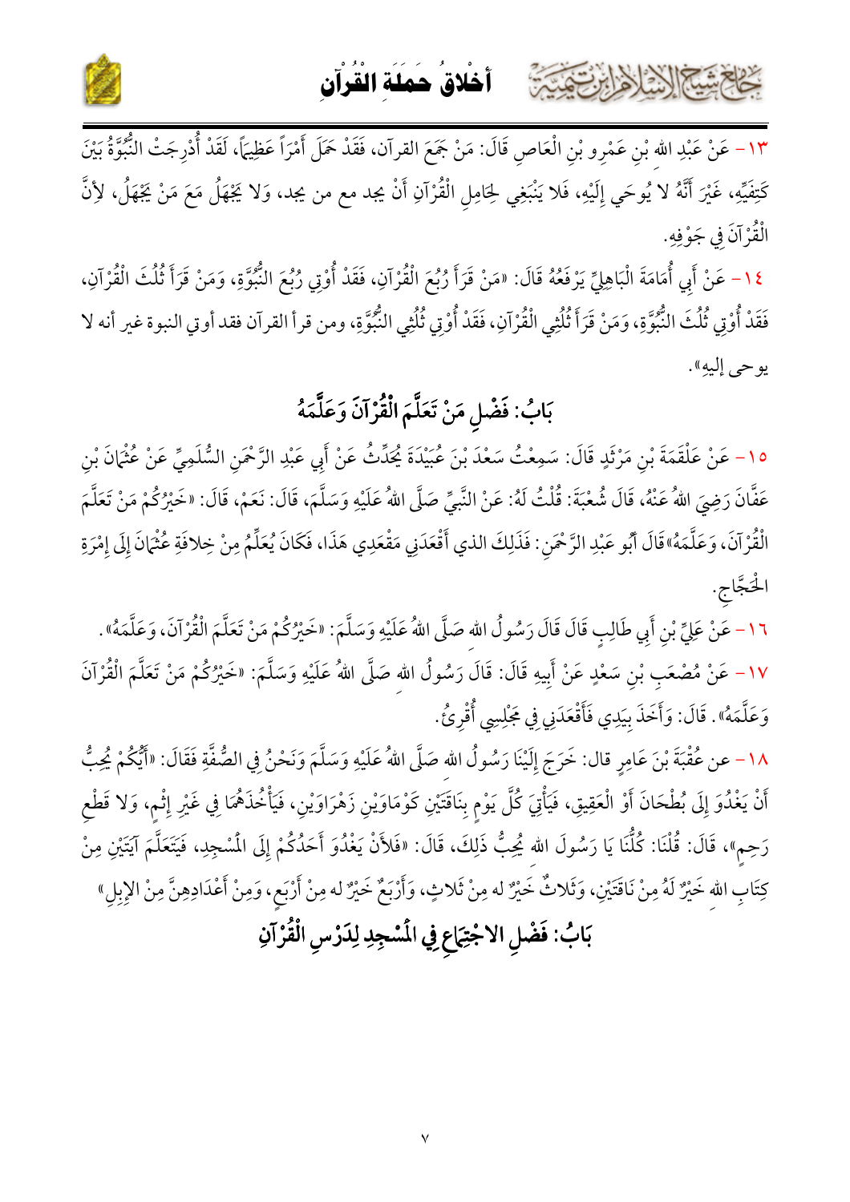١٣- عَنْ عَبْدِ اللهِ بْنِ عَمْرِو بْنِ الْعَاصِ قَالَ: مَنْ جَمَعَ القرآن، فَقَدْ حَمَلَ أَمْرًا عَظِيمًا، لَقَدْ أُدْرِجَتْ النُّبُوَّةُ بَيْنَ كَتِفَيْهِ، غَيْرَ أَنَّهُ لا يُوحَى إِلَيْهِ، فَلا يَنْبَغِي لِحَامِلِ الْقُرْآنِ أَنْ يجد مع من يجد، وَلا يَجْهَلُ مَعَ مَنْ يَجْهَلُ، لأَنَّ الْقُرْآنَ فِي جَوْفِهِ.

١٤- عَنْ أَبِي أُمَامَةَ الْبَاهِلِيِّ يَرْفَعُهُ قَالَ: «مَنْ قَرَأَ رُبُعَ الْقُرْآنِ، فَقَدْ أُوتِيَ رُبُعَ النُّبُوَّةِ، وَمَنْ قَرَأَ ثُلُثَ الْقُرْآنِ، فَقَدْ أُوتِيَ ثُلُثَ النُّبُوَّةِ، وَمَنْ قَرَأَ ثُلُثَيِ الْقُرْآنِ، فَقَدْ أُوتِيَ ثُلُثَيِ النُّبُوَّةِ، ومن قرأ القرآن فقد أوتي النبوة غير أنه لا يوحى إليه».

## بَابُ: فَضْلِ مَنْ تَعَلَّمَ الْقُرْآنَ وَعَلَّمَهُ

١٥- عَنْ عَلْقَمَةَ بْنِ مَرْثَدٍ قَالَ: سَمِعْتُ سَعْدَ بْنَ عُبَيْدَةَ يُحَدِّثُ عَنْ أَبِي عَبْدِ الرَّحْمَنِ السُّلَمِيِّ عَنْ عُثْمَانَ بْنِ عَفَّانَ رَضِيَ اللهُ عَنْهُ، قَالَ شُعْبَةَ: قُلْتُ لَهُ: عَنْ النَّبِيِّ صَلَّى اللهُ عَلَيْهِ وَسَلَّمَ، قَالَ: نَعَمْ، قَالَ: «خَيْرُكُمْ مَنْ تَعَلَّمَ الْقُرْآنَ، وَعَلَّمَهُ» قَالَ أَبُو عَبْدِ الرَّحْمَنِ: فَذَلِكَ الذي أَقْعَدَنِي مَقْعَدِي هَذَا، فَكَانَ يُعَلِّمُ مِنْ خِلافَةِ عُثْمَانَ إِلَى إِمْرَةِ الْحَجَّاجِ.

١٦- عَنْ عَلِيِّ بْنِ أَبِي طَالِبٍ قَالَ قَالَ رَسُولُ اللهِ صَلَّى اللهُ عَلَيْهِ وَسَلَّمَ: «خَيْرُكُمْ مَنْ تَعَلَّمَ الْقُرْآنَ، وَعَلَّمَهُ».

١٧- عَنْ مُصْعَبِ بْنِ سَعْدٍ عَنْ أَبِيهِ قَالَ: قَالَ رَسُولُ اللهِ صَلَّى اللهُ عَلَيْهِ وَسَلَّمَ: «خَيْرُكُمْ مَنْ تَعَلَّمَ الْقُرْآنَ وَعَلَّمَهُ». قَالَ: وَأَخَذَ بِيَدِي فَأَقْعَدَنِي فِي مَجْلِسِي أُقْرِئُ.

١٨- عن عُقْبَةَ بْنَ عَامِرٍ قال: خَرَجَ إِلَيْنَا رَسُولُ اللهِ صَلَّى اللهُ عَلَيْهِ وَسَلَّمَ وَنَحْنُ فِي الصُّفَّةِ فَقَالَ: «أَيُّكُمْ يُحِبُّ أَنْ يَغْدُوَ إِلَى بُطْحَانَ أَوْ الْعَقِيقِ، فَيَأْتِيَ كُلَّ يَوْمٍ بِنَاقَتَيْنِ كَوْمَاوَيْنِ زَهْرَاوَيْنِ، فَيَأْخُذَهُمَا فِي غَيْرِ إِثْمٍ، وَلا قَطْعِ رَحِمٍ»، قَالَ: قُلْنَا: كُلُّنَا يَا رَسُولَ اللهِ يُحِبُّ ذَلِكَ، قَالَ: «فَلأَنْ يَغْدُوَ أَحَدُكُمْ إِلَى الْمَسْجِدِ، فَيَتَعَلَّمَ آيَتَيْنِ مِنْ كِتَابِ اللهِ خَيْرٌ لَهُ مِنْ نَاقَتَيْنِ، وَثَلاثٌ خَيْرٌ له مِنْ ثَلاثٍ، وَأَرْبَعٌ خَيْرٌ له مِنْ أَرْبَعٍ، وَمِنْ أَعْدَادِهِنَّ مِنْ الإِبِلِ»

## بَابُ: فَضْلِ الاجْتِمَاعِ فِي الْمَسْجِدِ لِدَرْسِ الْقُرْآنِ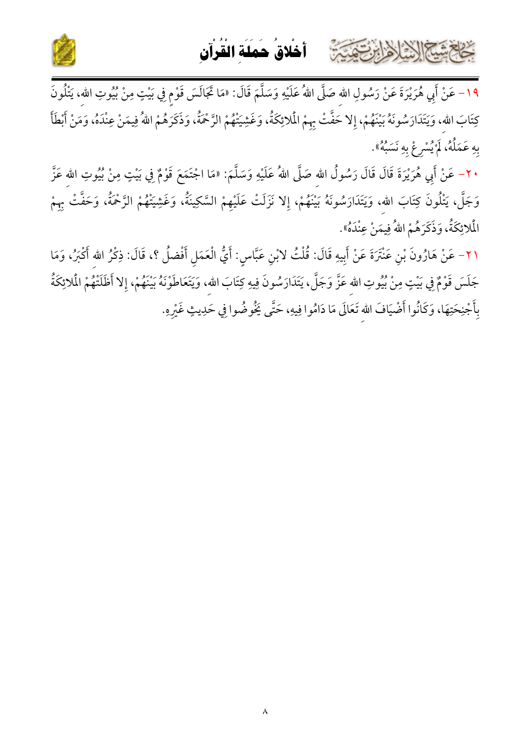١٩- عَنْ أَبِي هُرَيْرَةَ عَنْ رَسُولِ الله صَلَّى اللهُ عَلَيْهِ وَسَلَّمَ قَالَ: «مَا تَجَالَسَ قَوْمٍ فِي بَيْتٍ مِنْ بُيُوتِ الله، يَتْلُونَ كِتَابَ الله، وَيَتَدَارَسُونَهُ بَيْنَهُمْ، إِلا حَفَّتْ بِهِمْ الْمَلائِكَةُ، وَغَشِيَتْهُمْ الرَّحْمَةُ، وَذَكَرَهُمْ اللهُ فِيمَنْ عِنْدَهُ، وَمَنْ أَبْطَأَ بِهِ عَمَلُهُ، لَمْ يُسْرِعْ بِهِ نَسَبُهُ».

٢٠- عَنْ أَبِي هُرَيْرَةَ قَالَ قَالَ رَسُولُ الله صَلَّى اللهُ عَلَيْهِ وَسَلَّمَ: «مَا اجْتَمَعَ قَوْمٌ فِي بَيْتٍ مِنْ بُيُوتِ الله عَزَّ وَجَلَّ، يَتْلُونَ كِتَابَ الله، وَيَتَدَارَسُونَهُ بَيْنَهُمْ، إِلا نَزَلَتْ عَلَيْهِمْ السَّكِينَةُ، وَغَشِيَتْهُمْ الرَّحْمَةُ، وَحَفَّتْ بِهِمْ الْمَلائِكَةُ، وَذَكَرَهُمْ اللهُ فِيمَنْ عِنْدَهُ».

٢١- عَنْ هَارُونَ بْنِ عَنْتَرَةَ عَنْ أَبِيهِ قَالَ: قُلْتُ لابْنِ عَبَّاسٍ: أَيُّ الْعَمَلِ أَفْضلُ ؟، قَالَ: ذِكْرُ الله أَكْبَرُ، وَمَا جَلَسَ قَوْمٌ فِي بَيْتٍ مِنْ بُيُوتِ الله عَزَّ وَجَلَّ، يَتَدَارَسُونَ فِيهِ كِتَابَ الله، وَيَتَعَاطَوْنَهُ بَيْنَهُمْ، إِلا أَظَلَتْهُمْ الْمَلائِكَةُ بِأَجْنِحَتِهَا، وَكَانُوا أَضْيَافَ الله تَعَالَى مَا دَامُوا فِيهِ، حَتَّى يَخُوضُوا فِي حَدِيثٍ غَيْرِهِ.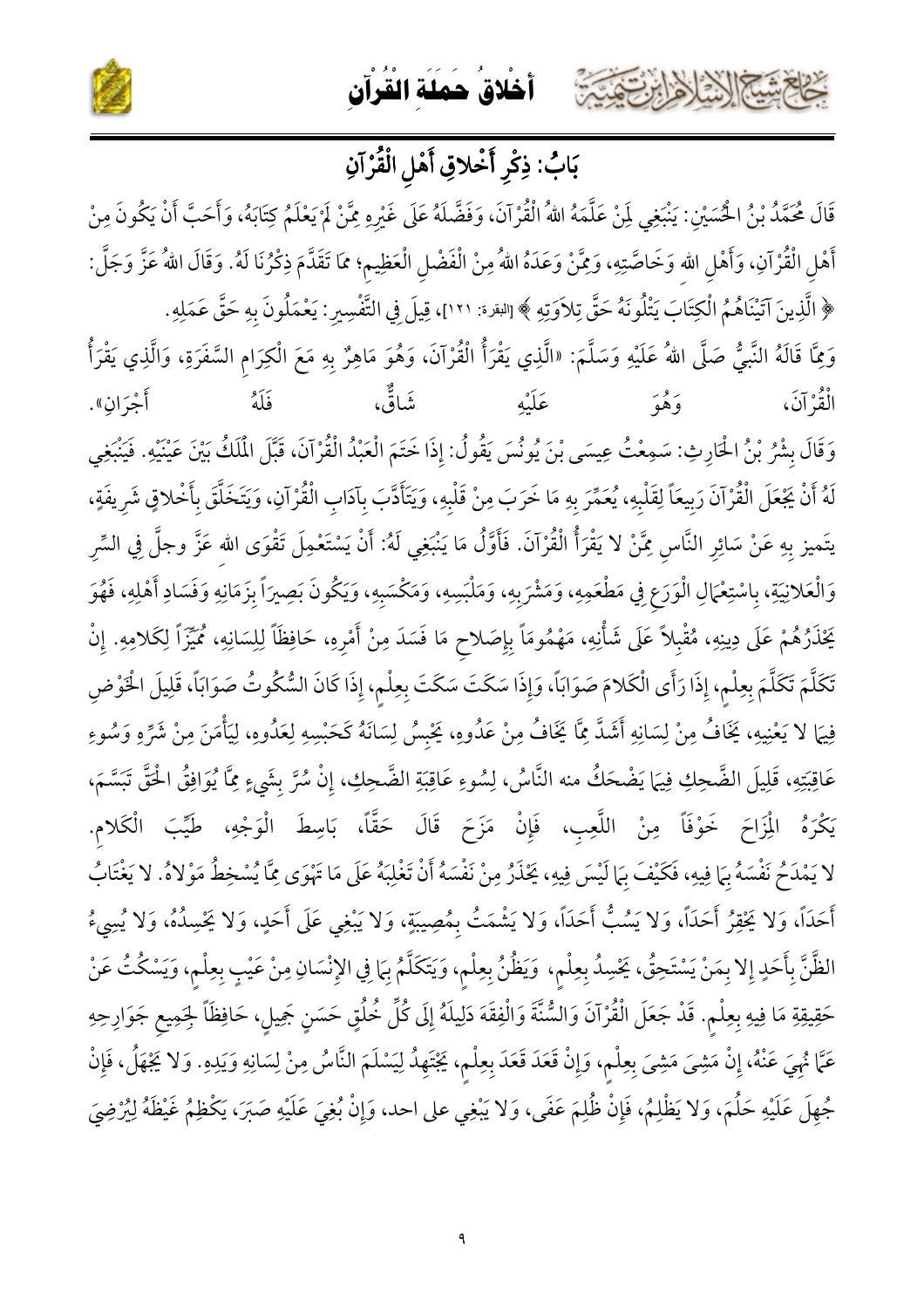## بَابُ: ذِكْرِ أَخْلاقِ أَهْلِ الْقُرْآنِ

قَالَ مُحَمَّدُ بْنُ الْحُسَيْنِ: يَنْبَغِي لِمَنْ عَلَّمَهُ اللهُ الْقُرْآنَ، وَفَضَّلَهُ عَلَى غَيْرِهِ مِمَّنْ لَمْ يَعْلَمْ كِتَابَهُ، وَأَحَبَّ أَنْ يَكُونَ مِنْ أَهْلِ الْقُرْآنِ، وَأَهْلِ اللهِ وَخَاصَّتِهِ، وَمِمَّنْ وَعَدَهُ اللهُ مِنَ الْفَضْلِ الْعَظِيمِ؛ مِمَّا تَقَدَّمَ ذِكْرُنَا لَهُ. وَقَالَ اللهُ عَزَّ وَجَلَّ: ﴿ الَّذِينَ آتَيْنَاهُمُ الْكِتَابَ يَتْلُونَهُ حَقَّ تِلاَوَتِهِ ﴾ [البقرة: ١٢١]، قِيلَ فِي التَّفْسِيرِ: يَعْمَلُونَ بِهِ حَقَّ عَمَلِهِ.

وَمِمَّا قَالَهُ النَّبِيُّ صَلَّى اللهُ عَلَيْهِ وَسَلَّمَ: «الَّذِي يَقْرَأُ الْقُرْآنَ، وَهُوَ مَاهِرٌ بِهِ مَعَ الْكِرَامِ السَّفَرَةِ، وَالَّذِي يَقْرَأُ الْقُرْآنَ، وَهُوَ عَلَيْهِ شَاقٌّ، فَلَهُ أَجْرَانِ».

وَقَالَ بِشْرُ بْنُ الْحَارِثِ: سَمِعْتُ عِيسَى بْنَ يُونُسَ يَقُولُ: إِذَا خَتَمَ الْعَبْدُ الْقُرْآنَ، قَبَّلَ الْمَلَكُ بَيْنَ عَيْنَيْهِ. فَيَنْبَغِي لَهُ أَنْ يَجْعَلَ الْقُرْآنَ رَبِيعاً لِقَلْبِهِ، يُعَمِّرُ بِهِ مَا خَرِبَ مِنْ قَلْبِهِ، وَيَتَأَدَّبَ بِآدَابِ الْقُرْآنِ، وَيَتَخَلَّقَ بِأَخْلاقٍ شَرِيفَةٍ، يتَميز بِهِ عَنْ سَائِرِ النَّاسِ مِمَّنْ لا يَقْرَأُ الْقُرْآنَ. فَأَوَّلُ مَا يَنْبَغِي لَهُ: أَنْ يَسْتَعْمِلَ تَقْوَى اللهِ عَزَّ وجلَّ فِي السِّرِّ وَالْعَلانِيَةِ، بِاسْتِعْمَالِ الْوَرَعِ فِي مَطْعَمِهِ، وَمَشْرَبِهِ، وَمَلْبَسِهِ، وَمَكْسَبِهِ، وَيَكُونَ بَصِيراً بِزَمَانِهِ وَفَسَادِ أَهْلِهِ، فَهُوَ يَحْذَرُهُمْ عَلَى دِينِهِ، مُقْبِلاً عَلَى شَأْنِهِ، مَهْمُوماً بِإِصَلاحِ مَا فَسَدَ مِنْ أَمْرِهِ، حَافِظاً لِلِسَانِهِ، مُمَيِّزاً لِكَلامِهِ. إِنْ تَكَلَّمَ تَكَلَّمَ بِعِلْمٍ، إِذَا رَأَى الْكَلامَ صَوَاباً، وَإِذَا سَكَتَ سَكَتَ بِعِلْمٍ، إِذَا كَانَ السُّكُوتُ صَوَاباً، قَلِيلَ الْخَوْضِ فِيمَا لا يَعْنِيهِ، يَخَافُ مِنْ لِسَانِهِ أَشَدَّ مِمَّا يَخَافُ مِنْ عَدُوهِ، يَحْبِسُ لِسَانَهُ كَحَبْسِهِ لِعَدُوهِ، لِيَأْمَنَ مِنْ شَرِّهِ وَسُوءِ عَاقِبَتِهِ، قَلِيلَ الضَّحِكِ فِيمَا يَضْحَكُ منه النَّاسُ، لِسُوءِ عَاقِبَةِ الضَّحِكِ، إِنْ سُرَّ بِشَيْءٍ مِمَّا يُوَافِقُ الْحَقَّ تَبَسَّمَ، يَكْرَهُ الْمِزَاحَ خَوْفاً مِنَ اللَّعِبِ، فَإِنْ مَزَحَ قَالَ حَقّاً، بَاسِطَ الْوَجْهِ، طَيِّبَ الْكَلامِ. لا يَمْدَحُ نَفْسَهُ بِمَا فِيهِ، فَكَيْفَ بِمَا لَيْسَ فِيهِ، يَحْذَرُ مِنْ نَفْسِهُ أَنْ تَغْلِبَهُ عَلَى مَا تَهْوَى مِمَّا يُسْخِطُ مَوْلاهُ. لا يَغْتَابُ أَحَداً، وَلا يَحْقِرُ أَحَداً، وَلا يَسُبُّ أَحَداً، وَلا يَشْمَتُ بِمُصِيبَةٍ، وَلا يَبْغِي عَلَى أَحَدٍ، وَلا يَحْسِدُهُ، وَلا يُسِيءُ الظَّنَّ بِأَحَدٍ إِلا بِمَنْ يَسْتَحِقُّ، يَحْسِدُ بِعِلْمٍ، وَيَظُنُّ بِعِلْمٍ، وَيَتَكَلَّمُ بِمَا فِي الإِنْسَانِ مِنْ عَيْبٍ بِعِلْمٍ، وَيَسْكُتُ عَنْ حَقِيقَةِ مَا فِيهِ بِعِلْمٍ. قَدْ جَعَلَ الْقُرْآنَ وَالسُّنَّةَ وَالْفِقَهَ دَلِيلَهُ إِلَى كُلِّ خُلُقٍ حَسَنٍ جَمِيلٍ، حَافِظاً لِجَمِيعِ جَوَارِحِهِ عَمَّا نُهِيَ عَنْهُ، إِنْ مَشِيَ مَشِيَ بِعِلْمٍ، وَإِنْ قَعَدَ قَعَدَ بِعِلْمٍ، يَجْتَهِدُ لِيَسْلَمَ النَّاسُ مِنْ لِسَانِهِ وَيَدِهِ. وَلا يَجْهَلُ، فَإِنْ جُهِلَ عَلَيْهِ حَلُمَ، وَلا يَظْلِمُ، فَإِنْ ظُلِمَ عَفَى، وَلا يَبْغِي على احد، وَإِنْ بُغِيَ عَلَيْهِ صَبَرَ، يَكْظِمُ غَيْظَهُ لِيُرْضِيَ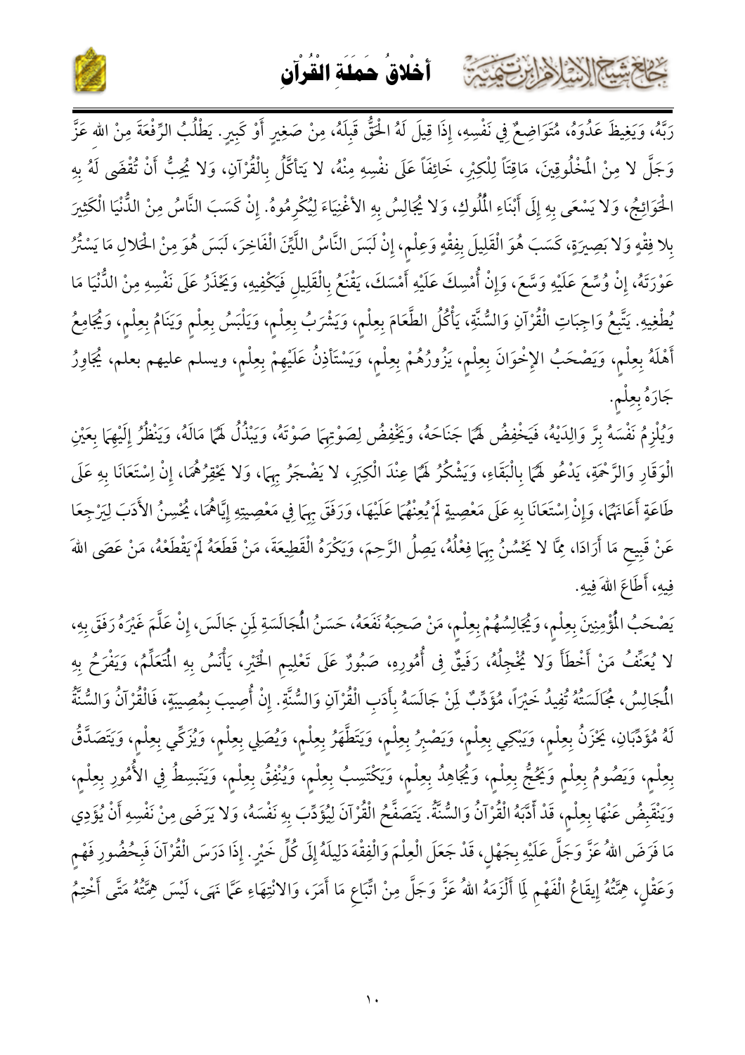رَبَّهُ، وَيَغِيظَ عَدُوَّهُ، مُتَوَاضِعٌ فِي نَفْسِهِ، إِذَا قِيلَ لَهُ الْحَقُّ قَبِلَهُ، مِنْ صَغِيرٍ أَوْ كَبِيرٍ. يَطْلُبُ الرِّفْعَةَ مِنْ الله عَزَّ وَجَلَّ لا مِنْ الْمَخْلُوقِينَ، مَاقِتاً لِلْكِبْرِ، خَائِفاً عَلَى نفْسِهِ مِنْهُ، لا يَتَأَكَّلُ بِالْقُرْآنِ، وَلا يُحِبُّ أَنْ تُقْضَى لَهُ بِهِ الْحَوَائِجُ، وَلا يَسْعَى بِهِ إِلَى أَبْنَاءِ الْمُلُوكِ، وَلا يُجَالِسُ بِهِ الأغْنِيَاءَ لِيُكْرِمُوهُ. إِنْ كَسَبَ النَّاسُ مِنْ الدُّنْيَا الْكَثِيرَ بِلا فِقْهٍ وَلا بَصِيرَةٍ، كَسَبَ هُوَ الْقَلِيلَ بِفِقْهٍ وَعِلْمٍ، إِنْ لَبِسَ النَّاسُ اللَّيِّنَ الْفَاخِرَ، لَبِسَ هُوَ مِنْ الْحَلالِ مَا يَسْتُرُ عَوْرَتَهُ، إِنْ وُسِّعَ عَلَيْهِ وَسَّعَ، وَإِنْ أُمْسِكَ عَلَيْهِ أَمْسَكَ، يَقْنَعُ بِالْقَلِيلِ فَيَكْفِيهِ، وَيَحْذَرُ عَلَى نَفْسِهِ مِنْ الدُّنْيَا مَا يُطْغِيهِ. يَتَّبِعُ وَاجِبَاتِ الْقُرْآنِ وَالسُّنَّةِ، يَأْكُلُ الطَّعَامَ بِعِلْمٍ، وَيَشْرَبُ بِعِلْمٍ، وَيَلْبَسُ بِعِلْمٍ وَيَنَامُ بِعِلْمٍ، وَيُجَامِعُ أَهْلَهُ بِعِلْمٍ، وَيَصْحَبُ الإِخْوَانَ بِعِلْمٍ، يَزُورُهُمْ بِعِلْمٍ، وَيَسْتَأْذِنُ عَلَيْهِمْ بِعِلْمٍ، ويسلم عليهم بعلم، يُجَاوِرُ جَارَهُ بِعِلْمٍ.

وَيُلْزِمُ نَفْسَهُ بِرَّ وَالِدَيْهُ، فَيَخْفِضُ لَهُمَا جَنَاحَهُ، وَيَخْفِضُ لِصَوْتِهِمَا صَوْتَهُ، وَيَبْذُلُ لَهُمَا مَالَهُ، وَيَنْظُرُ إِلَيْهِمَا بِعَيْنِ الْوَقَارِ وَالرَّحْمَةِ، يَدْعُو لَهُمَا بِالْبَقَاءِ، وَيَشْكُرُ لَهُمَا عِنْدَ الْكِبَرِ، لا يَضْجَرُ بِهِمَا، وَلا يَحْقِرُهُمَا، إِنْ اِسْتَعَانَا بِهِ عَلَى طَاعَةٍ أَعَانَهُمَا، وَإِنْ اِسْتَعَانَا بِهِ عَلَى مَعْصِيَةٍ لَمْ يُعِنْهُمَا عَلَيْهَا، وَرَفَقَ بِهِمَا فِي مَعْصِيَتِهِ إِيَّاهُمَا، يُحْسِنُ الأَدَبَ لِيَرْجِعَا عَنْ قَبِيحِ مَا أَرَادَا، مِمَّا لا يَحْسُنُ بِهِمَا فِعْلُهُ، يَصِلُ الرَّحِمَ، وَيَكْرَهُ الْقَطِيعَةَ، مَنْ قَطَعَهُ لَمْ يَقْطَعْهُ، مَنْ عَصَى اللهَ فِيهِ، أَطَاعَ اللهَ فِيهِ.

يَصْحَبُ الْمُؤْمِنِينَ بِعِلْمٍ، وَيُجَالِسُهُمْ بِعِلْمٍ، مَنْ صَحِبَهُ نَفَعَهُ، حَسَنُ الْمُجَالَسَةِ لِمَنِ جَالَسَ، إِنْ عَلَّمَ غَيْرَهُ رَفَقَ بِهِ، لا يُعَنِّفُ مَنْ أَخْطَأَ وَلا يُخْجِلُهُ، رَفِيقٌ فِي أُمُورِهِ، صَبُورٌ عَلَى تَعْلِيمِ الْخَيْرِ، يَأْنَسُ بِهِ الْمُتَعَلِّمُ، وَيَفْرَحُ بِهِ الْمُجَالِسُ، مُجَالَسَتُهُ تُفِيدُ خَيْراً، مُؤَدِّبٌ لِمَنْ جَالَسَهُ بِأَدَبِ الْقُرْآنِ وَالسُّنَّةِ. إِنْ أُصِيبَ بِمُصِيبَةٍ، فَالْقُرْآنُ وَالسُّنَّةُ لَهُ مُؤَدِّبَانِ، يَحْزَنُ بِعِلْمٍ، وَيَبْكِي بِعِلْمٍ، وَيَصْبِرُ بِعِلْمٍ، وَيَتَطَهَّرُ بِعِلْمٍ، وَيُصَلِي بِعِلْمٍ، وَيُزَكِّي بِعِلْمٍ، وَيَتَصَدَّقُ بِعِلْمٍ، وَيَصُومُ بِعِلْمٍ وَيَحُجُّ بِعِلْمٍ، وَيُجَاهِدُ بِعِلْمٍ، وَيَكْتَسِبُ بِعِلْمٍ، وَيُنْفِقُ بِعِلْمٍ، وَيَتَبَسِطُ فِي الأُمُورِ بِعِلْمٍ، وَيَنْقَبِضُ عَنْهَا بِعِلْمٍ، قَدْ أَدَّبَهُ الْقُرْآنُ وَالسُّنَّةُ. يَتَصَفَّحُ الْقُرْآنَ لِيُؤَدِّبَ بِهِ نَفْسَهُ، وَلا يَرضَى مِنْ نَفْسِهِ أَنْ يُؤَدِي مَا فَرَضَ اللهُ عَزَّ وَجَلَّ عَلَيْهِ بِجهْلٍ، قَدْ جَعَلَ الْعِلْمَ وَالْفِقْهَ دَلِيلَهُ إِلَى كُلِّ خَيْرٍ. إِذَا دَرَسَ الْقُرْآنَ فَبِحُضُورِ فَهْمٍ وَعَقْلٍ، هِمَّتُهُ إِيقَاعُ الْفَهْمِ لِمَا أَلْزَمَهُ اللهُ عَزَّ وَجَلَّ مِنْ اتِّبَاعِ مَا أَمَرَ، وَالانْتِهَاءِ عَمَّا نَهَى، لَيْسَ هِمَّتُهُ مَتَّى أَخْتِمُ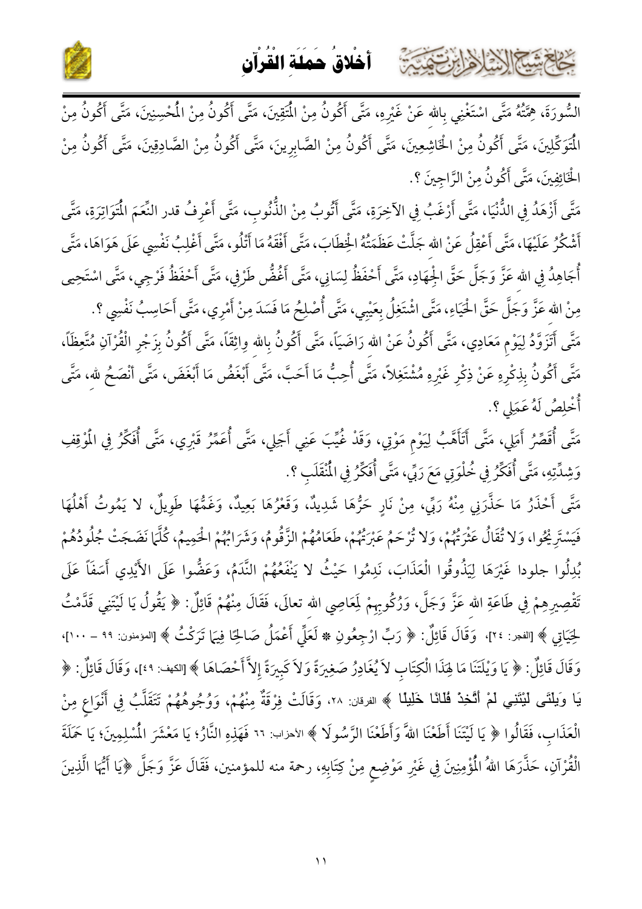السُّورَةَ، هِمَّتُهُ مَتَّى اسْتَغْنِي بِالله عَنْ غَيْرِهِ، مَتَّى أَكُونُ مِنَ الْمُتَّقِينَ، مَتَّى أَكُونُ مِنَ الْمُحْسِنِينَ، مَتَّى أَكُونُ مِنَ الْمُتَوَكِّلِينَ، مَتَّى أَكُونُ مِنَ الْخَاشِعِينَ، مَتَّى أَكُونُ مِنَ الصَّابِرِينَ، مَتَّى أَكُونُ مِنَ الصَّادِقِينَ، مَتَّى أَكُونُ مِنَ الْخَائِفِينَ، مَتَّى أَكُونُ مِنَ الرَّاجِينَ ؟.

مَتَّى أَزْهَدُ فِي الدُّنْيَا، مَتَّى أَرْغَبُ فِي الآخِرَةِ، مَتَّى أَتُوبُ مِنَ الذُّنُوبِ، مَتَّى أَعْرِفُ قدر النِّعَمِ الْمُتَوَاتِرَةِ، مَتَّى أَشْكُرُ عَلَيْهَا، مَتَّى أَعْقِلُ عَنْ الله جَلَّتْ عَظَمَتُهُ الْخِطَابَ، مَتَّى أَفْقَهُ مَا أَتْلُو، مَتَّى أَغْلِبُ نَفْسِي عَلَى هَوَاهَا، مَتَّى أُجَاهِدُ فِي الله عَزَّ وَجَلَّ حَقَّ الْجِهَادِ، مَتَّى أَحْفَظُ لِسَانِي، مَتَّى أَغُضُّ طَرْفِي، مَتَّى أَحْفَظُ فَرْجِي، مَتَّى اسْتَحِيي مِنْ الله عَزَّ وَجَلَّ حَقَّ الْحَيَاءِ، مَتَّى اشْتَغِلُ بِعَيْبِي، مَتَّى أُصْلِحُ مَا فَسَدَ مِنْ أَمْرِي، مَتَّى أُحَاسِبُ نَفْسِي ؟.

مَتَّى أَتَزَوَّدُ لِيَوْمِ مَعَادِي، مَتَّى أَكُونُ عَنْ الله رَاضِيًا، مَتَّى أَكُونُ بِالله وَاثِقًا، مَتَّى أَكُونُ بِزَجْرِ الْقُرْآنِ مُتَّعِظًا، مَتَّى أَكُونُ بِذِكْرِهِ عَنْ ذِكْرِ غَيْرِهِ مُشْتَغِلاً، مَتَّى أُحِبُّ مَا أَحَبَّ، مَتَّى أَبْغَضُ مَا أَبْغَضَ، مَتَّى أَنْصَحُ لله، مَتَّى أُخْلِصُ لَهُ عَمَلِي ؟.

مَتَّى أُقَصِّرُ أَمَلِي، مَتَّى أَتَأَهَّبُ لِيَوْمِ مَوْتِي، وَقَدْ غُيِّبَ عَنِي أَجَلِي، مَتَّى أُعَمِّرُ قَبْرِي، مَتَّى أُفَكِّرُ فِي الْمَوْقِفِ وَشِدَّتِهِ، مَتَّى أُفَكِّرُ فِي خُلْوَتِي مَعَ رَبِّي، مَتَّى أُفَكِّرُ فِي الْمُنْقَلَبِ ؟.

مَتَّى أَحْذَرُ مَا حَذَّرَنِي مِنْهُ رَبِّي، مِنْ نَارٍ حَرُّهَا شَدِيدٌ، وَقَعْرُهَا بَعِيدٌ، وَغَمُّهَا طَوِيلٌ، لا يَمُوتُ أَهْلُهَا فَيَسْتَرِيحُوا، وَلا تُقَالُ عَثْرَتُهُمْ، وَلا تُرْحَمُ عَبْرَتُهُمْ، طَعَامُهُمْ الزَّقُّومُ، وَشَرَابُهُمْ الْحَمِيمُ، كُلَّمَا نَضَجَتْ جُلُودُهُمْ بُدِلُوا جلودا غَيْرَهَا لِيَذُوقُوا الْعَذَابَ، نَدِمُوا حَيْثُ لا يَنْفَعُهُمْ النَّدَمُ، وَعَضُّوا عَلَى الأَيْدِي أَسَفًا عَلَى تَقْصِيرِهِمْ فِي طَاعَةِ الله عَزَّ وَجَلَّ، وَرُكُوبِهِمْ لِمَعَاصِي الله تعالَى، فَقَالَ مِنْهُمْ قَائِلٌ: ﴿ يَقُولُ يَا لَيْتَنِي قَدَّمْتُ لِحَيَاتِي ﴾ [الفجر: ٢٤]، وَقَالَ قَائِلٌ: ﴿ رَبِّ ارْجِعُونِ ۞ لَعَلِّي أَعْمَلُ صَالِحًا فِيمَا تَرَكْتُ ﴾ [المؤمنون: ٩٩ – ١٠٠]، وَقَالَ قَائِلٌ: ﴿ يَا وَيْلَتَنَا مَا لِهَذَا الْكِتَابِ لاَ يُغَادِرُ صَغِيرَةً وَلاَ كَبِيرَةً إِلاَّ أَحْصَاهَا ﴾ [الكهف: ٤٩]، وَقَالَ قَائِلٌ: ﴿ يَا وَيلَتَى لَيْتَنِي لَمْ أَتَّخِذْ فُلَانًا خَلِيلًا ﴾ الفرقان: ٢٨، وَقَالَتْ فِرْقَةٌ مِنْهُمْ، وَوُجُوهُهُمْ تَتَقَلَّبُ فِي أَنْوَاعٍ مِنْ الْعَذَابِ، فَقَالُوا ﴿ يَا لَيْتَنَا أَطَعْنَا اللهَ وَأَطَعْنَا الرَّسُولَا ﴾ الأحزاب: ٦٦ فَهَذِهِ النَّارُ؛ يَا مَعْشَرَ الْمُسْلِمِينَ؛ يَا حَمَلَةَ الْقُرْآنِ، حَذَّرَهَا اللهُ الْمُؤْمِنِينَ فِي غَيْرِ مَوْضِعٍ مِنْ كِتَابِهِ، رحمة منه للمؤمنين، فَقَالَ عَزَّ وَجَلَّ ﴿يَا أَيُّهَا الَّذِينَ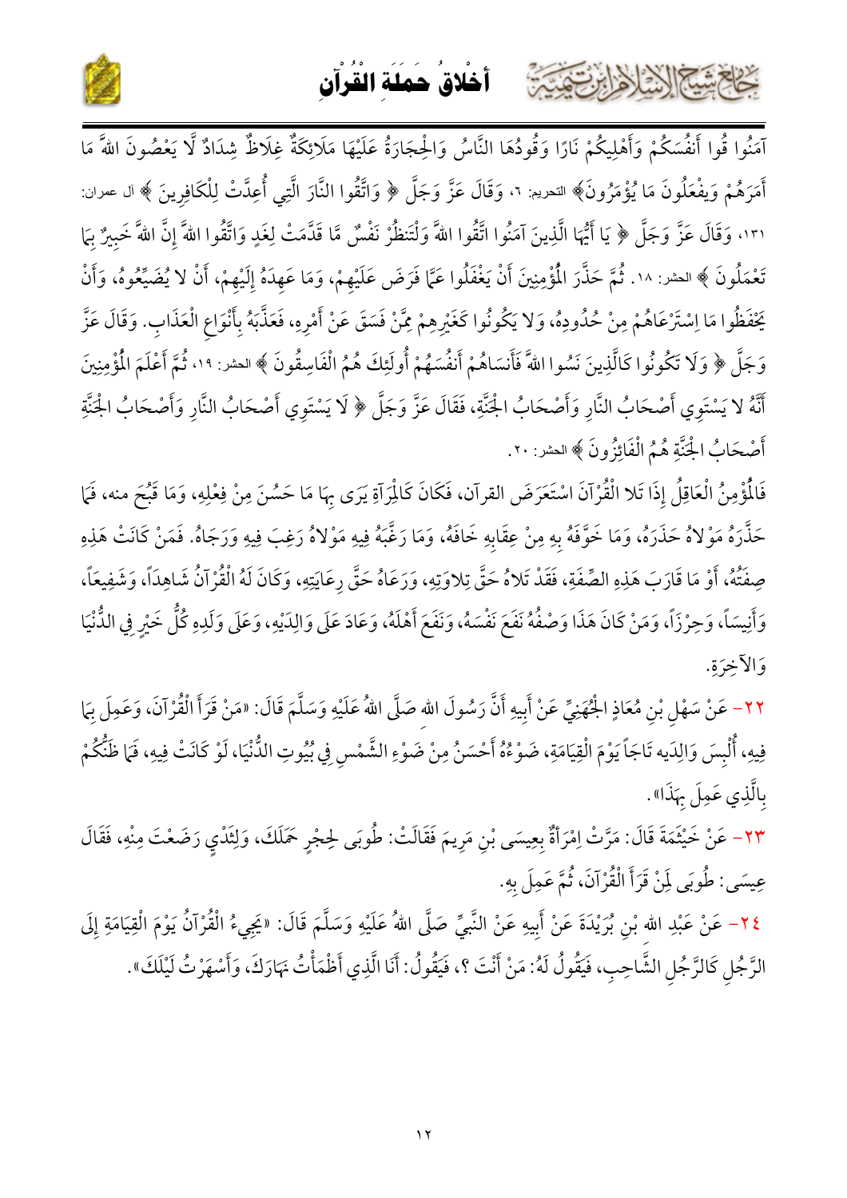آمَنُوا قُوا أَنفُسَكُمْ وَأَهْلِيكُمْ نَارًا وَقُودُهَا النَّاسُ وَالْحِجَارَةُ عَلَيْهَا مَلَائِكَةٌ غِلَاظٌ شِدَادٌ لَّا يَعْصُونَ اللَّهَ مَا أَمَرَهُمْ وَيَفْعَلُونَ مَا يُؤْمَرُونَ﴾ التحريم: ٦، وَقَالَ عَزَّ وَجَلَّ ﴿ وَاتَّقُوا النَّارَ الَّتِي أُعِدَّتْ لِلْكَافِرِينَ ﴾ آل عمران: ١٣١، وَقَالَ عَزَّ وَجَلَّ ﴿ يَا أَيُّهَا الَّذِينَ آمَنُوا اتَّقُوا اللَّهَ وَلْتَنظُرْ نَفْسٌ مَّا قَدَّمَتْ لِغَدٍ وَاتَّقُوا اللَّهَ إِنَّ اللَّهَ خَبِيرٌ بِمَا تَعْمَلُونَ ﴾ الحشر: ١٨. ثُمَّ حَذَّرَ الْمُؤْمِنِينَ أَنْ يَغْفَلُوا عَمَّا فَرَضَ عَلَيْهِمْ، وَمَا عَهِدَهُ إِلَيْهِمْ، أَنْ لا يُضَيِّعُوهُ، وَأَنْ يَحْفَظُوا مَا اِسْتَرْعَاهُمْ مِنْ حُدُودِهِ، وَلا يَكُونُوا كَغَيْرِهِمْ مِمَّنْ فَسَقَ عَنْ أَمْرِهِ، فَعَذَّبَهُ بِأَنْوَاعِ الْعَذَابِ. وَقَالَ عَزَّ وَجَلَّ ﴿ وَلَا تَكُونُوا كَالَّذِينَ نَسُوا اللَّهَ فَأَنسَاهُمْ أَنفُسَهُمْ أُولَئِكَ هُمُ الْفَاسِقُونَ ﴾ الحشر: ١٩، ثُمَّ أَعْلَمَ الْمُؤْمِنِينَ أَنَّهُ لا يَسْتَوِي أَصْحَابُ النَّارِ وَأَصْحَابُ الْجَنَّةِ، فَقَالَ عَزَّ وَجَلَّ ﴿ لَا يَسْتَوِي أَصْحَابُ النَّارِ وَأَصْحَابُ الْجَنَّةِ أَصْحَابُ الْجَنَّةِ هُمُ الْفَائِزُونَ ﴾ الحشر: ٢٠.

فَالْمُؤْمِنُ الْعَاقِلُ إِذَا تَلا الْقُرْآنَ اسْتَعْرَضَ القرآن، فَكَانَ كَالْمِرْآةِ يَرَى بِهَا مَا حَسُنَ مِنْ فِعْلِهِ، وَمَا قَبُحَ منه، فَمَا حَذَّرَهُ مَوْلاهُ حَذَرَهُ، وَمَا خَوَّفَهُ بِهِ مِنْ عِقَابِهِ خَافَهُ، وَمَا رَغَّبَهُ فِيهِ مَوْلاهُ رَغِبَ فِيهِ وَرَجَاهُ. فَمَنْ كَانَتْ هَذِهِ صِفَتُهُ، أَوْ مَا قَارَبَ هَذِهِ الصِّفَةِ، فَقَدْ تَلاهُ حَقَّ تِلاوَتِهِ، وَرَعَاهُ حَقَّ رِعَايَتِهِ، وَكَانَ لَهُ الْقُرْآنُ شَاهِداً، وَشَفِيعَاً، وَأَنِيساً، وَحِرْزَاً، وَمَنْ كَانَ هَذَا وَصْفُهُ نَفَعَ نَفْسَهُ، وَنَفَعَ أَهْلَهُ، وَعَادَ عَلَى وَالِدَيْهِ، وَعَلَى وَلَدِهِ كُلُّ خَيْرٍ فِي الدُّنْيَا وَالآخِرَةِ.

٢٢- عَنْ سَهْلِ بْنِ مُعَاذٍ الْجُهَنِيِّ عَنْ أَبِيهِ أَنَّ رَسُولَ اللهِ صَلَّى اللهُ عَلَيْهِ وَسَلَّمَ قَالَ: «مَنْ قَرَأَ الْقُرْآنَ، وَعَمِلَ بِمَا فِيهِ، أُلْبِسَ وَالِدَيه تَاجَاً يَوْمَ الْقِيَامَةِ، ضَوْءُهُ أَحْسَنُ مِنْ ضَوْءِ الشَّمْسِ فِي بُيُوتِ الدُّنْيَا، لَوْ كَانَتْ فِيهِ، فَمَا ظَنُّكُمْ بِالَّذِي عَمِلَ بِهَذَا».

٢٣- عَنْ خَيْثَمَةَ قَالَ: مَرَّتْ اِمْرَأَةٌ بِعِيسَى بْنِ مَرِيمَ فَقَالَتْ: طُوبَى لِحِجْرٍ حَمَلَكَ، وَلِثَدْيٍ رَضَعْتَ مِنْهِ، فَقَالَ عِيسَى: طُوبَى لِمَنْ قَرَأَ الْقُرْآنَ، ثُمَّ عَمِلَ بِهِ.

٢٤- عَنْ عَبْدِ اللهِ بْنِ بُرَيْدَةَ عَنْ أَبِيهِ عَنْ النَّبِيِّ صَلَّى اللهُ عَلَيْهِ وَسَلَّمَ قَالَ: «يَجِيءُ الْقُرْآنُ يَوْمَ الْقِيَامَةِ إِلَى الرَّجُلِ كَالرَّجُلِ الشَّاحِبِ، فَيَقُولُ لَهُ: مَنْ أَنْتَ ؟، فَيَقُولُ: أَنَا الَّذِي أَظْمَأْتُ نَهَارَكَ، وَأَسْهَرْتُ لَيْلَكَ».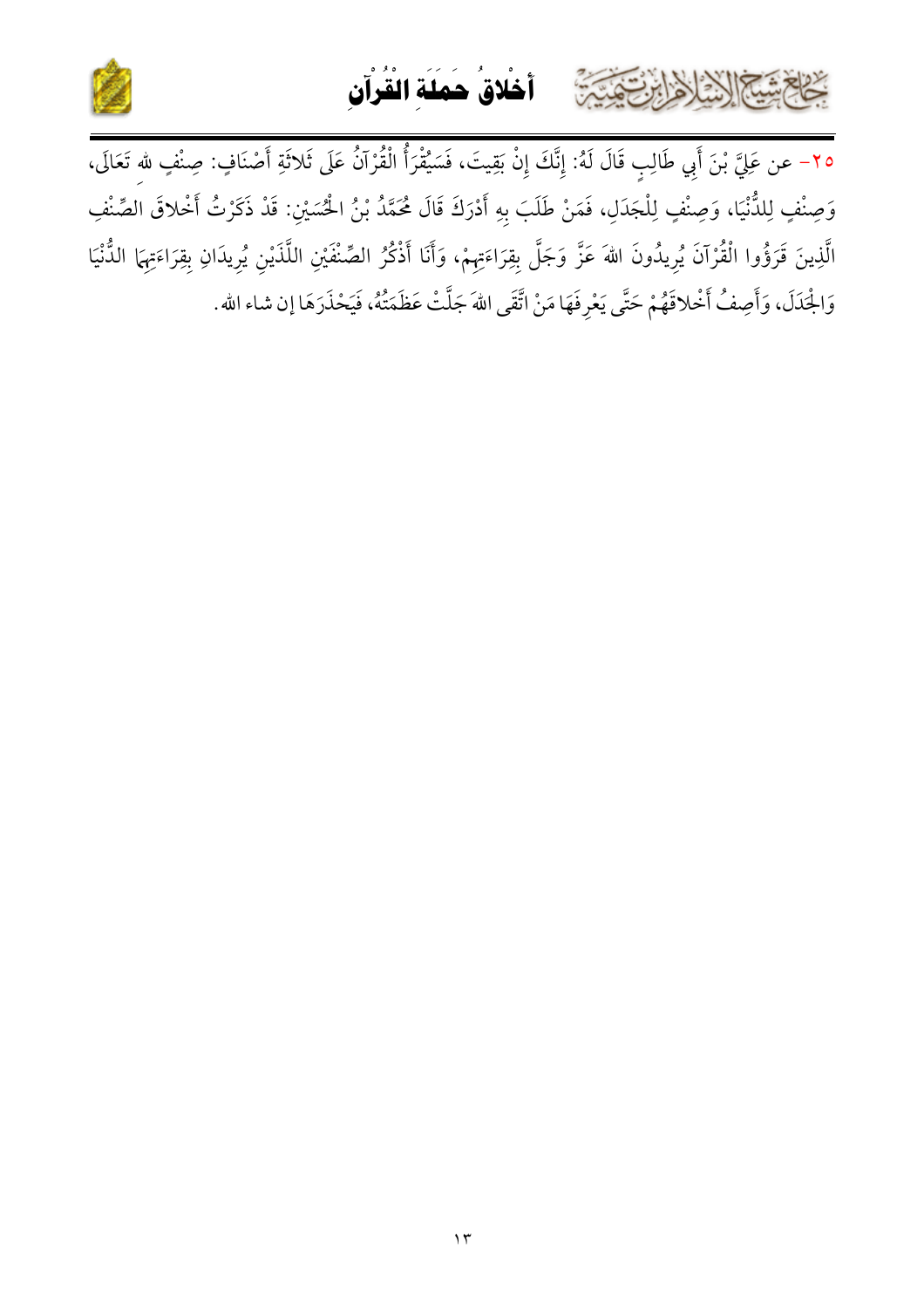٢٥- عن عَلِيِّ بْنَ أَبِي طَالِبٍ قَالَ لَهُ: إِنَّكَ إِنْ بَقِيتَ، فَسَيُقْرَأُ الْقُرْآنُ عَلَى ثَلاثَةِ أَصْنَافٍ: صِنْفٍ للهِ تَعَالَى، وَصِنْفٍ لِلدُّنْيَا، وَصِنْفٍ لِلْجَدَلِ، فَمَنْ طَلَبَ بِهِ أَدْرَكَ قَالَ مُحَمَّدُ بْنُ الْحُسَيْنِ: قَدْ ذَكَرْتُ أَخْلاقَ الصِّنْفِ الَّذِينَ قَرَؤُوا الْقُرْآنَ يُرِيدُونَ اللهَ عَزَّ وَجَلَّ بِقِرَاءَتِهِمْ، وَأَنَا أَذْكُرُ الصِّنْفَيْنِ اللَّذَيْنِ يُرِيدَانِ بِقِرَاءَتِهِمَا الدُّنْيَا وَالْجَدَلَ، وَأَصِفُ أَخْلاقَهُمْ حَتَّى يَعْرِفَهَا مَنْ اتَّقَى اللهَ جَلَّتْ عَظَمَتُهُ، فَيَحْذَرَهَا إن شاء الله.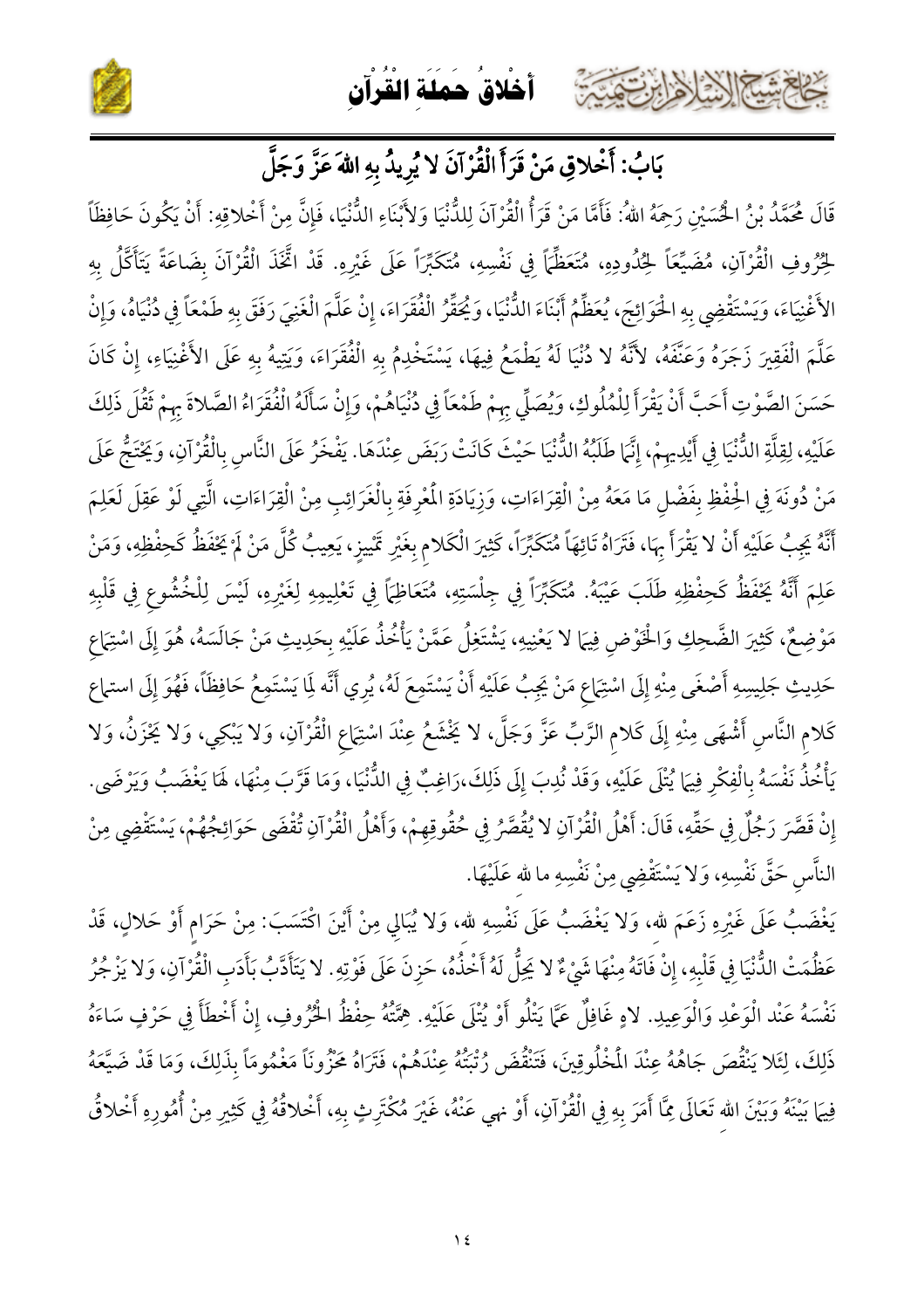## بَابُ: أَخْلاقِ مَنْ قَرَأَ الْقُرْآنَ لا يُرِيدُ بِهِ اللهَ عَزَّ وَجَلَّ

قَالَ مُحَمَّدُ بْنُ الْحُسَيْنِ رَحِمَهُ اللهُ: فَأَمَّا مَنْ قَرَأَ الْقُرْآنَ لِلدُّنْيَا وَلأَبْنَاءِ الدُّنْيَا، فَإِنَّ مِنْ أَخْلاقِهِ: أَنْ يَكُونَ حَافِظاً لِحُرُوفِ الْقُرْآنِ، مُضَيِّعاً لِحُدُودِهِ، مُتَعَظِّماً فِي نَفْسِهِ، مُتَكَبِّراً عَلَى غَيْرِهِ. قَدْ اتَّخَذَ الْقُرْآنَ بِضَاعَةً يَتَأَكَّلُ بِهِ الأَغْنِيَاءَ، وَيَسْتَقْضِي بِهِ الْحَوَائِجَ، يُعَظِّمُ أَبْنَاءَ الدُّنْيَا، وَيُحَقِّرُ الْفُقَرَاءَ، إِنْ عَلَّمَ الْغَنِيَ رَفَقَ بِهِ طَمْعاً فِي دُنْيَاهُ، وَإِنْ عَلَّمَ الْفَقِيرَ زَجَرَهُ وَعَنَّفَهُ، لأَنَّهُ لا دُنْيَا لَهُ يَطْمَعُ فِيهَا، يَسْتَخْدِمُ بِهِ الْفُقَرَاءَ، وَيَتِيهُ بِهِ عَلَى الأَغْنِيَاءِ، إِنْ كَانَ حَسَنَ الصَّوْتِ أَحَبَّ أَنْ يَقْرَأَ لِلْمُلُوكِ، وَيُصَلِّي بِهِمْ طَمْعاً فِي دُنْيَاهُمْ، وَإِنْ سَأَلَهُ الْفُقَرَاءُ الصَّلاةَ بِهِمْ ثَقُلَ ذَلِكَ عَلَيْهِ، لِقِلَّةِ الدُّنْيَا فِي أَيْدِيهِمْ، إِنَّمَا طَلَبُهُ الدُّنْيَا حَيْثُ كَانَتْ رَبَضَ عِنْدَهَا. يَفْخَرُ عَلَى النَّاسِ بِالْقُرْآنِ، وَيَحْتَجُّ عَلَى مَنْ دُونَهَ فِي الْحِفْظِ بِفَضْلِ مَا مَعَهُ مِنْ الْقِرَاءَاتِ، وَزِيَادَةِ الْمَعْرِفَةِ بِالْغَرَائِبِ مِنْ الْقِرَاءَاتِ، الَّتِي لَوْ عَقِلَ لَعَلِمَ أَنَّهُ يَجِبُ عَلَيْهِ أَنْ لا يَقْرَأَ بِهَا، فَتَرَاهُ تَائِهاً مُتَكَبِّراً، كَثِيرَ الْكَلامِ بِغَيْرِ تَمْيِيزٍ، يَعِيبُ كُلَّ مَنْ لَمْ يَحْفَظُ كَحِفْظِهِ، وَمَنْ عَلِمَ أَنَّهُ يَحْفَظُ كَحِفْظِهِ طَلَبَ عَيْبَهُ. مُتَكَبِّراً فِي جِلْسَتِهِ، مُتَعَاظِمَاً فِي تَعْلِيمِهِ لِغَيْرِهِ، لَيْسَ لِلْخُشُوعِ فِي قَلْبِهِ مَوْضِعٌ، كَثِيرَ الضَّحِكِ وَالْخَوْضِ فِيمَا لا يَعْنِيهِ، يَشْتَغِلُ عَمَّنْ يَأْخُذُ عَلَيْهِ بِحَدِيثِ مَنْ جَالَسَهُ، هُوَ إِلَى اسْتِمَاعِ حَدِيثِ جَلِيسِهِ أَصْغَى مِنْهِ إِلَى اسْتِمَاعِ مَنْ يَجِبُ عَلَيْهِ أَنْ يَسْتَمِعَ لَهُ، يُرِي أَنَّهُ لِمَا يَسْتَمِعُ حَافِظاً، فَهُوَ إِلَى استماع كَلامِ النَّاسِ أَشْهَى مِنْهِ إِلَى كَلامِ الرَّبِّ عَزَّ وَجَلَّ، لا يَخْشَعُ عِنْدَ اسْتِمَاعِ الْقُرْآنِ، وَلا يَبْكِي، وَلا يَحْزَنُ، وَلا يَأْخُذُ نَفْسَهُ بِالْفِكْرِ فِيمَا يُتْلَى عَلَيْهِ، وَقَدْ نُدِبَ إِلَى ذَلِكَ،رَاغِبٌ فِي الدُّنْيَا، وَمَا قَرَّبَ مِنْهَا، لَهَا يَغْضَبُ وَيَرْضَى. إِنْ قَصَّرَ رَجُلٌ فِي حَقِّهِ، قَالَ: أَهْلُ الْقُرْآنِ لا يُقَصَّرُ فِي حُقُوقِهِمْ، وَأَهْلُ الْقُرْآنِ تُقْضَى حَوَائِجُهُمْ، يَسْتَقْضِي مِنْ النَّاسِ حَقَّ نَفْسِهِ، وَلا يَسْتَقْضِي مِنْ نَفْسِهِ ما لله عَلَيْهَا.

يَغْضَبُ عَلَى غَيْرِهِ زَعَمَ لله، وَلا يَغْضَبُ عَلَى نَفْسِهِ لله، وَلا يُبَالِي مِنْ أَيْنَ اكْتَسَبَ: مِنْ حَرَامٍ أَوْ حَلالٍ، قَدْ عَظُمَتْ الدُّنْيَا فِي قَلْبِهِ، إِنْ فَاتَهُ مِنْهَا شَيْءٌ لا يَحِلُّ لَهُ أَخْذُهُ، حَزِنَ عَلَى فَوْتِهِ. لا يَتَأَدَّبُ بَأَدَبِ الْقُرْآنِ، وَلا يَزْجُرُ نَفْسَهُ عِنْدَ الْوَعْدِ وَالْوَعِيدِ. لاهٍ غَافِلٌ عَمَّا يَتْلُو أَوْ يُتْلَى عَلَيْهِ. هِمَّتُهُ حِفْظُ الْحُرُوفِ، إِنْ أَخْطَأَ فِي حَرْفٍ سَاءَهُ ذَلِكَ، لِئَلا يَنْقُصَ جَاهُهُ عِنْدَ الْمَخْلُوقِينَ، فَتَنْقُصَ رُتْبَتُهُ عِنْدَهُمْ، فَتَرَاهُ مَحْزُوناً مَغْمُوماً بِذَلِكَ، وَمَا قَدْ ضَيَّعَهُ فِيمَا بَيْنَهُ وَبَيْنَ اللهِ تَعَالَى مِمَّا أَمَرَ بِهِ فِي الْقُرْآنِ، أَوْ نهي عَنْهُ، غَيْرَ مُكْتَرِثٍ بِهِ، أَخْلاقُهُ فِي كَثِيرٍ مِنْ أُمُورِهِ أَخْلاقُ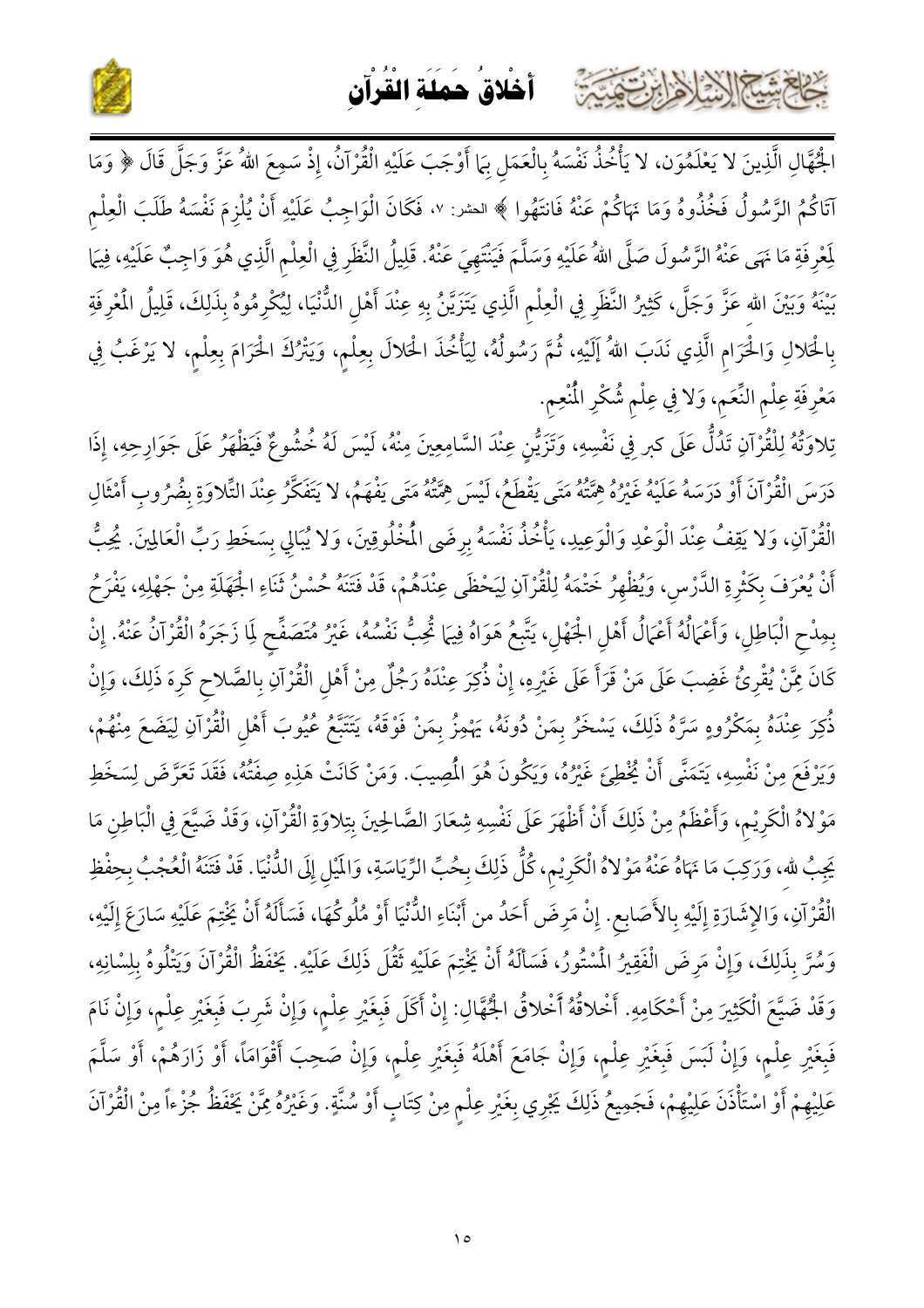الْجُهَّالِ الَّذِينَ لا يَعْلَمُونَ، لا يَأْخُذُ نَفْسَهُ بِالْعَمَلِ بِهَا أَوْجَبَ عَلَيْهِ الْقُرْآنُ، إِذْ سَمِعَ اللهُ عَزَّ وَجَلَّ قَالَ ﴿ وَمَا آتَاكُمُ الرَّسُولُ فَخُذُوهُ وَمَا نَهَاكُمْ عَنْهُ فَانتَهُوا ﴾ الحشر: ٧، فَكَانَ الْوَاجِبُ عَلَيْهِ أَنْ يُلْزِمَ نَفْسَهُ طَلَبَ الْعِلْمِ لِمَعْرِفَةِ مَا نَهَى عَنْهُ الرَّسُولُ صَلَّى اللهُ عَلَيْهِ وَسَلَّمَ فَيَنْتَهِيَ عَنْهُ. قَلِيلُ النَّظَرِ فِي الْعِلْمِ الَّذِي هُوَ وَاجِبٌ عَلَيْهِ، فِيمَا بَيْنَهُ وَبَيْنَ الله عَزَّ وَجَلَّ، كَثِيرُ النَّظَرِ فِي الْعِلْمِ الَّذِي يَتَزَيَّنُ بِهِ عِنْدَ أَهْلِ الدُّنْيَا، لِيُكْرِمُوهُ بِذَلِكَ، قَلِيلُ الْمَعْرِفَةِ بِالْحَلالِ وَالْحَرَامِ الَّذِي نَدَبَ اللهُ إِلَيْهِ، ثُمَّ رَسُولُهُ، لِيَأْخُذَ الْحَلالَ بِعِلْمٍ، وَيَتْرُكَ الْحَرَامَ بِعِلْمٍ، لا يَرْغَبُ فِي مَعْرِفَةِ عِلْمِ النِّعَمِ، وَلا فِي عِلْمِ شُكْرِ الْمُنْعِمِ.

تِلاوَتُهُ لِلْقُرْآنِ تَدُلُّ عَلَى كبر فِي نَفْسِهِ، وَتَزَيُّنٍ عِنْدَ السَّامِعِينَ مِنْهُ، لَيْسَ لَهُ خُشُوعٌ فَيَظْهَرُ عَلَى جَوَارِحِهِ، إِذَا دَرَسَ الْقُرْآنَ أَوْ دَرَسَهُ عَلَيْهِ غَيْرُهُ هِمَّتُهُ مَتَى يَقْطَعُ، لَيْسَ هِمَّتُهُ مَتَى يَفْهَمُ، لا يَتَفَكَّرُ عِنْدَ التِّلاوَةِ بِضُرُوبِ أَمْثَالِ الْقُرْآنِ، وَلا يَقِفُ عِنْدَ الْوَعْدِ وَالْوَعِيدِ، يَأْخُذُ نَفْسَهُ بِرِضَى الْمُخْلُوقِينَ، وَلا يُبَالِي بِسَخَطِ رَبِّ الْعَالِمِينَ. يُحِبُّ أَنْ يُعْرَفَ بِكَثْرَةِ الدَّرْسِ، وَيُظْهِرُ خَتْمَهُ لِلْقُرْآنِ لِيَحْظَى عِنْدَهُمْ، قَدْ فَتَنَهُ حُسْنُ ثَنَاءِ الْجَهَلَةِ مِنْ جَهْلِهِ، يَفْرَحُ بِمِدْحِ الْبَاطِلِ، وَأَعْمَالُهُ أَعْمَالُ أَهْلِ الْجَهْلِ، يَتَّبِعُ هَوَاهُ فِيمَا تُحِبُّ نَفْسُهُ، غَيْرُ مُتَصَفِّحٍ لِمَا زَجَرَهُ الْقُرْآنُ عَنْهُ. إِنْ كَانَ مِمَّنْ يُقْرِئُ غَضِبَ عَلَى مَنْ قَرَأَ عَلَى غَيْرِه، إِنْ ذُكِرَ عِنْدَهُ رَجُلٌ مِنْ أَهْلِ الْقُرْآنِ بِالصَّلاحِ كَرِهَ ذَلِكَ، وَإِنْ ذُكِرَ عِنْدَهُ بِمَكْرُوهٍ سَرَّهُ ذَلِكَ، يَسْخَرُ بِمَنْ دُونَهُ، يَهْمِزُ بِمَنْ فَوْقَهُ، يَتَتَبَّعُ عُيُوبَ أَهْلِ الْقُرْآنِ لِيَضَعَ مِنْهُمْ، وَيَرْفَعَ مِنْ نَفْسِهِ، يَتَمَنَّى أَنْ يُخْطِئَ غَيْرُهُ، وَيَكُونَ هُوَ الْمُصِيبَ. وَمَنْ كَانَتْ هَذِهِ صِفَتُهُ، فَقَدَ تَعَرَّضَ لِسَخَطِ مَوْلاهُ الْكَرِيمِ، وَأَعْظَمَ مِنْ ذَلِكَ أَنْ أَظْهَرَ عَلَى نَفْسِهِ شِعَارَ الصَّالِحِينَ بِتِلاوَةِ الْقُرْآنِ، وَقَدْ ضَيَّعَ فِي الْبَاطِنِ مَا يَجِبُ لله، وَرَكِبَ مَا نَهَاهُ عَنْهُ مَوْلاهُ الْكَرِيمِ، كُلُّ ذَلِكَ بِحُبِّ الرِّيَاسَةِ، وَالْمَيْلِ إِلَى الدُّنْيَا. قَدْ فَتَنَهُ الْعُجْبُ بِحِفْظِ الْقُرْآنِ، وَالإِشَارَةِ إِلَيْهِ بِالأَصَابِعِ. إِنْ مَرِضَ أَحَدٌ من أَبْنَاءِ الدُّنْيَا أَوْ مُلُوكُهَا، فَسَأَلَهُ أَنْ يَخْتِمَ عَلَيْهِ سَارَعَ إِلَيْهِ، وَسُرَّ بِذَلِكَ، وَإِنْ مَرِضَ الْفَقِيرُ الْمَسْتُورُ، فَسَأَلَهُ أَنْ يَخْتِمَ عَلَيْهِ ثَقُلَ ذَلِكَ عَلَيْهِ. يَحْفَظُ الْقُرْآنَ وَيَتْلُوهُ بِلِسَانِهِ، وَقَدْ ضَيَّعَ الْكَثِيرَ مِنْ أَحْكَامِهِ. أَخْلاقُهُ أَخْلاقُ الْجُهَّالِ: إِنْ أَكَلَ فَبِغَيْرِ عِلْمٍ، وَإِنْ شَرِبَ فَبِغَيْرِ عِلْمٍ، وَإِنْ نَامَ فَبِغَيْرِ عِلْمٍ، وَإِنْ لَبِسَ فَبِغَيْرِ عِلْمٍ، وَإِنْ جَامَعَ أَهْلَهُ فَبِغَيْرِ عِلْمٍ، وَإِنْ صَحِبَ أَقْوَامًا، أَوْ زَارَهُمْ، أَوْ سَلَّمَ عَلَيْهِمْ أَوْ اسْتَأْذَنَ عَلَيْهِمْ، فَجَمِيعُ ذَلِكَ يَجْرِي بِغَيْرِ عِلْمٍ مِنْ كِتَابٍ أَوْ سُنَّةٍ. وَغَيْرُهُ مِمَّنْ يَحْفَظُ جُزْءاً مِنَ الْقُرْآنَ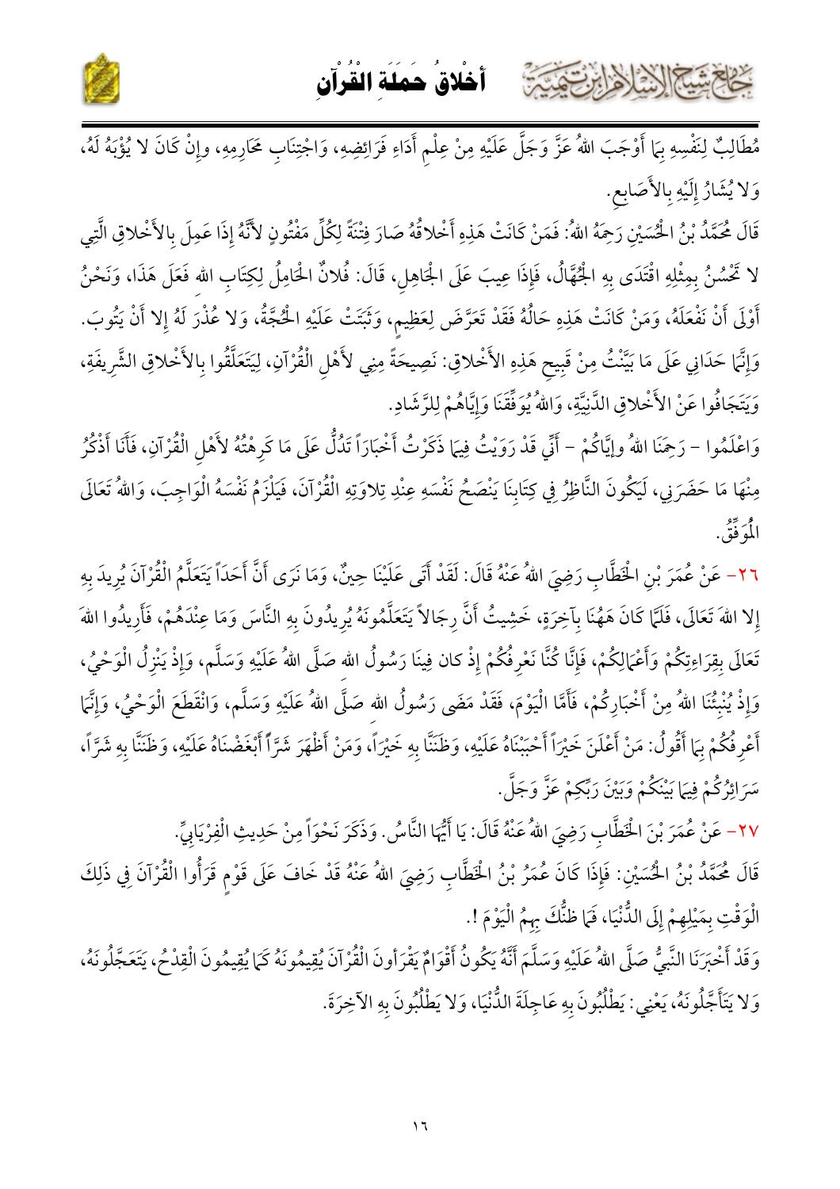مُطَالِبٌ لِنَفْسِهِ بِمَا أَوْجَبَ اللهُ عَزَّ وَجَلَّ عَلَيْهِ مِنْ عِلْمِ أَدَاءِ فَرَائِضِهِ، وَاجْتِنَابِ مَحَارِمِهِ، وإِنْ كَانَ لا يُؤْبَهُ لَهُ، وَلا يُشَارُ إِلَيْهِ بِالأَصَابِعِ.

قَالَ مُحَمَّدُ بْنُ الْحُسَيْنِ رَحِمَهُ اللهُ: فَمَنْ كَانَتْ هَذِهِ أَخْلاقُهُ صَارَ فِتْنَةً لِكُلِّ مَفْتُونٍ لأَنَّهُ إِذَا عَمِلَ بِالأَخْلاقِ الَّتِي لا تَحْسُنُ بِمِثْلِهِ اقْتَدَى بِهِ الْجُهَّالُ، فَإِذَا عِيبَ عَلَى الْجَاهِلِ، قَالَ: فُلانٌ الْحَامِلُ لِكِتَابِ اللهِ فَعَلَ هَذَا، وَنَحْنُ أَوْلَى أَنْ نَفْعَلَهُ، وَمَنْ كَانَتْ هَذِهِ حَالُهُ فَقَدْ تَعَرَّضَ لِعَظِيمٍ، وَثَبَتَتْ عَلَيْهِ الْحُجَّةُ، وَلا عُذْرَ لَهُ إِلا أَنْ يَتُوبَ. وَإِنَّمَا حَدَانِي عَلَى مَا بَيَّنْتُ مِنْ قَبِيحِ هَذِهِ الأَخْلاقِ: نَصِيحَةً مِنِّي لأَهْلِ الْقُرْآنِ، لِيَتَخَلَّقُوا بِالأَخْلاقِ الشَّرِيفَةِ، وَيَتَجَافُوا عَنْ الأَخْلاقِ الدَّنِيَّةِ، وَاللهُ يُوَفِّقُنَا وَإِيَّاهُمْ لِلرَّشَادِ.

وَاعْلَمُوا - رَحِمَنَا اللهُ وإِيَّاكُمْ - أَنِّي قَدْ رَوَيْتُ فِيمَا ذَكَرْتُ أَخْبَاراً تَدُلُّ عَلَى مَا كَرِهْتُهُ لأَهْلِ الْقُرْآنِ، فَأَنَا أَذْكُرُ مِنْهَا مَا حَضَرَنِي، لِيَكُونَ النَّاظِرُ فِي كِتَابِنَا يَنْصَحُ نَفْسَهُ عِنْدَ تِلاوَتِهِ الْقُرْآنَ، فَيَلْزَمُ نَفْسَهُ الْوَاجِبَ، وَاللهُ تَعَالَى الْمُوَفِّقُ.

٢٦- عَنْ عُمَرَ بْنِ الْخَطَّابِ رَضِيَ اللهُ عَنْهُ قَالَ: لَقَدْ أَتَى عَلَيْنَا حِينٌ، وَمَا نَرَى أَنَّ أَحَداً يَتَعَلَّمُ الْقُرْآنَ يُرِيدَ بِهِ إِلا اللهَ تَعَالَى، فَلَمَّا كَانَ هَهُنَا بِآخِرَةٍ، خَشِيتُ أَنَّ رِجَالاً يَتَعَلَّمُونَهُ يُرِيدُونَ بِهِ النَّاسَ وَمَا عِنْدَهُمْ، فَأَرِيدُوا اللهَ تَعَالَى بِقِرَاءِتِكُمْ وَأَعْمَالِكُمْ، فَإِنَّا كُنَّا نَعْرِفُكُمْ إِذْ كان فِينَا رَسُولُ اللهِ صَلَّى اللهُ عَلَيْهِ وَسَلَّم، وَإِذْ يَنْزِلُ الْوَحْيُ، وَإِذْ يُنَبِّئُنَا اللهُ مِنْ أَخْبَارِكُمْ، فَأَمَّا الْيَوْمَ، فَقَدْ مَضَى رَسُولُ اللهِ صَلَّى اللهُ عَلَيْهِ وَسَلَّم، وَانْقَطَعَ الْوَحْيُ، وَإِنَّمَا أَعْرِفُكُمْ بِمَا أَقُولُ: مَنْ أَعْلَنَ خَيْراً أَحْبَبْنَاهُ عَلَيْهِ، وَظَنَنَّا بِهِ خَيْراً، وَمَنْ أَظْهَرَ شَرّاً أَبْغَضْنَاهُ عَلَيْهِ، وَظَنَنَّا بِهِ شَرّاً، سَرَائِرُكُمْ فِيمَا بَيْنَكُمْ وَبَيْنَ رَبِّكِمْ عَزَّ وَجَلَّ.

٢٧- عَنْ عُمَرَ بْنَ الْخَطَّابِ رَضِيَ اللهُ عَنْهُ قَالَ: يَا أَيُّهَا النَّاسُ. وَذَكَرَ نَحْواً مِنْ حَدِيثِ الْفِرْيَابِيِّ.

قَالَ مُحَمَّدُ بْنُ الْحُسَيْنِ: فَإِذَا كَانَ عُمَرُ بْنُ الْخَطَّابِ رَضِيَ اللهُ عَنْهُ قَدْ خَافَ عَلَى قَوْمٍ قَرَأُوا الْقُرْآنَ فِي ذَلِكَ الْوَقْتِ بِمَيْلِهِمْ إِلَى الدُّنْيَا، فَمَا ظَنُّكَ بِهِمُ الْيَوْمَ !.

وَقَدْ أَخْبَرَنَا النَّبِيُّ صَلَّى اللهُ عَلَيْهِ وَسَلَّمَ أَنَّهُ يَكُونُ أَقْوَامٌ يَقْرَأونَ الْقُرْآنَ يُقِيمُونَهُ كَمَا يُقِيمُونَ الْقِدْحُ، يَتَعَجَّلُونَهُ، وَلا يَتَأَجَّلُونَهُ، يَعْنِي: يَطْلُبُونَ بِهِ عَاجِلَةَ الدُّنْيَا، وَلا يَطْلُبُونَ بِهِ الآخِرَةَ.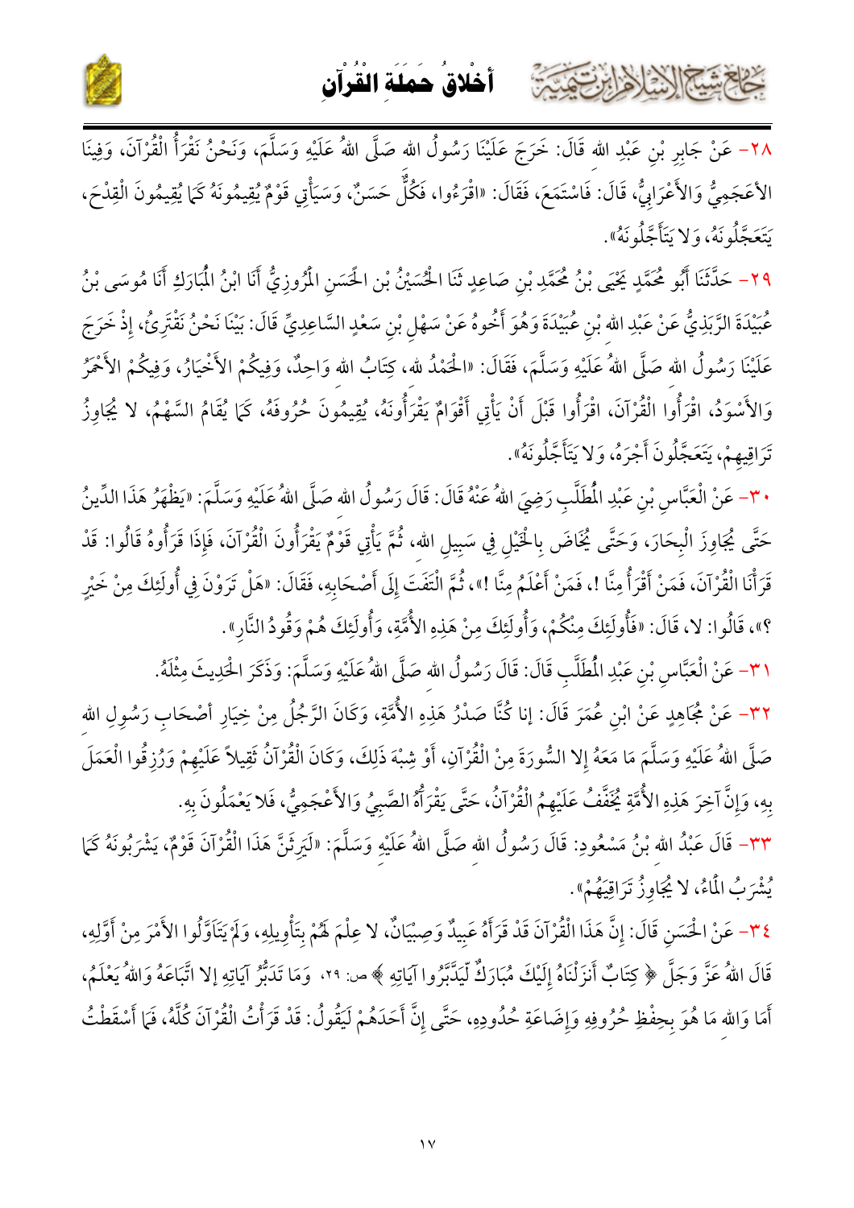٢٨- عَنْ جَابِرِ بْنِ عَبْدِ الله قَالَ: خَرَجَ عَلَيْنَا رَسُولُ الله صَلَّى اللهُ عَلَيْهِ وَسَلَّمَ، وَنَحْنُ نَقْرَأُ الْقُرْآنَ، وَفِينَا الأَعَجَمِيُّ وَالأَعْرَابِيُّ، قَالَ: فَاسْتَمَعَ، فَقَالَ: «اقْرَءُوا، فَكُلٌّ حَسَنٌ، وَسَيَأْتِي قَوْمٌ يُقِيمُونَهُ كَمَا يُقِيمُونَ الْقِدْحَ، يَتَعَجَّلُونَهُ، وَلا يَتَأَجَّلُونَهُ».

٢٩- حَدَّثَنَا أَبُو مُحَمَّدٍ يَحْيَى بْنُ مُحَمَّدِ بْنِ صَاعِدٍ ثَنَا الْحُسَيْنُ بْنُ الْحَسَنِ الْمَرْوَزِيُّ أَنَا ابْنُ الْمُبَارَكِ أَنَا مُوسَى بْنُ عُبَيْدَةَ الرَّبَذِيُّ عَنْ عَبْدِ الله بْنِ عُبَيْدَةَ وَهُوَ أَخُوهُ عَنْ سَهْلِ بْنِ سَعْدٍ السَّاعِدِيِّ قَالَ: بَيْنَا نَحْنُ نَقْتَرِئُ، إِذْ خَرَجَ عَلَيْنَا رَسُولُ الله صَلَّى اللهُ عَلَيْهِ وَسَلَّمَ، فَقَالَ: «الْحَمْدُ لله، كِتَابُ الله وَاحِدٌ، وَفِيكُمُ الأَخْيَارُ، وَفِيكُمْ الأَحْمَرُ وَالأَسْوَدُ، اقْرَأُوا الْقُرْآنَ، اقْرَأُوا قَبْلَ أَنْ يَأْتِيَ أَقْوَامٌ يَقْرَأُونَهُ، يُقِيمُونَ حُرُوفَهُ، كَمَا يُقَامُ السَّهْمُ، لا يُجَاوِزُ تَرَاقِيهِمْ، يَتَعَجَّلُونَ أَجْرَهُ، وَلا يَتَأَجَّلُونَهُ».

٣٠- عَنِ الْعَبَّاسِ بْنِ عَبْدِ الْمُطَّلِبِ رَضِيَ اللهُ عَنْهُ قَالَ: قَالَ رَسُولُ الله صَلَّى اللهُ عَلَيْهِ وَسَلَّمَ: «يَظْهَرُ هَذَا الدِّينُ حَتَّى يُجَاوِزَ الْبِحَارَ، وَحَتَّى يُخَاضَ بِالْخَيْلِ فِي سَبِيلِ الله، ثُمَّ يَأْتِي قَوْمٌ يَقْرَأُونَ الْقُرْآنَ، فَإِذَا قَرَأُوهُ قَالُوا: قَدْ قَرَأْنَا الْقُرْآنَ، فَمَنْ أَقْرَأُ مِنَّا !، فَمَنْ أَعْلَمُ مِنَّا !»، ثُمَّ الْتَفَتَ إِلَى أَصْحَابِهِ، فَقَالَ: «هَلْ تَرَوْنَ فِي أُولَئِكَ مِنْ خَيْرٍ ؟»، قَالُوا: لا، قَالَ: «فَأُولَئِكَ مِنْكُمْ، وَأُولَئِكَ مِنْ هَذِهِ الأُمَّةِ، وَأُولَئِكَ هُمْ وَقُودُ النَّارِ».

٣١- عَنِ الْعَبَّاسِ بْنِ عَبْدِ الْمُطَّلِبِ قَالَ: قَالَ رَسُولُ الله صَلَّى اللهُ عَلَيْهِ وَسَلَّمَ: وَذَكَرَ الْحَدِيثَ مِثْلَهُ.

٣٢- عَنْ مُجَاهِدٍ عَنِ ابْنِ عُمَرَ قَالَ: إنا كُنَّا صَدْرُ هَذِهِ الأُمَّةِ، وَكَانَ الرَّجُلُ مِنْ خِيَارِ أَصْحَابِ رَسُولِ الله صَلَّى اللهُ عَلَيْهِ وَسَلَّمَ مَا مَعَهُ إِلا السُّورَةَ مِنْ الْقُرْآنِ، أَوْ شِبْهَ ذَلِكَ، وَكَانَ الْقُرْآنُ ثَقِيلاً عَلَيْهِمْ وَرُزِقُوا الْعَمَلَ بِهِ، وَإِنَّ آخِرَ هَذِهِ الأُمَّةِ يُخَفَّفُ عَلَيْهِمُ الْقُرْآنُ، حَتَّى يَقْرَأَهُ الصَّبِيُّ وَالأَعْجَمِيُّ، فَلا يَعْمَلُونَ بِهِ.

٣٣- قَالَ عَبْدُ الله بْنُ مَسْعُودٍ: قَالَ رَسُولُ الله صَلَّى اللهُ عَلَيْهِ وَسَلَّمَ: «لَيَرِثَنَّ هَذَا الْقُرْآنَ قَوْمٌ، يَشْرَبُونَهُ كَمَا يُشْرَبُ الْمَاءُ، لا يُجَاوِزُ تَرَاقِيَهُمْ».

٣٤- عَنِ الْحَسَنِ قَالَ: إِنَّ هَذَا الْقُرْآنَ قَدْ قَرَأَهُ عَبِيدٌ وَصِبْيَانٌ، لا عِلْمَ لَهُمْ بِتَأْوِيلِهِ، وَلَمْ يَتَأَوَّلُوا الأَمْرَ مِنْ أَوَّلِهِ، قَالَ اللهُ عَزَّ وَجَلَّ ﴿ كِتَابٌ أَنزَلْنَاهُ إِلَيْكَ مُبَارَكٌ لِّيَدَّبَّرُوا آيَاتِهِ ﴾ ص: ٢٩، وَمَا تَدَبُّرُ آيَاتِهِ إلا اتِّبَاعَهُ وَاللهُ يَعْلَمُ، أَمَا وَالله مَا هُوَ بِحِفْظِ حُرُوفِهِ وَإِضَاعَةِ حُدُودِهِ، حَتَّى إِنَّ أَحَدَهُمْ لَيَقُولُ: قَدْ قَرَأْتُ الْقُرْآنَ كُلَّهُ، فَمَا أَسْقَطْتُ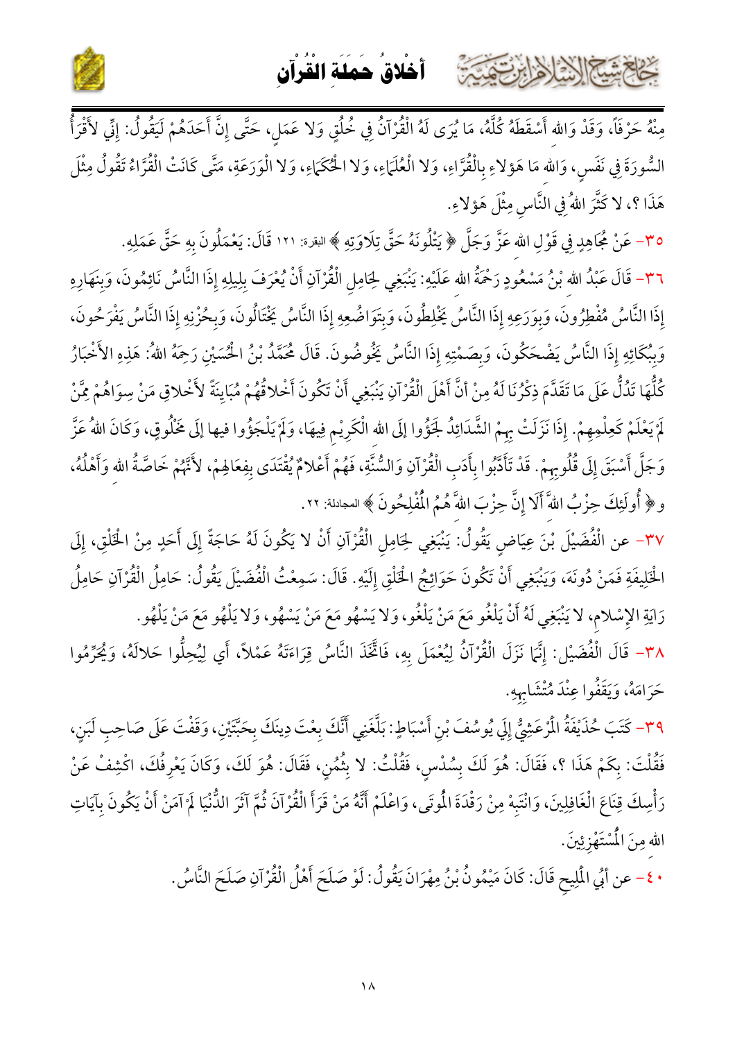مِنْهُ حَرْفًا، وَقَدْ وَاللهِ أَسْقَطَهُ كُلَّهُ، مَا يُرَى لَهُ الْقُرْآنُ فِي خُلُقٍ وَلا عَمَلٍ، حَتَّى إِنَّ أَحَدَهُمْ لَيَقُولُ: إِنِّي لأَقْرَأُ السُّورَةَ فِي نَفَسٍ، وَاللهِ مَا هَؤلاءِ بِالْقُرَّاءِ، وَلا الْعُلَمَاءِ، وَلا الْحُكَمَاءِ، وَلا الْوَرَعَةِ، مَتَّى كَانَتْ الْقُرَّاءُ تَقُولُ مِثْلَ هَذَا ؟، لا كَثَّرَ اللهُ فِي النَّاسِ مِثْلَ هَؤلاءِ.

٣٥- عَنْ مُجَاهِدٍ فِي قَوْلِ اللهِ عَزَّ وَجَلَّ ﴿ يَتْلُونَهُ حَقَّ تِلَاوَتِهِ ﴾ البقرة: ١٢١ قَالَ: يَعْمَلُونَ بِهِ حَقَّ عَمَلِهِ.

٣٦- قَالَ عَبْدُ اللهِ بْنُ مَسْعُودٍ رَحْمَةُ اللهِ عَلَيْهِ: يَنْبَغِي لِحَامِلِ الْقُرْآنِ أَنْ يُعْرَفَ بِلَيْلِهِ إِذَا النَّاسُ نَائِمُونَ، وَبِنَهَارِهِ إِذَا النَّاسُ مُفْطِرُونَ، وَبِوَرَعِهِ إِذَا النَّاسُ يَخْلِطُونَ، وَبِتَوَاضُعِهِ إِذَا النَّاسُ يَخْتَالُونَ، وَبِحُزْنِهِ إِذَا النَّاسُ يَفْرَحُونَ، وَبِبُكَائِهِ إِذَا النَّاسُ يَضْحَكُونَ، وَبِصَمْتِهِ إِذَا النَّاسُ يَخُوضُونَ. قَالَ مُحَمَّدُ بْنُ الْحُسَيْنِ رَحِمَهُ اللهُ: هَذِهِ الأَخْبَارُ كُلُّهَا تَدُلُّ عَلَى مَا تَقَدَّمَ ذِكْرُنَا لَهُ مِنْ أَنَّ أَهْلَ الْقُرْآنِ يَنْبَغِي أَنْ تَكُونَ أَخْلاقُهُمْ مُبَايِنَةً لأَخْلاقِ مَنْ سِوَاهُمْ مِمَّنْ لَمْ يَعْلَمْ كَعِلْمِهِمْ. إِذَا نَزَلَتْ بِهِمْ الشَّدَائِدُ لَجَؤُوا إِلَى اللهِ الْكَرِيْمِ فِيهَا، وَلَمْ يَلْجَؤُوا فيها إِلَى مَخْلُوقٍ، وَكَانَ اللهُ عَزَّ وَجَلَّ أَسْبَقَ إِلَى قُلُوبِهِمْ. قَدْ تَأَدَّبُوا بِأَدَبِ الْقُرْآنِ وَالسُّنَّةِ، فَهُمْ أَعْلامٌ يُقْتَدَى بِفِعَالِهِمْ، لأَنَّهُمْ خَاصَّةُ اللهِ وَأَهْلُهُ، و﴿ أُولَئِكَ حِزْبُ اللهِ أَلَا إِنَّ حِزْبَ اللهِ هُمُ الْمُفْلِحُونَ ﴾ المجادلة: ٢٢.

٣٧- عن الْفُضَيْلَ بْنَ عِيَاضٍ يَقُولُ: يَنْبَغِي لِحَامِلِ الْقُرْآنِ أَنْ لا يَكُونَ لَهُ حَاجَةٌ إِلَى أَحَدٍ مِنْ الْخَلْقِ، إِلَى الْخَلِيفَةِ فَمَنْ دُونَهَ، وَيَنْبَغِي أَنْ تَكُونَ حَوَائِجُ الْخَلْقِ إِلَيْهِ. قَالَ: سَمِعْتُ الْفُضَيْلَ يَقُولُ: حَامِلُ الْقُرْآنِ حَامِلُ رَايَةِ الإِسْلامِ، لا يَنْبَغِي لَهُ أَنْ يَلْغُو مَعَ مَنْ يَلْغُو، وَلا يَسْهُو مَعَ مَنْ يَسْهُو، وَلا يَلْهُو مَعَ مَنْ يَلْهُو.

٣٨- قَالَ الْفُضَيْل: إِنَّمَا نَزَلَ الْقُرْآنُ لِيُعْمَلَ بِهِ، فَاتَّخَذَ النَّاسُ قِرَاءَتَهُ عَمَلاً، أَي لِيُحِلُّوا حَلالَهُ، وَيُحَرِّمُوا حَرَامَهُ، وَيَقِفُوا عِنْدَ مُتَشَابِهِهِ.

٣٩- كَتَبَ حُذَيْفَةُ الْمُرْعَشِيُّ إِلَى يُوسُفَ بْنِ أَسْبَاطٍ: بَلَّغَنِي أَنَّكَ بِعْتَ دِينَكَ بِحَبَّتَيْنِ، وَقَفْتَ عَلَى صَاحِبِ لَبَنٍ، فَقُلْتَ: بِكَمْ هَذَا ؟، فَقَالَ: هُوَ لَكَ بِسُدْسٍ، فَقُلْتُ: لا بِثُمُنٍ، فَقَالَ: هُوَ لَكَ، وَكَانَ يَعْرِفُكَ، اكْشِفْ عَنْ رَأْسِكَ قِنَاعَ الْغَافِلِينَ، وَانْتَبِهْ مِنْ رَقْدَةَ الْمُوتَى، وَاعْلَمْ أَنَّهُ مَنْ قَرَأَ الْقُرْآنَ ثُمَّ آثَرَ الدُّنْيَا لَمْ آمَنْ أَنْ يَكُونَ بِآيَاتِ اللهِ مِنَ الْمُسْتَهْزِئِينَ.

٤٠- عن أَبِي الْمَلِيحِ قَالَ: كَانَ مَيْمُونُ بْنُ مِهْرَانَ يَقُولُ: لَوْ صَلَحَ أَهْلُ الْقُرْآنِ صَلَحَ النَّاسُ.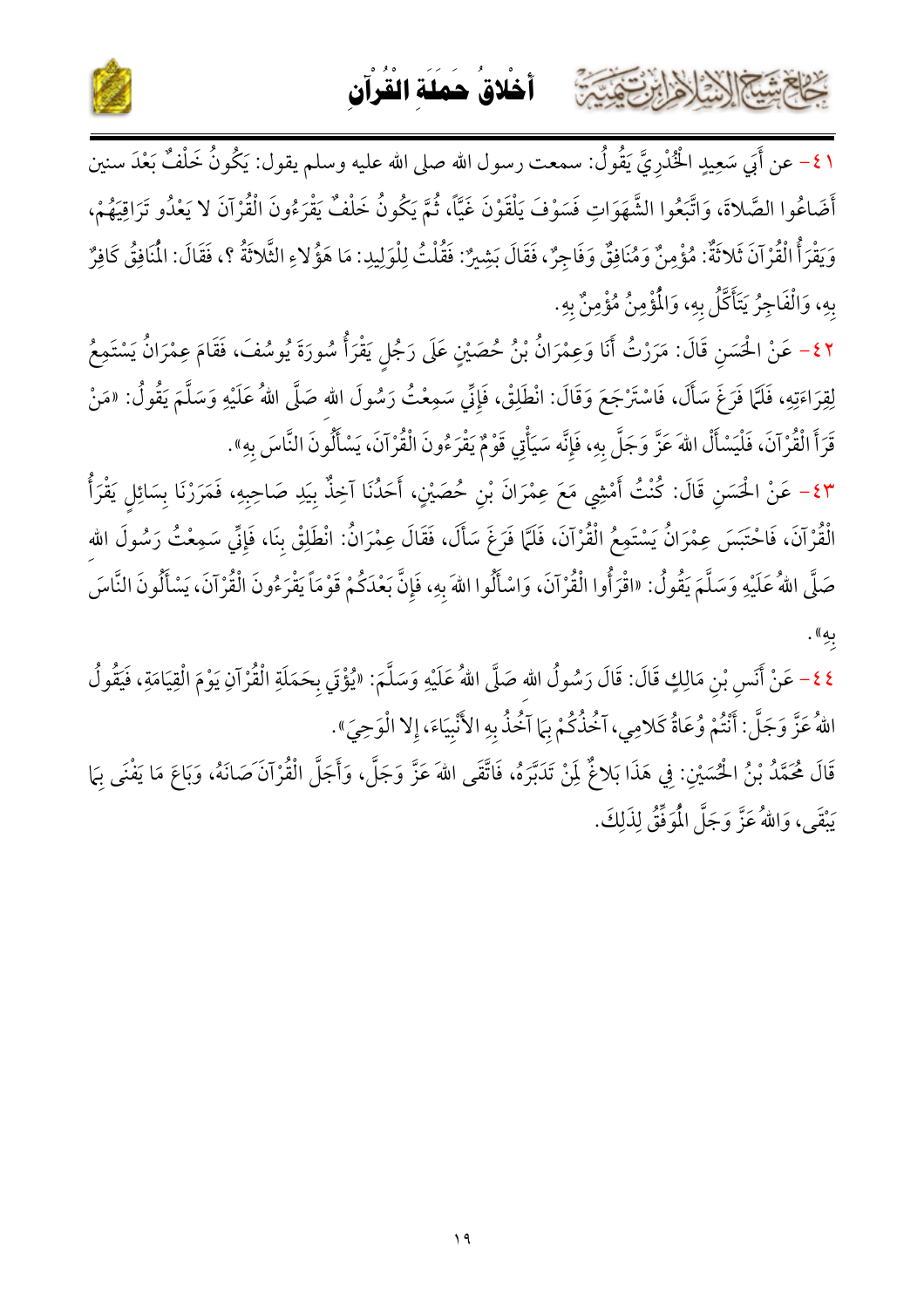٤١- عن أَبِي سَعِيدٍ الْخُدْرِيَّ يَقُولُ: سمعت رسول الله صلى الله عليه وسلم يقول: يَكُونُ خَلْفٌ بَعْدَ سنين أَضَاعُوا الصَّلاةَ، وَاتَّبَعُوا الشَّهَوَاتِ فَسَوْفَ يَلْقَوْنَ غَيًّا، ثُمَّ يَكُونُ خَلْفٌ يَقْرَءُونَ الْقُرْآنَ لا يَعْدُو تَرَاقِيَهُمْ، وَيَقْرَأُ الْقُرْآنَ ثَلاثَةٌ: مُؤْمِنٌ وَمُنَافِقٌ وَفَاجِرٌ، فَقَالَ بَشِيرٌ: فَقُلْتُ لِلْوَلِيدِ: مَا هَؤُلاءِ الثَّلاثَةُ ؟، فَقَالَ: الْمُنَافِقُ كَافِرٌ بِهِ، وَالْفَاجِرُ يَتَأَكَّلُ بِهِ، وَالْمُؤْمِنُ مُؤْمِنٌ بِهِ.

٤٢- عَنْ الْحَسَنِ قَالَ: مَرَرْتُ أَنَا وَعِمْرَانُ بْنُ حُصَيْنٍ عَلَى رَجُلٍ يَقْرَأُ سُورَةَ يُوسُفَ، فَقَامَ عِمْرَانُ يَسْتَمِعُ لِقِرَاءَتِهِ، فَلَمَّا فَرَغَ سَأَلَ، فَاسْتَرْجَعَ وَقَالَ: انْطَلِقْ، فَإِنِّي سَمِعْتُ رَسُولَ الله صَلَّى اللهُ عَلَيْهِ وَسَلَّمَ يَقُولُ: «مَنْ قَرَأَ الْقُرْآنَ، فَلْيَسْأَلْ اللهَ عَزَّ وَجَلَّ بِهِ، فَإِنَّهُ سَيَأْتِي قَوْمٌ يَقْرَءُونَ الْقُرْآنَ، يَسْأَلُونَ النَّاسَ بِهِ».

٤٣- عَنْ الْحَسَنِ قَالَ: كُنْتُ أَمْشِي مَعَ عِمْرَانَ بْنِ حُصَيْنٍ، أَحَدُنَا آخِذٌ بِيَدِ صَاحِبِهِ، فَمَرَرْنَا بِسَائِلٍ يَقْرَأُ الْقُرْآنَ، فَاحْتَبَسَ عِمْرَانُ يَسْتَمِعُ الْقُرْآنَ، فَلَمَّا فَرَغَ سَأَلَ، فَقَالَ عِمْرَانُ: انْطَلِقْ بِنَا، فَإِنِّي سَمِعْتُ رَسُولَ الله صَلَّى اللهُ عَلَيْهِ وَسَلَّمَ يَقُولُ: «اقْرَأُوا الْقُرْآنَ، وَاسْأَلُوا اللهَ بِهِ، فَإِنَّ بَعْدَكُمْ قَوْماً يَقْرَءُونَ الْقُرْآنَ، يَسْأَلُونَ النَّاسَ بِهِ».

٤٤- عَنْ أَنَسِ بْنِ مَالِكٍ قَالَ: قَالَ رَسُولُ الله صَلَّى اللهُ عَلَيْهِ وَسَلَّمَ: «يُؤْتَى بِحَمَلَةِ الْقُرْآنِ يَوْمَ الْقِيَامَةِ، فَيَقُولُ اللهُ عَزَّ وَجَلَّ: أَنْتُمْ وُعَاةُ كَلامِي، آخُذُكُمْ بِمَا آخُذُ بِهِ الأَنْبِيَاءَ، إلا الْوَحِيَ».

قَالَ مُحَمَّدُ بْنُ الْحُسَيْنِ: فِي هَذَا بَلاغٌ لِمَنْ تَدَبَّرَهُ، فَاتَّقَى اللهَ عَزَّ وَجَلَّ، وَأَجَلَّ الْقُرْآنَ صَانَهُ، وَبَاعَ مَا يَفْنَى بِمَا يَبْقَى، وَاللهُ عَزَّ وَجَلَّ الْمُوَفِّقُ لِذَلِكَ.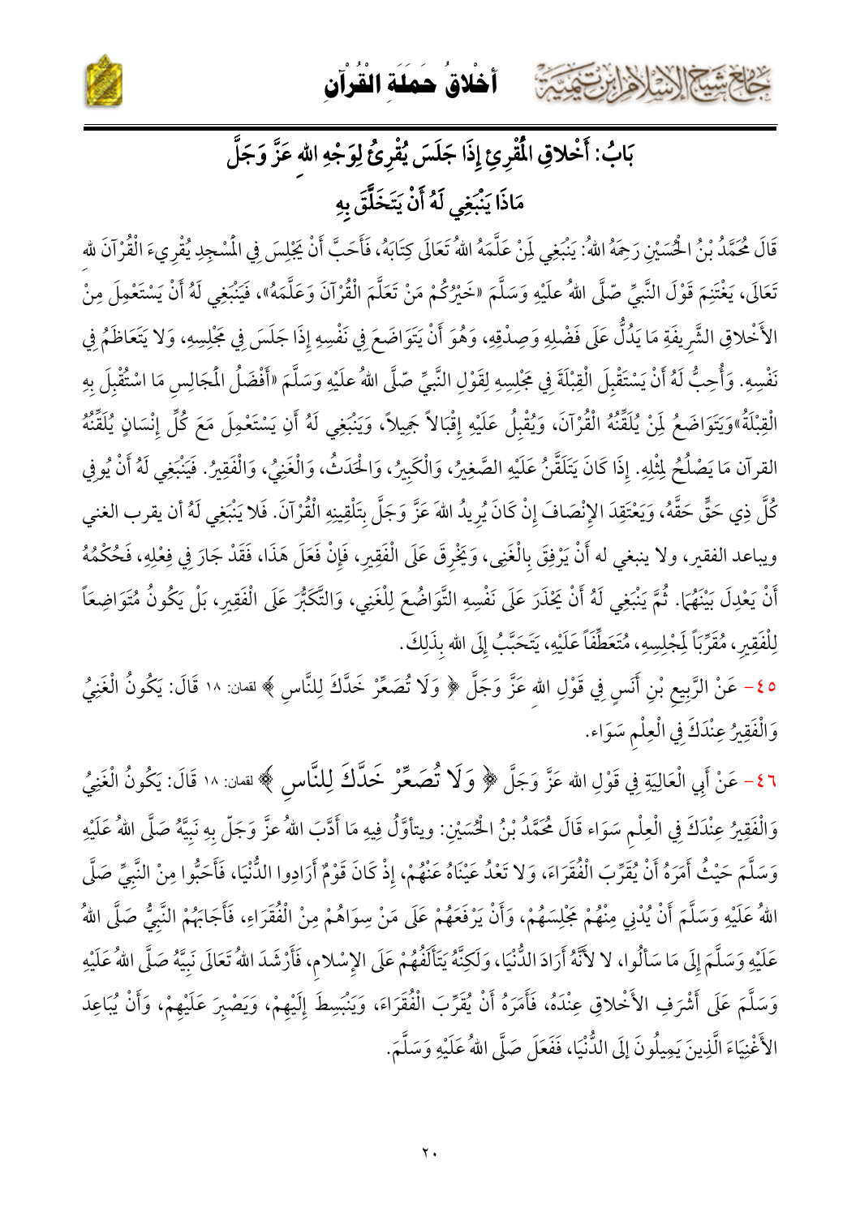## بَابُ: أَخْلاقِ الْمُقْرِئِ إِذَا جَلَسَ يُقْرِئُ لِوَجْهِ اللهِ عَزَّ وَجَلَّ مَاذَا يَنْبَغِي لَهُ أَنْ يَتَخَلَّقَ بِهِ

قَالَ مُحَمَّدُ بْنُ الْحُسَيْنِ رَحِمَهُ اللهُ: يَنْبَغِي لِمَنْ عَلَّمَهُ اللهُ تَعَالَى كِتَابَهُ، فَأَحَبَّ أَنْ يَجْلِسَ فِي الْمَسْجِدِ يُقْرِيءَ الْقُرْآنَ للهِ تَعَالَى، يَغْتَنِمَ قَوْلَ النَّبِيِّ صَلَّى اللهُ عليْهِ وَسَلَّمَ «خَيْرُكُمْ مَنْ تَعَلَّمَ الْقُرْآنَ وَعَلَّمَهُ»، فَيَنْبُغِي لَهُ أَنْ يَسْتَعْمِلَ مِنْ الأَخْلاقِ الشَّرِيفَةِ مَا يَدُلُّ عَلَى فَضْلِهِ وَصِدْقِهِ، وَهُوَ أَنْ يَتَوَاضَعَ فِي نَفْسِهِ إِذَا جَلَسَ فِي مَجْلِسِهِ، وَلا يَتَعَاظَمُ فِي نَفْسِهِ. وَأُحِبُّ لَهُ أَنْ يَسْتَقْبِلَ الْقِبْلَةَ فِي مَجْلِسِهِ لِقَوْلِ النَّبِيِّ صَلَّى اللهُ علَيْهِ وَسَلَّمَ «أَفْضَلُ الْمَجَالِسِ مَا اسْتُقْبِلَ بِهِ الْقِبْلَةُ»وَيَتَوَاضَعُ لِمَنْ يُلَقِّنُهُ الْقُرْآنَ، وَيُقْبِلُ عَلَيْهِ إِقْبَالاً جَمِيلاً، وَيَنْبَغِي لَهُ أَنِ يَسْتَعْمِلَ مَعَ كُلِّ إِنْسَانٍ يُلَقِّنُهُ القرآن مَا يَصْلُحُ لِمِثْلِهِ. إِذَا كَانَ يَتَلَقَّنُ عَلَيْهِ الصَّغِيرُ، وَالْكَبِيرُ، وَالْحَدَثُ، وَالْغَنِيُّ، وَالْفَقِيرُ. فَيَنْبَغِي لَهُ أَنْ يُوفِي كُلَّ ذِي حَقٍّ حَقَّهُ، وَيَعْتَقِدَ الإِنْصَافَ إِنْ كَانَ يُرِيدُ اللهَ عَزَّ وَجَلَّ بِتَلْقِينِهِ الْقُرْآنَ. فَلا يَنْبَغِي لَهُ أن يقرب الغني ويباعد الفقير، ولا ينبغي له أَنْ يَرْفِقَ بِالْغَنِي، وَيَخْرِقَ عَلَى الْفَقِيرِ، فَإِنْ فَعَلَ هَذَا، فَقَدْ جَارَ فِي فِعْلِهِ، فَحُكْمُهُ أَنْ يَعْدِلَ بَيْنَهُمَا. ثُمَّ يَنْبَغِي لَهُ أَنْ يَحْذَرَ عَلَى نَفْسِهِ التَّوَاضُعَ لِلْغَنِي، وَالتَّكَبُّرَ عَلَى الْفَقِيرِ، بَلْ يَكُونُ مُتَوَاضِعاً لِلْفَقِيرِ، مُقَرِّباً لِمَجْلِسِهِ، مُتَعَطِّفاً عَلَيْهِ، يَتَحَبَّبُ إِلَى اللهِ بِذَلِكَ.

٤٥- عَنْ الرَّبِيعِ بْنِ أَنَسٍ فِي قَوْلِ اللهِ عَزَّ وَجَلَّ ﴿ وَلَا تُصَعِّرْ خَدَّكَ لِلنَّاسِ ﴾ لقمان: ١٨ قَالَ: يَكُونُ الْغَنِيُّ وَالْفَقِيرُ عِنْدَكَ فِي الْعِلْمِ سَوَاء.

٤٦- عَنْ أَبِي الْعَالِيَةِ فِي قَوْلِ اللهِ عَزَّ وَجَلَّ ﴿ وَلَا تُصَعِّرْ خَدَّكَ لِلنَّاسِ ﴾ لقمان: ١٨ قَالَ: يَكُونُ الْغَنِيُّ وَالْفَقِيرُ عِنْدَكَ فِي الْعِلْمِ سَوَاء قَالَ مُحَمَّدُ بْنُ الْحُسَيْنِ: ويتأوَّلُ فِيهِ مَا أَدَّبَ اللهُ عزَّ وَجَلّ بِهِ نَبِيَّهُ صَلَّى اللهُ عَلَيْهِ وَسَلَّمَ حَيْثُ أَمَرَهُ أَنْ يُقَرِّبَ الْفُقَرَاءَ، وَلا تَعْدُ عَيْنَاهُ عَنْهُمْ، إِذْ كَانَ قَوْمٌ أَرَادُوا الدُّنْيَا، فَأَحَبُّوا مِنْ النَّبِيِّ صَلَّى اللهُ عَلَيْهِ وَسَلَّمَ أَنْ يُدْنِي مِنْهُمْ مَجْلِسَهُمْ، وَأَنْ يَرْفَعَهُمْ عَلَى مَنْ سِوَاهُمْ مِنْ الْفُقَرَاءِ، فَأَجَابَهُمْ النَّبِيُّ صَلَّى اللهُ عَلَيْهِ وَسَلَّمَ إِلَى مَا سَأَلُوا، لا لأَنَّهُ أَرَادَ الدُّنْيَا، وَلَكِنَّهُ يَتَأَلَّفُهُمْ عَلَى الإِسْلام، فَأَرْشَدَ اللهُ تَعَالَى نَبِيَّهُ صَلَّى اللهُ عَلَيْهِ وَسَلَّمَ عَلَى أَشْرَفِ الأَخْلاقِ عِنْدَهُ، فَأَمَرَهُ أَنْ يُقَرِّبَ الْفُقَرَاءَ، وَيَنْبَسِطَ إِلَيْهِمْ، وَيَصْبِرَ عَلَيْهِمْ، وَأَنْ يُبَاعِدَ الأَغْنِيَاءَ الَّذِينَ يَمِيلُونَ إِلَى الدُّنْيَا، فَفَعَلَ صَلَّى اللهُ عَلَيْهِ وَسَلَّمَ.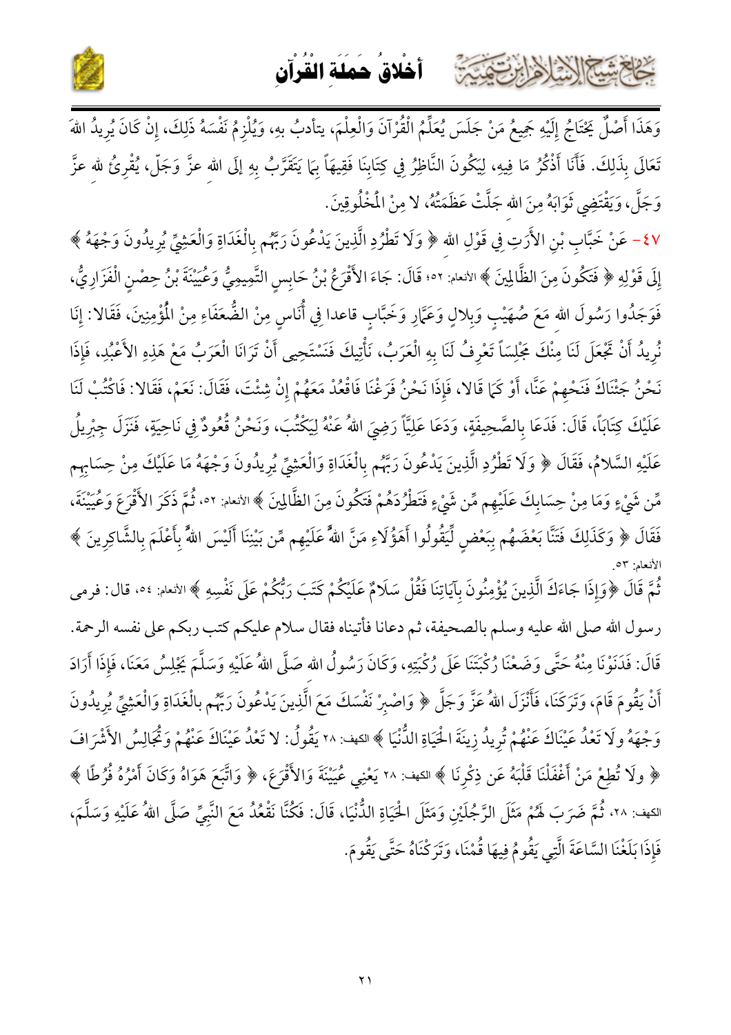وَهَذَا أَصْلٌ يَحْتَاجُ إِلَيْهِ جَمِيعُ مَنْ جَلَسَ يُعَلِّمُ الْقُرْآنَ وَالْعِلْمَ، يتأدبُ بِهِ، وَيُلْزِمُ نَفْسَهُ ذَلِكَ، إِنْ كَانَ يُرِيدُ اللهَ تَعَالَى بِذَلِكَ. فَأَنَا أَذْكُرُ مَا فِيهِ، لِيَكُونَ النَّاظِرُ فِي كِتَابِنَا فَقِيهاً بِمَا يَتَقَرَّبُ بِهِ إِلَى اللهِ عزَّ وَجَلّ، يُقْرِئُ لله عزَّ وَجَلَّ، وَيَقْتَضِي ثَوَابَهُ مِنَ اللهِ جَلَّتْ عَظَمَتُهُ، لا مِنْ الْمَخْلُوقِينَ.

٤٧- عَنْ خَبَّابِ بْنِ الأَرَتِ فِي قَوْلِ الله ﴿ وَلَا تَطْرُدِ الَّذِينَ يَدْعُونَ رَبَّهُم بِالْغَدَاةِ وَالْعَشِيِّ يُرِيدُونَ وَجْهَهُ ﴾ إِلَى قَوْلِهِ ﴿ فَتَكُونَ مِنَ الظَّالِمِينَ ﴾ الأنعام: ٥٢؛ قَالَ: جَاءَ الأَقْرَعُ بْنُ حَابِسٍ التَّمِيمِيُّ وَعُيَيْنَةُ بْنُ حِصْنٍ الْفَزَارِيُّ، فَوَجَدُوا رَسُولَ الله مَعَ صُهَيْبٍ وَبِلالٍ وَعَمَّارٍ وَخَبَّابٍ قاعدا فِي أُنَاسٍ مِنْ الضُّعَفَاءِ مِنْ الْمُؤْمِنِينَ، فَقَالا: إِنَا نُرِيدُ أَنْ تَجْعَلَ لَنَا مِنْكَ مَجْلِساً تَعْرِفُ لَنَا بِهِ الْعَرَبُ، نَأْتِيكَ فَنَسْتَحِي أَنْ تَرَانَا الْعَرَبُ مَعْ هَذِهِ الأَعْبُدِ، فَإِذَا نَحْنُ جِئْنَاكَ فَنَحِّهِمْ عَنَّا، أَوْ كَمَا قَالا، فَإِذَا نَحْنُ فَرَغْنَا فَاقْعُدْ مَعَهُمْ إِنْ شِئْتَ، فَقَالَ: نَعَمْ، فَقَالا: فَاكْتُبْ لَنَا عَلَيْكَ كِتَابَاً، قَالَ: فَدَعَا بِالصَّحِيفَةِ، وَدَعَا عَلِيّاً رَضِيَ اللهُ عَنْهُ لِيَكْتُبَ، وَنَحْنُ قُعُودٌ فِي نَاحِيَةٍ، فَنَزَلَ جِبْرِيلُ عَلَيْهِ السَّلامُ، فَقَالَ ﴿ وَلَا تَطْرُدِ الَّذِينَ يَدْعُونَ رَبَّهُم بِالْغَدَاةِ وَالْعَشِيِّ يُرِيدُونَ وَجْهَهُ مَا عَلَيْكَ مِنْ حِسَابِهِم مِّن شَيْءٍ وَمَا مِنْ حِسَابِكَ عَلَيْهِم مِّن شَيْءٍ فَتَطْرُدَهُمْ فَتَكُونَ مِنَ الظَّالِمِينَ ﴾ الأنعام: ٥٢، ثُمَّ ذَكَرَ الأَقْرَعَ وَعُيَيْنَةَ، فَقَالَ ﴿ وَكَذَلِكَ فَتَنَّا بَعْضَهُم بِبَعْضٍ لِّيَقُولُوا أَهَؤُلَاءِ مَنَّ اللهُ عَلَيْهِم مِّن بَيْنِنَا أَلَيْسَ اللهُ بِأَعْلَمَ بِالشَّاكِرِينَ ﴾ الأنعام: ٥٣.

ثُمَّ قَالَ ﴿وَإِذَا جَاءَكَ الَّذِينَ يُؤْمِنُونَ بِآيَاتِنَا فَقُلْ سَلَامٌ عَلَيْكُمْ كَتَبَ رَبُّكُمْ عَلَى نَفْسِهِ ﴾ الأنعام: ٥٤، قال: فرمى رسول الله صلى الله عليه وسلم بالصحيفة، ثم دعانا فأتيناه فقال سلام عليكم كتب ربكم على نفسه الرحمة. قَالَ: فَدَنَوْنَا مِنْهُ حَتَّى وَضَعْنَا رُكْبَتَنَا عَلَى رُكْبَتِهِ، وَكَانَ رَسُولُ الله صَلَّى اللهُ عَلَيْهِ وَسَلَّمَ يَجْلِسُ مَعَنَا، فَإِذَا أَرَادَ أَنْ يَقُومَ قَامَ، وَتَرَكَنَا، فَأَنْزَلَ اللهُ عَزَّ وَجَلَّ ﴿ وَاصْبِرْ نَفْسَكَ مَعَ الَّذِينَ يَدْعُونَ رَبَّهُم بِالْغَدَاةِ وَالْعَشِيِّ يُرِيدُونَ وَجْهَهُ ولَا تَعْدُ عَيْنَاكَ عَنْهُمْ تُرِيدُ زِينَةَ الْحَيَاةِ الدُّنْيَا ﴾ الكهف: ٢٨ يَقُولُ: لا تَعْدُ عَيْنَاكَ عَنْهُمْ وَتُجَالِسُ الأَشْرَافَ ﴿ ولَا تُطِعْ مَنْ أَغْفَلْنَا قَلْبَهُ عَن ذِكْرِنَا ﴾ الكهف: ٢٨ يَعْنِي عُيَيْنَةَ وَالأَقْرَعَ، ﴿ وَاتَّبَعَ هَوَاهُ وَكَانَ أَمْرُهُ فُرُطًا ﴾ الكهف: ٢٨، ثُمَّ ضَرَبَ لَهُمْ مَثَلَ الرَّجُلَيْنِ وَمَثَلَ الْحَيَاةِ الدُّنْيَا، قَالَ: فَكُنَّا نَقْعُدُ مَعَ النَّبِيِّ صَلَّى اللهُ عَلَيْهِ وَسَلَّمَ، فَإِذَا بَلَغْنَا السَّاعَةَ الَّتِي يَقُومُ فِيهَا قُمْنَا، وَتَرَكْنَاهُ حَتَّى يَقُومَ.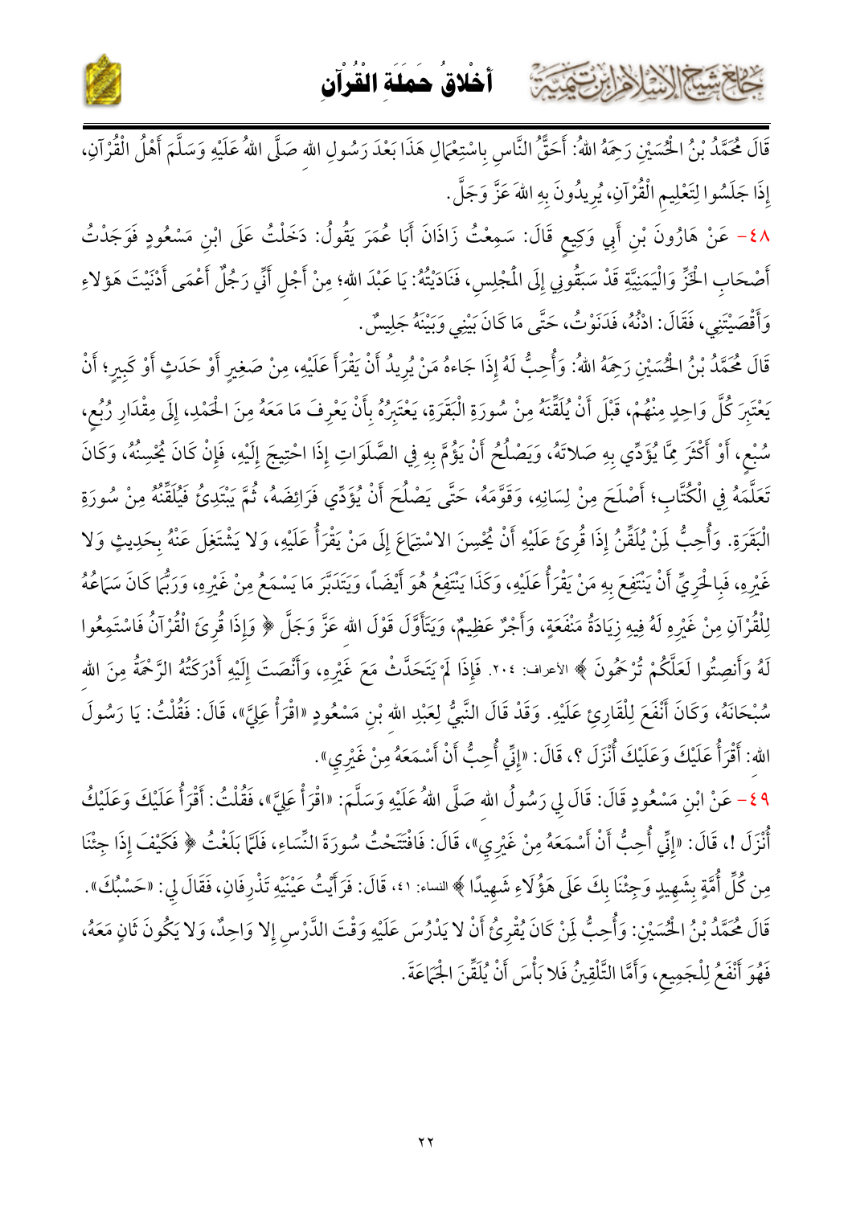قَالَ مُحَمَّدُ بْنُ الْحُسَيْنِ رَحِمَهُ اللهُ: أَحَقُّ النَّاسِ بِاسْتِعْمَالِ هَذَا بَعْدَ رَسُولِ اللهِ صَلَّى اللهُ عَلَيْهِ وَسَلَّمَ أَهْلُ الْقُرْآنِ، إِذَا جَلَسُوا لِتَعْلِيمِ الْقُرْآنِ، يُرِيدُونَ بِهِ اللهَ عَزَّ وَجَلَّ.

٤٨- عَنْ هَارُونَ بْنِ أَبِي وَكِيعٍ قَالَ: سَمِعْتُ زَاذَانَ أَبَا عُمَرَ يَقُولُ: دَخَلْتُ عَلَى ابْنِ مَسْعُودٍ فَوَجَدْتُ أَصْحَابِ الْخَزِّ وَالْيَمَنِيَّةِ قَدْ سَبَقُونِي إِلَى الْمَجْلِسِ، فَنَادَيْتُهُ: يَا عَبْدَ اللهِ؛ مِنْ أَجْلِ أَنِّي رَجُلٌ أَعْمَى أَدْنَيْتَ هَؤلاءِ وَأَقْصَيْتَنِي، فَقَالَ: ادْنُهُ، فَدَنَوْتُ، حَتَّى مَا كَانَ بَيْنِي وَبَيْنَهُ جَلِيسٌ.

قَالَ مُحَمَّدُ بْنُ الْحُسَيْنِ رَحِمَهُ اللهُ: وَأُحِبُّ لَهُ إِذَا جَاءَهُ مَنْ يُرِيدُ أَنْ يَقْرَأَ عَلَيْهِ، مِنْ صَغِيرٍ أَوْ حَدَثٍ أَوْ كَبِيرٍ؛ أَنْ يَعْتَبَرَ كُلَّ وَاحِدٍ مِنْهُمْ، قَبْلَ أَنْ يُلَقِّنَهُ مِنْ سُورَةِ الْبَقَرَةِ، يَعْتَبِرُهُ بِأَنْ يَعْرِفَ مَا مَعَهُ مِنَ الْحَمْدِ، إِلَى مِقْدَارِ رُبُعٍ، سُبْعٍ، أَوْ أَكْثَرَ مِمَّا يُؤَدِّي بِهِ صَلاتَهُ، وَيَصْلُحُ أَنْ يَؤُمَّ بِهِ فِي الصَّلَوَاتِ إِذَا احْتِيجَ إِلَيْهِ، فَإِنْ كَانَ يُحْسِنُهُ، وَكَانَ تَعَلَّمَهُ فِي الْكُتَّابِ؛ أَصْلَحَ مِنْ لِسَانِهِ، وَقَوَّمَهُ، حَتَّى يَصْلُحَ أَنْ يُؤَدِّيَ فَرَائِضَهُ، ثُمَّ يَبْتَدِئُ فَيُلَقِّنُهُ مِنْ سُورَةِ الْبَقَرَةِ. وَأُحِبُّ لِمَنْ يُلَقِّنُ إِذَا قُرِئَ عَلَيْهِ أَنْ يُحْسِنَ الاسْتِمَاعَ إِلَى مَنْ يَقْرَأُ عَلَيْهِ، وَلا يَشْتَغِلَ عَنْهُ بِحَدِيثٍ وَلا غَيْرِهِ، فَبِالْحَرِيِّ أَنْ يَنْتَفِعَ بِهِ مَنْ يَقْرَأُ عَلَيْهِ، وَكَذَا يَنْتَفِعُ هُوَ أَيْضاً، وَيَتَدَبَّرَ مَا يَسْمَعُ مِنْ غَيْرِهِ، وَرُبَّمَا كَانَ سَمَاعُهُ لِلْقُرْآنِ مِنْ غَيْرِهِ لَهُ فِيهِ زِيَادَةُ مَنْفَعَةٍ، وَأَجْرٌ عَظِيمٌ، وَيَتَأَوَّلَ قَوْلَ اللهِ عَزَّ وَجَلَّ ﴿ وَإِذَا قُرِئَ الْقُرْآنُ فَاسْتَمِعُوا لَهُ وَأَنصِتُوا لَعَلَّكُمْ تُرْحَمُونَ ﴾ الأعراف: ٢٠٤. فَإِذَا لَمْ يَتَحَدَّثْ مَعَ غَيْرِهِ، وَأَنْصَتَ إِلَيْهِ أَدْرَكَتْهُ الرَّحْمَةُ مِنَ اللهِ سُبْحَانَهُ، وَكَانَ أَنْفَعَ لِلْقَارِئِ عَلَيْهِ. وَقَدْ قَالَ النَّبِيُّ لِعَبْدِ اللهِ بْنِ مَسْعُودٍ «اقْرَأْ عَلَيَّ»، قَالَ: فَقُلْتُ: يَا رَسُولَ اللهِ: أَقْرَأُ عَلَيْكَ وَعَلَيْكَ أُنْزِلَ ؟، قَالَ: «إِنِّي أُحِبُّ أَنْ أَسْمَعَهُ مِنْ غَيْرِي».

٤٩- عَنْ ابْنِ مَسْعُودٍ قَالَ: قَالَ لِي رَسُولُ اللهِ صَلَّى اللهُ عَلَيْهِ وَسَلَّمَ: «اقْرَأْ عَلَيَّ»، فَقُلْتُ: أَقْرَأُ عَلَيْكَ وَعَلَيْكَ أُنْزِلَ !، قَالَ: «إِنِّي أُحِبُّ أَنْ أَسْمَعَهُ مِنْ غَيْرِي»، قَالَ: فَافْتَتَحْتُ سُورَةَ النِّسَاءِ، فَلَمَّا بَلَغْتُ ﴿ فَكَيْفَ إِذَا جِئْنَا مِن كُلِّ أُمَّةٍ بِشَهِيدٍ وَجِئْنَا بِكَ عَلَى هَؤُلَاءِ شَهِيدًا ﴾ النساء: ٤١، قَالَ: فَرَأَيْتُ عَيْنَيْهِ تَذْرِفَانِ، فَقَالَ لِي: «حَسْبُكَ».

قَالَ مُحَمَّدُ بْنُ الْحُسَيْنِ: وَأُحِبُّ لِمَنْ كَانَ يُقْرِئُ أَنْ لا يَدْرُسَ عَلَيْهِ وَقْتَ الدَّرْسِ إِلا وَاحِدٌ، وَلا يَكُونَ ثَانٍ مَعَهُ، فَهُوَ أَنْفَعُ لِلْجَمِيعِ، وَأَمَّا التَّلْقِينُ فَلا بَأْسَ أَنْ يُلَقِّنَ الْجَمَاعَةَ.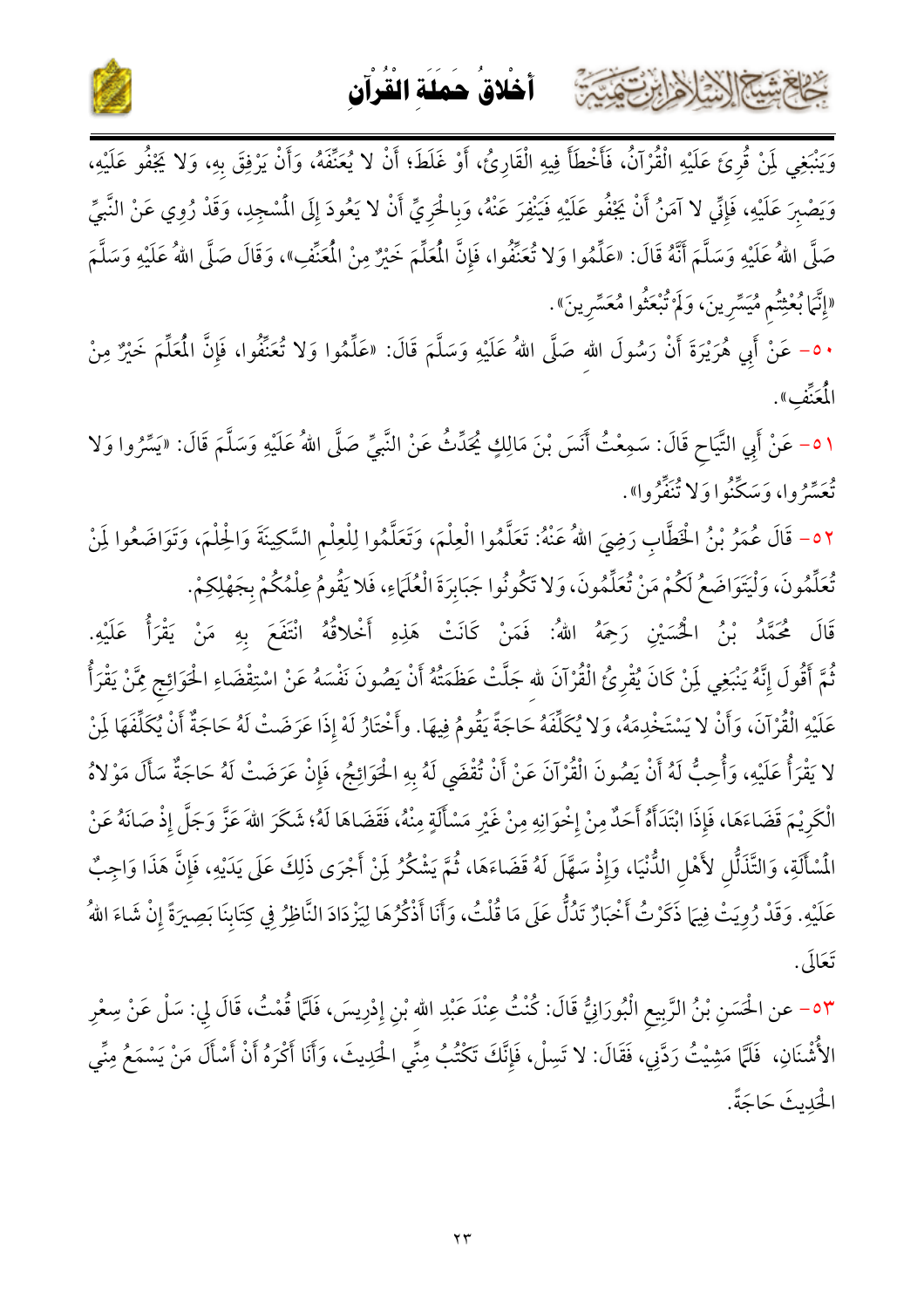وَيَنْبَغِي لِمَنْ قُرِئَ عَلَيْهِ الْقُرْآنُ، فَأَخْطَأَ فِيهِ الْقَارِئُ، أَوْ غَلَطَ؛ أَنْ لا يُعَنِّفَهُ، وَأَنْ يَرْفِقَ بِهِ، وَلا يَجْفُو عَلَيْهِ، وَيَصْبِرَ عَلَيْهِ، فَإِنِّي لا آمَنُ أَنْ يَجْفُو عَلَيْهِ فَيَنْفِرَ عَنْهُ، وَبِالْحَرِيِّ أَنْ لا يَعُودَ إِلَى الْمَسْجِدِ، وَقَدْ رُوِيَ عَنِ النَّبِيِّ صَلَّى اللهُ عَلَيْهِ وَسَلَّمَ أَنَّهُ قَالَ: «عَلِّمُوا وَلا تُعَنِّفُوا، فَإِنَّ الْمُعَلِّمَ خَيْرٌ مِنَ الْمُعَنِّفِ»، وَقَالَ صَلَّى اللهُ عَلَيْهِ وَسَلَّمَ «إِنَّمَا بُعِثْتُم مُيَسِّرِينَ، وَلَمْ تُبْعَثُوا مُعَسِّرِينَ».

٥٠- عَنْ أَبِي هُرَيْرَةَ أَنْ رَسُولَ اللهِ صَلَّى اللهُ عَلَيْهِ وَسَلَّمَ قَالَ: «عَلِّمُوا وَلا تُعَنِّفُوا، فَإِنَّ الْمُعَلِّمَ خَيْرٌ مِنَ الْمُعَنِّفِ».

٥١- عَنْ أَبِي التَّيَاحِ قَالَ: سَمِعْتُ أَنَسَ بْنَ مَالِكٍ يُحَدِّثُ عَنِ النَّبِيِّ صَلَّى اللهُ عَلَيْهِ وَسَلَّمَ قَالَ: «يَسِّرُوا وَلا تُعَسِّرُوا، وَسَكِّنُوا وَلا تُنَفِّرُوا».

٥٢- قَالَ عُمَرُ بْنُ الْخَطَّابِ رَضِيَ اللهُ عَنْهُ: تَعَلَّمُوا الْعِلْمَ، وَتَعَلَّمُوا لِلْعِلْمِ السَّكِينَةَ وَالْحِلْمَ، وَتَوَاضَعُوا لِمَنْ تُعَلِّمُونَ، وَلْيَتَوَاضَعُ لَكُمْ مَنْ تُعَلِّمُونَ، وَلا تَكُونُوا جَبَابِرَةَ الْعُلَمَاءِ، فَلا يَقُومُ عِلْمُكُمْ بِجَهْلِكِمْ.

قَالَ مُحَمَّدُ بْنُ الْحُسَيْنِ رَحِمَهُ اللهُ: فَمَنْ كَانَتْ هَذِهِ أَخْلاقُهُ انْتَفَعَ بِهِ مَنْ يَقْرَأُ عَلَيْهِ. ثُمَّ أَقُولَ إِنَّهُ يَنْبَغِي لِمَنْ كَانَ يُقْرِئُ الْقُرْآنَ للهِ جَلَّتْ عَظَمَتُهُ أَنْ يَصُونَ نَفْسَهُ عَنِ اسْتِقْضَاءِ الْحَوَائِجِ مِمَّنْ يَقْرَأُ عَلَيْهِ الْقُرْآنَ، وَأَنْ لا يَسْتَخْدِمَهُ، وَلا يُكَلِّفَهُ حَاجَةً يَقُومُ فِيهَا. وأَخْتَارُ لَهُ إِذَا عَرَضَتْ لَهُ حَاجَةٌ أَنْ يُكَلِّفَهَا لِمَنْ لا يَقْرَأُ عَلَيْهِ، وَأُحِبُّ لَهُ أَنْ يَصُونَ الْقُرْآنَ عَنْ أَنْ تُقْضَى لَهُ بِهِ الْحَوَائِجُ، فَإِنْ عَرَضَتْ لَهُ حَاجَةٌ سَأَلَ مَوْلاهُ الْكَرِيمَ قَضَاءَهَا، فَإِذَا ابْتَدَأَهُ أَحَدٌ مِنْ إِخْوَانِهِ مِنْ غَيْرِ مَسْأَلَةٍ مِنْهُ، فَقَضَاهَا لَهُ؛ شَكَرَ اللهَ عَزَّ وَجَلَّ إِذْ صَانَهُ عَنِ الْمَسْأَلَةِ، وَالتَّذَلُّلِ لأَهْلِ الدُّنْيَا، وَإِذْ سَهَّلَ لَهُ قَضَاءَهَا، ثُمَّ يَشْكُرُ لِمَنْ أَجْرَى ذَلِكَ عَلَى يَدَيْهِ، فَإِنَّ هَذَا وَاجِبٌ عَلَيْهِ. وَقَدْ رُوِيَتْ فِيمَا ذَكَرْتُ أَخْبَارٌ تَدُلُّ عَلَى مَا قُلْتُ، وَأَنَا أَذْكُرُهَا لِيَزْدَادَ النَّاظِرُ فِي كِتَابِنَا بَصِيرَةً إِنْ شَاءَ اللهُ تَعَالَى.

٥٣- عن الْحَسَنِ بْنُ الرَّبِيعِ الْبُورَانِيُّ قَالَ: كُنْتُ عِنْدَ عَبْدِ اللهِ بْنِ إِدْرِيسَ، فَلَمَّا قُمْتُ، قَالَ لِي: سَلْ عَنْ سِعْرِ الأُشْنَانِ، فَلَمَّا مَشِيْتُ رَدَّنِي، فَقَالَ: لا تَسِلْ، فَإِنَّكَ تَكْتُبُ مِنِّي الْحَدِيثَ، وَأَنَا أَكْرَهُ أَنْ أَسْأَلَ مَنْ يَسْمَعُ مِنِّي الْحَدِيثَ حَاجَةً.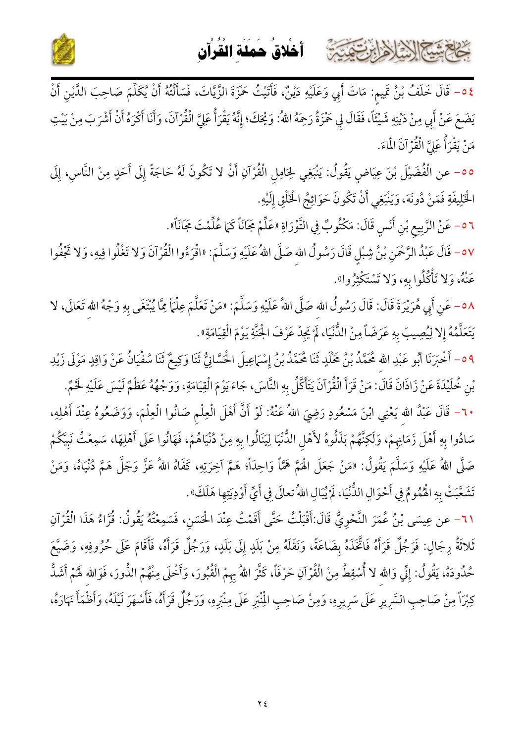٥٤- قَالَ خَلَفُ بْنُ تَمِيمٍ: مَاتَ أَبِي وَعَلَيْهِ دَيْنٌ، فَأَتَيْتُ حَمْزَةَ الزَّيَّاتَ، فَسَأَلْتُهُ أَنْ يُكَلِّمَ صَاحِبَ الدَّيْنِ أَنْ يَضَعَ عَنْ أَبِي مِنْ دَيْنِهِ شَيْئاً، فَقَالَ لِي حَمْزَةُ رَحِمَهُ اللهُ: وَيْحَكَ؛ إِنَّهُ يَقْرَأُ عَلَيَّ الْقُرْآنَ، وَأَنَا أَكْرَهُ أَنْ أَشْرَبَ مِنْ بَيْتِ مَنْ يَقْرَأُ عَلَيَّ الْقُرْآنَ الْمَاءَ.

٥٥- عن الْفُضَيْلَ بْنَ عِيَاضٍ يَقُولُ: يَنْبَغِي لِحَامِلِ الْقُرْآنِ أَنْ لا تَكُونَ لَهُ حَاجَةٌ إِلَى أَحَدٍ مِنْ النَّاسِ، إِلَى الْخَلِيفَةِ فَمَنْ دُونَهُ، وَيَنْبَغِي أَنْ تَكُونَ حَوَائِجُ الْخَلْقِ إِلَيْهِ.

٥٦- عَنْ الرَّبِيعِ بْنِ أَنَسٍ قَالَ: مَكْتُوبٌ فِي التَّوْرَاةِ «عَلِّمْ مَجَاناً كَمَا عُلِّمْتَ مَجَاناً».

٥٧- قَالَ عَبْدُ الرَّحْمَنِ بْنُ شِبْلٍ قَالَ رَسُولُ اللهِ صَلَّى اللهُ عَلَيْهِ وَسَلَّمَ: «اقْرَءُوا الْقُرْآنَ وَلا تَغْلُوا فِيهِ، وَلا تَجْفُوا عَنْهُ، وَلا تَأْكُلُوا بِهِ، وَلا تَسْتَكْثِرُوا».

٥٨- عَنِ أَبِي هُرَيْرَةَ قَالَ: قَالَ رَسُولُ اللهِ صَلَّى اللهُ عَلَيْهِ وَسَلَّمَ: «مَنْ تَعَلَّمَ عِلْماً مِمَّا يُبْتَغَى بِهِ وَجْهُ اللهِ تَعَالَى، لا يَتَعَلَّمُهُ إِلا لِيُصِيبَ بِهِ عَرَضاً مِنْ الدُّنْيَا، لَمْ يَجِدْ عَرْفَ الْجَنَّةِ يَوْمَ الْقِيَامَةِ».

٥٩- أَخْبَرَنَا أَبُو عَبْدِ اللهِ مُحَمَّدُ بْنُ مَخْلَدٍ ثَنَا مُحَمَّدُ بْنُ إِسْمَاعِيلَ الْحَسَّانِيُّ ثَنَا وَكِيعٌ ثَنَا سُفْيَانُ عَنْ وَاقِدٍ مَوْلَى زَيْدِ بْنِ خُلَيْدَةَ عَنْ زَاذَانَ قَالَ: مَنْ قَرَأَ الْقُرْآنَ يَتَأَكَّلُ بِهِ النَّاسَ، جَاءَ يَوْمَ الْقِيَامَةِ، وَوَجْهُهُ عَظْمٌ لَيْسَ عَلَيْهِ لَحْمٌ.

٦٠- قَالَ عَبْدُ اللهِ يَعْنِي ابْنَ مَسْعُودٍ رَضِيَ اللهُ عَنْهُ: لَوْ أَنَّ أَهْلَ الْعِلْمِ صَانُوا الْعِلْمَ، وَوَضَعُوهُ عِنْدَ أَهْلِهِ، سَادُوا بِهِ أَهْلَ زَمَانِهِمْ، وَلَكِنَّهُمْ بَذَلُوهُ لأَهْلِ الدُّنْيَا لِيَنَالُوا بِهِ مِنْ دُنْيَاهُمْ، فَهَانُوا عَلَى أَهْلِهَا، سَمِعْتُ نَبِيَّكُمْ صَلَّى اللهُ عَلَيْهِ وَسَلَّمَ يَقُولُ: «مَنْ جَعَلَ الْهَمَّ هَمّاً وَاحِداً؛ هَمَّ آخِرَتِهِ، كَفَاهُ اللهُ عَزَّ وَجَلَّ هَمَّ دُنْيَاهُ، وَمَنْ تَشَعَّبَتْ بِهِ الْهُمُومُ فِي أَحْوَالِ الدُّنْيَا، لَمْ يُبَالِ اللهُ تعالَى فِي أَيِّ أَوْدِيَتِها هَلَكَ».

٦١- عن عِيسَى بْنُ عُمَرَ النَّحْوِيُّ قَالَ:أَقْبَلْتُ حَتَّى أَقَمْتُ عِنْدَ الْحَسَنِ، فَسَمِعْتُهُ يَقُولُ: قُرَّاءُ هَذَا الْقُرْآنِ ثَلاثَةُ رِجَالٍ: فَرَجُلٌ قَرَأَهُ فَاتَّخَذَهُ بِضَاعَةً، وَنَقَلَهُ مِنْ بَلَدٍ إِلَى بَلَدٍ، وَرَجُلٌ قَرَأَهُ، فَأَقَامَ عَلَى حُرُوفِهِ، وَضَيَّعَ حُدُودَهُ، يَقُولُ: إِنِّي وَاللهِ لا أُسْقِطُ مِنْ الْقُرْآنِ حَرْفاً، كَثَّرَ اللهُ بِهِمْ الْقُبُورَ، وَأَخْلَى مِنْهُمْ الدُّورَ، فَوَاللهِ لَهُمْ أَشَدُّ كِبْرَاً مِنْ صَاحِبِ السَّرِيرِ عَلَى سَرِيرِهِ، وَمِنْ صَاحِبِ الْمِنْبَرِ عَلَى مِنْبَرِهِ، وَرَجُلٌ قَرَأَهُ، فَأَسْهَرَ لَيْلَهُ، وَأَظْمَأَ نَهَارَهُ،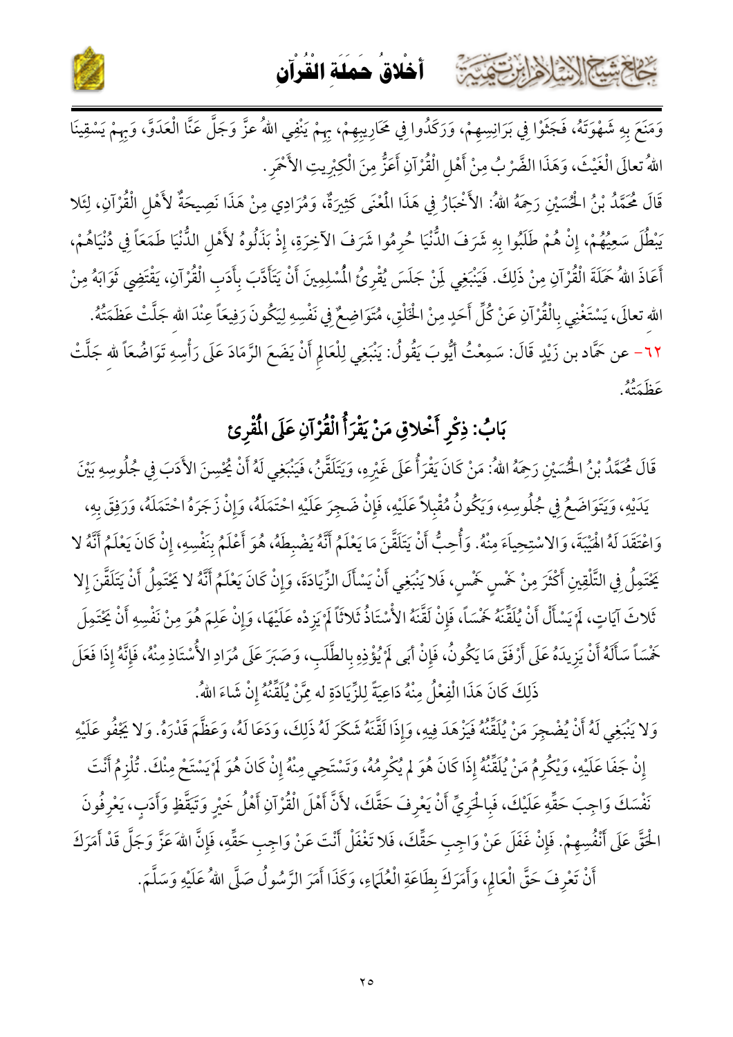وَمَنَعَ بِهِ شَهْوَتَهُ، فَجَثَوْا فِي بَرَانِسِهِمْ، وَرَكَدُوا فِي مَحَارِيبِهِمْ، بِهِمْ يَنْفِي اللهُ عَزَّ وَجَلَّ عَنَّا الْعَدُوَّ، وَبِهِمْ يَسْقِينَا اللهُ تعالَى الْغَيْثَ، وَهَذَا الضَّرْبُ مِنْ أَهْلِ الْقُرْآنِ أَعَزُّ مِنَ الْكِبْرِيتِ الأَحْمَرِ.

قَالَ مُحَمَّدُ بْنُ الْحُسَيْنِ رَحِمَهُ اللهُ: الأَخْبَارُ فِي هَذَا الْمَعْنَى كَثِيرَةٌ، وَمُرَادِي مِنْ هَذَا نَصِيحَةٌ لأَهْلِ الْقُرْآنِ، لِئَلا يَبْطُلَ سَعْيُهُمْ، إِنْ هُمْ طَلَبُوا بِهِ شَرَفَ الدُّنْيَا حُرِمُوا شَرَفَ الآخِرَةِ، إِذْ بَذَلُوهُ لأَهْلِ الدُّنْيَا طَمَعاً فِي دُنْيَاهُمْ، أَعَاذَ اللهُ حَمَلَةَ الْقُرْآنِ مِنْ ذَلِكَ. فَيَنْبَغِي لِمَنْ جَلَسَ يُقْرِئُ الْمُسْلِمِينَ أَنْ يَتَأَدَّبَ بِأَدَبِ الْقُرْآنِ، يَقْتَضِي ثَوَابَهُ مِنَ اللهِ تعالَى، يَسْتَغْنِي بِالْقُرْآنِ عَنْ كُلِّ أَحَدٍ مِنَ الْخَلْقِ، مُتَوَاضِعٌ فِي نَفْسِهِ لِيَكُونَ رَفِيعاً عِنْدَ اللهِ جَلَّتْ عَظَمَتُهُ.

٦٢- عن حَمَّاد بن زَيْدٍ قَالَ: سَمِعْتُ أَيُّوبَ يَقُولُ: يَنْبَغِي لِلْعَالِمِ أَنْ يَضَعَ الرَّمَادَ عَلَى رَأْسِهِ تَوَاضُعاً للهِ جَلَّتْ عَظَمَتُهُ.

## بَابُ: ذِكْرِ أَخْلاقِ مَنْ يَقْرَأُ الْقُرْآنَ عَلَى الْمُقْرِئ

قَالَ مُحَمَّدُ بْنُ الْحُسَيْنِ رَحِمَهُ اللهُ: مَنْ كَانَ يَقْرَأُ عَلَى غَيْرِهِ، وَيَتَلَقَّنُ، فَيَنْبَغِي لَهُ أَنْ يُحْسِنَ الأَدَبَ فِي جُلُوسِهِ بَيْنَ يَدَيْهِ، وَيَتَوَاضَعُ فِي جُلُوسِهِ، وَيَكُونُ مُقْبِلاً عَلَيْهِ، فَإِنْ ضَجِرَ عَلَيْهِ احْتَمَلَهُ، وَإِنْ زَجَرَهُ احْتَمَلَهُ، وَرَفِقَ بِهِ، وَاعْتَقَدَ لَهُ الْهَيْبَةَ، وَالاسْتِحياءَ مِنْهُ. وَأُحِبُّ أَنْ يَتَلَقَّنَ مَا يَعْلَمُ أَنَّهُ يَضْبِطَهُ، هُوَ أَعْلَمُ بِنَفْسِهِ، إِنْ كَانَ يَعْلَمُ أَنَّهُ لا يَحْتَمِلُ فِي التَّلْقِينِ أَكْثَرَ مِنْ خَمْسٍ خَمْسٍ، فَلا يَنْبَغِي أَنْ يَسْأَلَ الزِّيَادَةَ، وَإِنْ كَانَ يَعْلَمُ أَنَّهُ لا يَحْتَمِلُ أَنْ يَتَلَقَّنَ إِلا ثَلاثَ آيَاتٍ، لَمْ يَسْأَلْ أَنْ يُلَقِّنَهُ خَمْساً، فَإِنْ لَقَّنَهُ الأُسْتَاذُ ثَلاثاً لَمْ يَزِدْه عَلَيْهَا، وَإِنْ عَلِمَ هُوَ مِنْ نَفْسِهِ أَنْ يَحْتَمِلَ خَمْساً سَأَلَهُ أَنْ يَزِيدَهُ عَلَى أَرْفَقِ مَا يَكُونُ، فَإِنْ أَبَى لَمْ يُؤْذِهِ بِالطَّلَبِ، وَصَبَرَ عَلَى مُرَادِ الأُسْتَاذِ مِنْهُ، فَإِنَّهُ إِذَا فَعَلَ ذَلِكَ كَانَ هَذَا الْفِعْلُ مِنْهُ دَاعِيَةً لِلزِّيَادَةِ له مِمَّنْ يُلَقِّنُهُ إِنْ شَاءَ اللهُ.

وَلا يَنْبَغِي لَهُ أَنْ يُضْجِرَ مَنْ يُلَقِّنُهُ فَيَزْهَدَ فِيهِ، وَإِذَا لَقَّنَهُ شَكَرَ لَهُ ذَلِكَ، وَدَعَا لَهُ، وَعَظَّمَ قَدْرَهُ. وَلا يَجْفُو عَلَيْهِ إِنْ جَفَا عَلَيْهِ، وَيُكْرِمُ مَنْ يُلَقِّنُهُ إِذَا كَانَ هُوَ لم يُكْرِمُهُ، وَتَسْتَحِي مِنْهُ إِنْ كَانَ هُوَ لَمْ يَسْتَحِ مِنْكَ. تُلْزِمُ أَنْتَ نَفْسَكَ وَاجِبَ حَقِّهِ عَلَيْكَ، فَبِالْحَرِيِّ أَنْ يَعْرِفَ حَقَّكَ، لأَنَّ أَهْلَ الْقُرْآنِ أَهْلُ خَيْرٍ وَتَيَقُّظٍ وَأَدَبٍ، يَعْرِفُونَ الْحَقَّ عَلَى أَنْفُسِهِمْ. فَإِنْ غَفَلَ عَنْ وَاجِبِ حَقِّكَ، فَلا تَغْفَلْ أَنْتَ عَنْ وَاجِبِ حَقِّهِ، فَإِنَّ اللهَ عَزَّ وَجَلَّ قَدْ أَمَرَكَ أَنْ تَعْرِفَ حَقَّ الْعَالِمِ، وَأَمَرَكَ بِطَاعَةِ الْعُلَمَاءِ، وَكَذَا أَمَرَ الرَّسُولُ صَلَّى اللهُ عَلَيْهِ وَسَلَّمَ.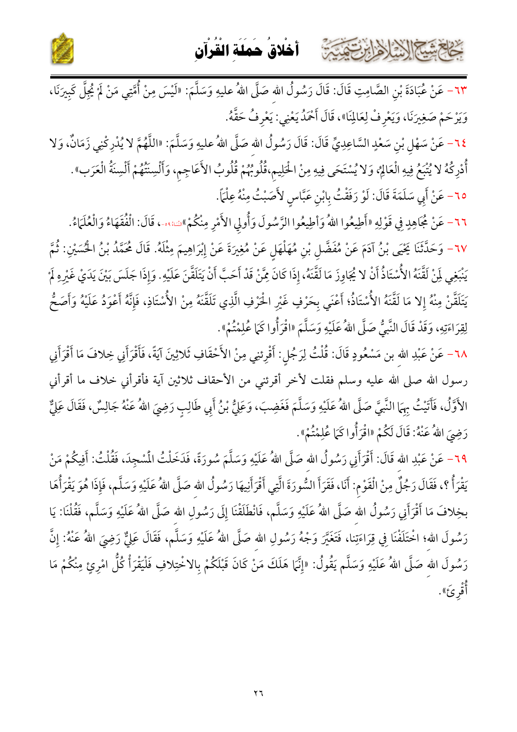٦٣- عَنْ عُبَادَةَ بْنِ الصَّامِتِ قَالَ: قَالَ رَسُولُ الله صَلَّى اللهُ عليهِ وَسَلَّمَ: «لَيْسَ مِنْ أُمَّتِي مَنْ لَمْ يُجِلَّ كَبِيرَنَا، وَيَرْحَمْ صَغِيرَنَا، وَيَعْرِفْ لِعَالِمِنَا»، قَالَ أَحْمَدُ يَعْنِي: يَعْرِفُ حَقَّهُ.

٦٤- عَنْ سَهْلِ بْنِ سَعْدٍ السَّاعِدِيِّ قَالَ: قَالَ رَسُولُ الله صَلَّى اللهُ عليهِ وَسَلَّمَ: «اللَّهُمَّ لا يُدْرِكْنِي زَمَانٌ، وَلا أُدْرِكُهُ لا يُتْبَعُ فِيهِ الْعَالِمُ، وَلا يُسْتَحَى فِيهِ مِنْ الْحَلِيمِ، قُلُوبُهُمْ قُلُوبُ الأَعَاجِمِ، وَأَلْسِنَتُهُمْ أَلْسِنَةُ الْعَرَبِ».

٦٥- عَنْ أَبِي سَلَمَةَ قَالَ: لَوْ رَفَقْتُ بِابْنِ عَبَّاسٍ لأَصَبْتُ مِنْهُ عِلْمًا.

٦٦- عَنْ مُجَاهِدٍ فِي قَوْلِهِ «أَطِيعُوا اللهَ وَأَطِيعُوا الرَّسُولَ وَأُولِي الأَمْرِ مِنْكُمْ»[النساء:٥٩]، قَالَ: الْفُقَهَاءُ وَالْعُلَمَاءُ.

٦٧- وَحَدَّثَنَا يَحْيَى بْنُ آدَمَ عَنْ مُفَضَّلِ بْنِ مُهَلْهَلٍ عَنْ مُغِيرَةَ عَنْ إِبْرَاهِيمَ مِثْلَهُ. قَالَ مُحَمَّدُ بْنُ الْحُسَيْنِ: ثُمَّ يَنْبَغِي لِمَنْ لَقَّنَهُ الأُسْتَاذُ أَنْ لا يُجَاوِزَ مَا لَقَّنَهُ، إِذَا كَانَ مِمَّنْ قَدْ أَحَبَّ أَنْ يَتَلَقَّنَ عَلَيْهِ. وَإِذَا جَلَسَ بَيْنَ يَدَيْ غَيْرِهِ لَمْ يَتَلَقَّنْ مِنْهُ إِلا مَا لَقَّنَهُ الأُسْتَاذُ؛ أَعْنِي بِحَرْفٍ غَيْرِ الْحَرْفِ الَّذِي تَلَقَّنَهُ مِنْ الأُسْتَاذِ، فَإِنَّهُ أَعْوَدُ عَلَيْهِ وَأَصَحُّ لِقِرَاءَتِهِ، وَقَدْ قَالَ النَّبِيُّ صَلَّى اللهُ عَلَيْهِ وَسَلَّمَ «اقْرَأُوا كَمَا عُلِمْتُمْ».

٦٨- عَنْ عَبْدِ الله بن مَسْعُودٍ قَالَ: قُلْتُ لِرَجُلٍ: أَقْرِئنِي مِنْ الأَحْقَافِ ثَلاثِينَ آيَةً، فَأَقْرَأَنِي خِلافَ مَا أَقْرَأَنِي رسول الله صلى الله عليه وسلم فقلت لآخر أقرئني من الأحقاف ثلاثين آية فأقرأني خلاف ما أقرأني الأَوَّلُ، فَأَتَيْتُ بِهِمَا النَّبِيَّ صَلَّى اللهُ عَلَيْهِ وَسَلَّمَ فَغَضِبَ، وَعَلِيُّ بْنُ أَبِي طَالِبٍ رَضِيَ اللهُ عَنْهُ جَالِسٌ، فَقَالَ عَلِيٌّ رَضِيَ اللهُ عَنْهُ: قَالَ لَكُمْ «اقْرَأُوا كَمَا عُلِمْتُمْ».

٦٩- عَنْ عَبْدِ الله قَالَ: أَقْرَأَنِي رَسُولُ الله صَلَّى اللهُ عَلَيْهِ وَسَلَّمَ سُورَةً، فَدَخَلْتُ الْمَسْجِدَ، فَقُلْتُ: أَفِيكُمْ مَنْ يَقْرَأُ؟، فَقَالَ رَجُلٌ مِنْ الْقَوْمِ: أَنَا، فَقَرَأَ السُّورَةَ الَّتِي أَقْرَأَنِيهَا رَسُولُ الله صَلَّى اللهُ عَلَيْهِ وَسَلَّم، فَإِذَا هُوَ يَقْرَأُهَا بِخِلافَ مَا أَقْرَأَنِي رَسُولُ الله صَلَّى اللهُ عَلَيْهِ وَسَلَّم، فَانْطَلَقْنَا إِلَى رَسُولِ الله صَلَّى اللهُ عَلَيْهِ وَسَلَّم، فَقُلْنَا: يَا رَسُولَ الله؛ اخْتَلَفْنَا فِي قِرَاءَتِنا، فَتَغَيَّرَ وَجْهُ رَسُولِ الله صَلَّى اللهُ عَلَيْهِ وَسَلَّم، فَقَالَ عَلِيٌّ رَضِيَ اللهُ عَنْهُ: إِنَّ رَسُولَ الله صَلَّى اللهُ عَلَيْهِ وَسَلَّم يَقُولُ: «إِنَّمَا هَلَكَ مَنْ كَانَ قَبْلَكُمْ بِالاخْتِلافِ فَلْيَقْرَأْ كُلُّ امْرِئٍ مِنْكُمْ مَا أُقْرِئَ».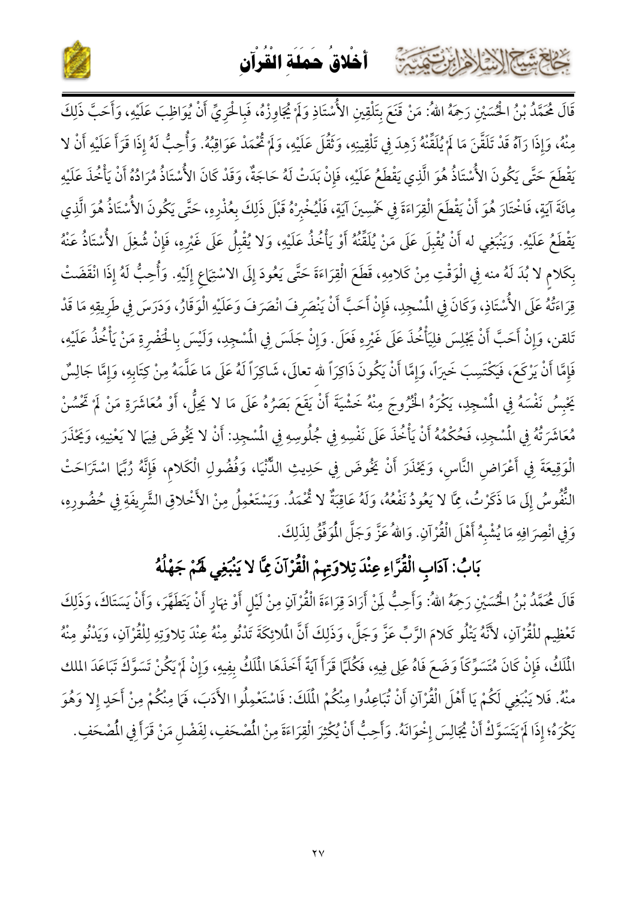قَالَ مُحَمَّدُ بْنُ الْحُسَيْنِ رَحِمَهُ اللهُ: مَنْ قَنَعَ بِتَلْقِينِ الأُسْتَاذِ وَلَمْ يُجَاوِزْهُ، فَبِالْحَرِيِّ أَنْ يُوَاظِبَ عَلَيْهِ، وَأَحَبَّ ذَلِكَ مِنْهُ، وَإِذَا رَآهُ قَدْ تَلَقَّنَ مَا لَمْ يُلَقِّنْهُ زَهِدَ فِي تَلْقِينِهِ، وَثَقُلَ عَلَيْهِ، وَلَمْ تُحْمَدْ عَوَاقِبُهُ. وَأُحِبُّ لَهُ إِذَا قَرَأَ عَلَيْهِ أَنْ لا يَقْطَعَ حَتَّى يَكُونَ الأُسْتَاذُ هُوَ الَّذِي يَقْطَعُ عَلَيْهِ، فَإِنْ بَدَتْ لَهُ حَاجَةٌ، وَقَدْ كَانَ الأُسْتَاذُ مُرَادُهُ أَنْ يَأْخُذَ عَلَيْهِ مِائَةَ آيَةٍ، فَاخْتَارَ هُوَ أَنْ يَقْطَعَ الْقِرَاءَةَ فِي خَمْسِينَ آيَةٍ، فَلْيُخْبِرْهُ قَبْلَ ذَلِكَ بِعُذْرِهِ، حَتَّى يَكُونَ الأُسْتَاذُ هُوَ الَّذِي يَقْطَعُ عَلَيْهِ. وَيَنْبَغِي له أَنْ يُقْبِلَ عَلَى مَنْ يُلَقِّنُهُ أَوْ يَأْخُذُ عَلَيْهِ، وَلا يُقْبِلُ عَلَى غَيْرِهِ، فَإِنْ شُغِلَ الأُسْتَاذُ عَنْهُ بِكَلامٍ لا بُدَ لَهُ منه فِي الْوَقْتِ مِنْ كَلامِهِ، قَطَعَ الْقِرَاءَةَ حَتَّى يَعُودَ إِلَى الاسْتِمَاعِ إِلَيْهِ. وَأُحِبُّ لَهُ إِذَا انْقَضَتْ قِرَاءَتُهُ عَلَى الأُسْتَاذِ، وَكَانَ فِي الْمَسْجِدِ، فَإِنْ أَحَبَّ أَنْ يَنْصَرِفَ انْصَرَفَ وَعَلَيْهِ الْوَقَارُ، وَدَرَسَ فِي طَرِيقِهِ مَا قَدْ تَلقن، وَإِنْ أَحَبَّ أَنْ يَجْلِسَ فلِيَأْخُذَ عَلَى غَيْرِهِ فَعَلَ. وَإِنْ جَلَسَ فِي الْمَسْجِدِ، وَلَيْسَ بِالْحَضْرَةِ مَنْ يَأْخُذُ عَلَيْهِ، فَإِمَّا أَنْ يَرْكَعَ، فَيَكْتَسِبَ خَيْراً، وَإِمَّا أَنْ يَكُونَ ذَاكِراً لله تعالى، شَاكِراً لَهُ عَلَى مَا عَلَّمَهُ مِنْ كِتَابِهِ، وَإِمَّا جَالِسٌ يَحْبِسُ نَفْسَهُ فِي الْمَسْجِدِ، يَكْرَهُ الْخُرُوجَ مِنْهُ خَشْيَةَ أَنْ يَقَعَ بَصَرُهُ عَلَى مَا لا يَحِلُّ، أَوْ مُعَاشَرَةِ مَنْ لَمْ تَحْسُنْ مُعَاشَرَتُهُ فِي الْمَسْجِدِ، فَحُكْمُهُ أَنْ يَأْخُذَ عَلَى نَفْسِهِ فِي جُلُوسِهِ فِي الْمَسْجِدِ: أَنْ لا يَخُوضَ فِيمَا لا يَعْنِيهِ، وَيَحْذَرَ الْوَقِيعَةَ فِي أَعْرَاضِ النَّاسِ، وَيَحْذَرَ أَنْ يَخُوضَ فِي حَدِيثِ الدُّنْيَا، وَفُضُولِ الْكَلامِ، فَإِنَّهُ رُبَّمَا اسْتَرَاحَتْ النُّفُوسُ إِلَى مَا ذَكَرْتُ، مِمَّا لا يَعُودُ نَفْعُهُ، وَلَهُ عَاقِبَةٌ لا تُحْمَدُ. وَيَسْتَعْمِلُ مِنَ الأَخْلاقِ الشَّرِيفَةِ فِي حُضُورِهِ، وَفِي انْصِرَافِهِ مَا يُشْبِهُ أَهْلَ الْقُرْآنِ. وَاللهُ عَزَّ وَجَلَّ الْمُوَفِّقُ لِذَلِكَ.

## بَابُ: آدَابِ الْقُرَّاءِ عِنْدَ تِلاوَتِهِمْ الْقُرْآنَ مِمَّا لا يَنْبَغِي لَهُمْ جَهْلُهُ

قَالَ مُحَمَّدُ بْنُ الْحُسَيْنِ رَحِمَهُ اللهُ: وَأُحِبُّ لِمَنْ أَرَادَ قِرَاءَةَ الْقُرْآنِ مِنْ لَيْلٍ أَوْ نَهَارٍ أَنْ يَتَطَهَّرَ، وَأَنْ يَسْتَاكَ، وَذَلِكَ تَعْظِيمٍ لِلْقُرْآنِ، لأَنَّهُ يَتْلُو كَلامَ الرَّبِّ عَزَّ وَجَلَّ، وَذَلِكَ أَنَّ الْمَلائِكَةَ تَدْنُو مِنْهُ عِنْدَ تِلاوَتِهِ لِلْقُرْآنِ، وَيَدْنُو مِنْهُ الْمَلَكُ، فَإِنْ كَانَ مُتَسَوِّكاً وَضَعَ فَاهُ عَلى فِيهِ، فَكُلَّمَا قَرَأَ آيَةً أَخَذَهَا الْمَلَكُ بِفِيهِ، وَإِنْ لَمْ يَكُنْ تَسَوَّكَ تَبَاعَدَ الملك مِنْهُ. فَلا يَنْبَغِي لَكُمْ يَا أَهْلَ الْقُرْآنِ أَنْ تُبَاعِدُوا مِنْكُمْ الْمَلَكَ: فَاسْتَعْمِلُوا الأَدَبَ، فَمَا مِنْكُمْ مِنْ أَحَدٍ إلا وَهُوَ يَكْرَهُ؛ إِذَا لَمْ يَتَسَوَّكْ أَنْ يُجَالِسَ إِخْوَانَهُ. وَأُحِبُّ أَنْ يُكْثِرَ الْقِرَاءَةَ مِنْ الْمُصْحَفِ، لِفَضْلِ مَنْ قَرَأَ فِي الْمُصْحَفِ.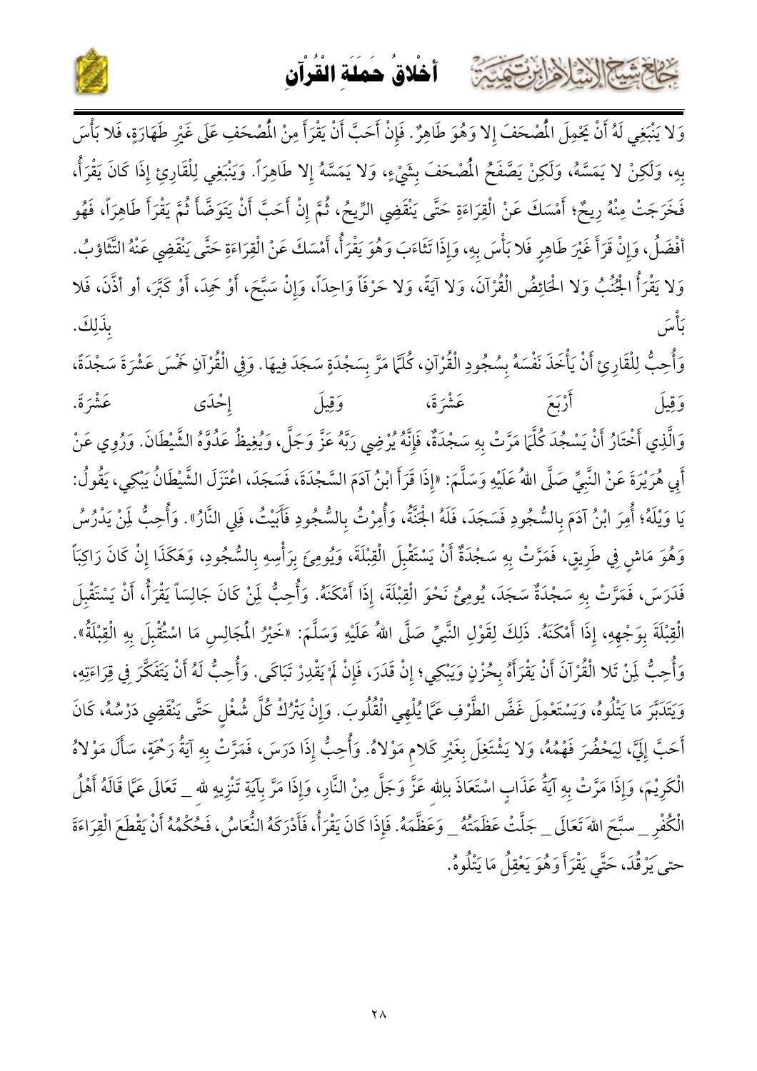وَلا يَنْبَغِي لَهُ أَنْ يَحْمِلَ الْمُصْحَفَ إلا وَهُوَ طَاهِرٌ. فَإِنْ أَحَبَّ أَنْ يَقْرَأَ مِنْ الْمُصْحَفِ عَلَى غَيْرِ طَهَارَةٍ، فَلا بَأْسَ بِهِ، وَلَكِنْ لا يَمَسَّهُ، وَلَكِنْ يَصَّفَحُ الْمُصْحَفَ بِشَيْءٍ، وَلا يَمَسَّهُ إلا طَاهِراً. وَيَنْبَغِي لِلْقَارِئِ إذَا كَانَ يَقْرَأُ، فَخَرَجَتْ مِنْهُ رِيحٌ؛ أَمْسَكَ عَنْ الْقِرَاءَةِ حَتَّى يَنْقَضِي الرِّيحُ، ثُمَّ إنْ أَحَبَّ أَنْ يَتَوَضَّأَ ثُمَّ يَقْرَأَ طَاهِراً، فَهُو أَفْضَلُ، وَإِنْ قَرَأَ غَيْرَ طَاهِرٍ فَلا بَأْسَ بِهِ، وَإِذَا تَثَاءَبَ وَهُوَ يَقْرَأُ، أَمْسَكَ عَنْ الْقِرَاءَةِ حَتَّى يَنْقَضِي عَنْهُ التَّثَاؤبُ. وَلا يَقْرَأُ الْجُنُبُ وَلا الْحَائِضُ الْقُرْآنَ، وَلا آيَةً، وَلا حَرْفاً وَاحِداً، وَإِنْ سَبَّحَ، أَوْ حَمِدَ، أَوْ كَبَّرَ، أو أَذَّنَ، فَلا بَأْسَ بِذَلِكَ.

وَأُحِبُّ لِلْقَارِئِ أَنْ يَأْخُذَ نَفْسَهُ بِسُجُودِ الْقُرْآنِ، كُلَّمَا مَرَّ بِسَجْدَةٍ سَجَدَ فِيهَا. وَفِي الْقُرْآنِ خَمْسَ عَشْرَةَ سَجْدَةً، وَقِيلَ أَرْبَعَ عَشْرَةَ، وَقِيلَ إحْدَى عَشْرَةَ.

وَالَّذِي أَخْتَارُ أَنْ يَسْجُدَ كُلَّمَا مَرَّتْ بِهِ سَجْدَةٌ، فَإِنَّهُ يُرْضِي رَبَّهُ عَزَّ وَجَلَّ، وَيُغِيظُ عَدُوَّهُ الشَّيْطَانَ. وَرُوِي عَنْ أَبِي هُرَيْرَةَ عَنْ النَّبِيِّ صَلَّى اللهُ عَلَيْهِ وَسَلَّمَ: «إذَا قَرَأَ ابْنُ آدَمَ السَّجْدَةَ، فَسَجَدَ، اعْتَزَلَ الشَّيْطَانُ يَبْكِي، يَقُولُ: يَا وَيْلَهُ؛ أُمِرَ ابْنُ آدَمَ بِالسُّجُودِ فَسَجَدَ، فَلَهُ الْجَنَّةُ، وَأُمِرْتُ بِالسُّجُودِ فَأَبَيْتُ، فَلِي النَّارُ». وَأُحِبُّ لِمَنْ يَدْرُسُ وَهُوَ مَاشٍ فِي طَرِيقٍ، فَمَرَّتْ بِهِ سَجْدَةٌ أَنْ يَسْتَقْبِلَ الْقِبْلَةَ، وَيُومِئَ بِرَأْسِهِ بِالسُّجُودِ، وَهَكَذَا إنْ كَانَ رَاكِباً فَدَرَسَ، فَمَرَّتْ بِهِ سَجْدَةٌ سَجَدَ، يُومِئُ نَحْوَ الْقِبْلَةِ، إذَا أَمْكَنَهُ. وَأُحِبُّ لِمَنْ كَانَ جَالِساً يَقْرَأُ، أَنْ يَسْتَقْبِلَ الْقِبْلَةَ بِوَجْهِهِ، إذَا أَمْكَنَهُ. ذَلِكَ لِقَوْلِ النَّبِيِّ صَلَّى اللهُ عَلَيْهِ وَسَلَّمَ: «خَيْرُ الْمَجَالِسِ مَا اسْتُقْبِلَ بِهِ الْقِبْلَةُ». وَأُحِبُّ لِمَنْ تَلا الْقُرْآنَ أَنْ يَقْرَأَهُ بِحُزْنٍ وَيَبْكِي؛ إنْ قَدَرَ، فَإِنْ لَمْ يَقْدِرْ تَبَاكَى. وَأُحِبُّ لَهُ أَنْ يَتَفَكَّرَ فِي قِرَاءَتِهِ، وَيَتَدَبَّرَ مَا يَتْلُوهُ، وَيَسْتَعْمِلَ غَضَّ الطَّرْفِ عَمَّا يُلْهِي الْقُلُوبَ. وَإِنْ يَتْرُكْ كُلَّ شُغْلٍ حَتَّى يَنْقَضِي دَرْسُهُ، كَانَ أَحَبَّ إلَيَّ، لِيَحْضُرَ فَهْمُهُ، وَلا يَشْتَغِلَ بِغَيْرِ كَلامِ مَوْلاهُ. وَأُحِبُّ إذَا دَرَسَ، فَمَرَّتْ بِهِ آيَةُ رَحْمَةٍ، سَأَلَ مَوْلاهُ الْكَرِيمَ، وَإِذَا مَرَّتْ بِهِ آيَةُ عَذَابٍ اسْتَعَاذَ بِاللهِ عَزَّ وَجَلَّ مِنْ النَّارِ، وَإِذَا مَرَّ بِآيَةٍ تَنْزِيهٍ لله _ تَعَالَى عَمَّا قَالَهُ أَهْلُ الْكُفْرِ _ سبَّحَ اللهَ تَعَالَى _ جَلَّتْ عَظَمَتُهُ _ وَعَظَّمَهُ. فَإِذَا كَانَ يَقْرَأُ، فَأَدْرَكَهُ النُّعَاسُ، فَحُكْمُهُ أَنْ يَقْطَعَ الْقِرَاءَةَ حتى يَرْقُدَ، حَتَّي يَقْرَأَ وَهُوَ يَعْقِلُ مَا يَتْلُوهُ.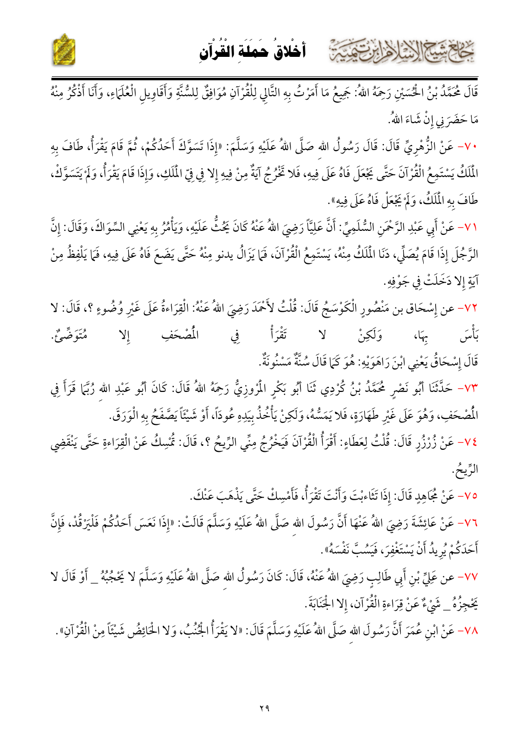قَالَ مُحَمَّدُ بْنُ الْحُسَيْنِ رَحِمَهُ اللهُ: جَمِيعُ مَا أَمَرْتُ بِهِ التَّالِي لِلْقُرْآنِ مُوَافِقٌ لِلسُّنَّةِ وَأَقَاوِيلِ الْعُلَمَاءِ، وَأَنَا أَذْكُرُ مِنْهُ مَا حَضَرَنِي إِنْ شَاءَ اللهُ.

٧٠- عَنْ الزُّهْرِيِّ قَالَ: قَالَ رَسُولُ الله صَلَّى اللهُ عَلَيْهِ وَسَلَّمَ: «إِذَا تَسَوَّكَ أَحَدُكُمْ، ثُمَّ قَامَ يَقْرَأُ، طَافَ بِهِ الْمَلَكُ يَسْتَمِعُ الْقُرْآنَ حَتَّى يَجْعَلَ فَاهُ عَلَى فِيهِ، فَلا تَخْرُجُ آيَةٌ مِنْ فِيهِ إِلا فِي فِيِّ الْمَلَكِ، وَإِذَا قَامَ يَقْرَأُ، وَلَمْ يَتَسَوَّكْ، طَافَ بِهِ الْمَلَكُ، وَلَمْ يَجْعَلْ فَاهُ عَلَى فِيهِ».

٧١- عَنْ أَبِي عَبْدِ الرَّحْمَنِ السُّلَمِيِّ: أَنَّ عَلِيّاً رَضِيَ اللهُ عَنْهُ كَانَ يَحُثُّ عَلَيْهِ، وَيَأْمُرُ بِهِ يَعْنِي السِّوَاكَ، وَقَالَ: إِنَّ الرَّجُلَ إِذَا قَامَ يُصَلِّي، دَنَا الْمَلَكُ مِنْهُ، يَسْتَمِعُ الْقُرْآنَ، فَمَا يَزَالُ يدنو مِنْهُ حَتَّى يَضَعَ فَاهُ عَلَى فِيهِ، فَمَا يَلْفِظُ مِنْ آيَةٍ إِلا دَخَلَتْ فِي جَوْفِهِ.

٧٢- عن إِسْحَاق بن مَنْصُورٍ الْكَوْسَجُ قَالَ: قُلْتُ لأَحْمَدَ رَضِيَ اللهُ عَنْهُ: الْقِرَاءةُ عَلَى غَيْرِ وُضُوءٍ ؟، قَالَ: لا بَأْسَ بِهَا، وَلَكِنْ لا تَقْرَأْ فِي الْمُصْحَفِ إِلا مُتَوَضِّئٌ.

قَالَ إِسْحَاقُ يَعْنِي ابْنَ رَاهَوَيْهِ: هُوَ كَمَا قَالَ سُنَّةٌ مَسْنُونَةٌ.

٧٣- حَدَّثَنَا أَبُو نَصْرٍ مُحَمَّدُ بْنُ كُرْدِي ثَنَا أَبُو بَكْرٍ الْمَرْوزِيُّ رَحِمَهُ اللهُ قَالَ: كَانَ أَبُو عَبْدِ الله رُبَّمَا قَرَأَ فِي الْمُصْحَفِ، وَهُوَ عَلَى غَيْرِ طَهَارَةٍ، فَلا يَمَسُّهُ، وَلَكِنْ يَأْخُذُ بِيَدِهِ عُوداً، أَوْ شَيْئاً يَصَّفَحُ بِهِ الْوَرَقَ.

٧٤- عَنْ زُرْزُرٍ قَالَ: قُلْتُ لِعَطَاءٍ: أَقْرَأُ الْقُرْآنَ فَيَخْرُجُ مِنِّي الرِّيحُ ؟، قَالَ: تُمْسِكُ عَنْ الْقِرَاءةِ حَتَّى يَنْقَضِي الرِّيحُ.

٧٥- عَنْ مُجَاهِدٍ قَالَ: إِذَا تَثَاءبْتَ وَأَنْتَ تَقْرَأُ، فَأَمْسِكْ حَتَّى يَذْهَبَ عَنْكَ.

٧٦- عَنْ عَائِشَةَ رَضِيَ اللهُ عَنْهَا أَنَّ رَسُولَ الله صَلَّى اللهُ عَلَيْهِ وَسَلَّمَ قَالَتْ: «إِذَا نَعَسَ أَحَدُكُمْ فَلْيَرْقُدْ، فَإِنَّ أَحَدَكُمْ يُرِيدُ أَنْ يَسْتَغْفِرَ، فَيَسُبَّ نَفْسَهُ».

٧٧- عن عَلِيِّ بْنِ أَبِي طَالِبٍ رَضِيَ اللهُ عَنْهُ، قَالَ: كَانَ رَسُولُ الله صَلَّى اللهُ عَلَيْهِ وَسَلَّمَ لا يَحْجُبُهُ _ أَوْ قَالَ لا يَحْجِزُهُ _ شَيْءٌ عَنْ قِرَاءةِ الْقُرْآنِ، إِلا الْجَنَابَةَ.

٧٨- عَنْ ابْنِ عُمَرَ أَنَّ رَسُولَ الله صَلَّى اللهُ عَلَيْهِ وَسَلَّمَ قَالَ: «لا يَقْرَأُ الْجُنُبُ، وَلا الْحَائِضُ شَيْئاً مِنْ الْقُرْآنِ».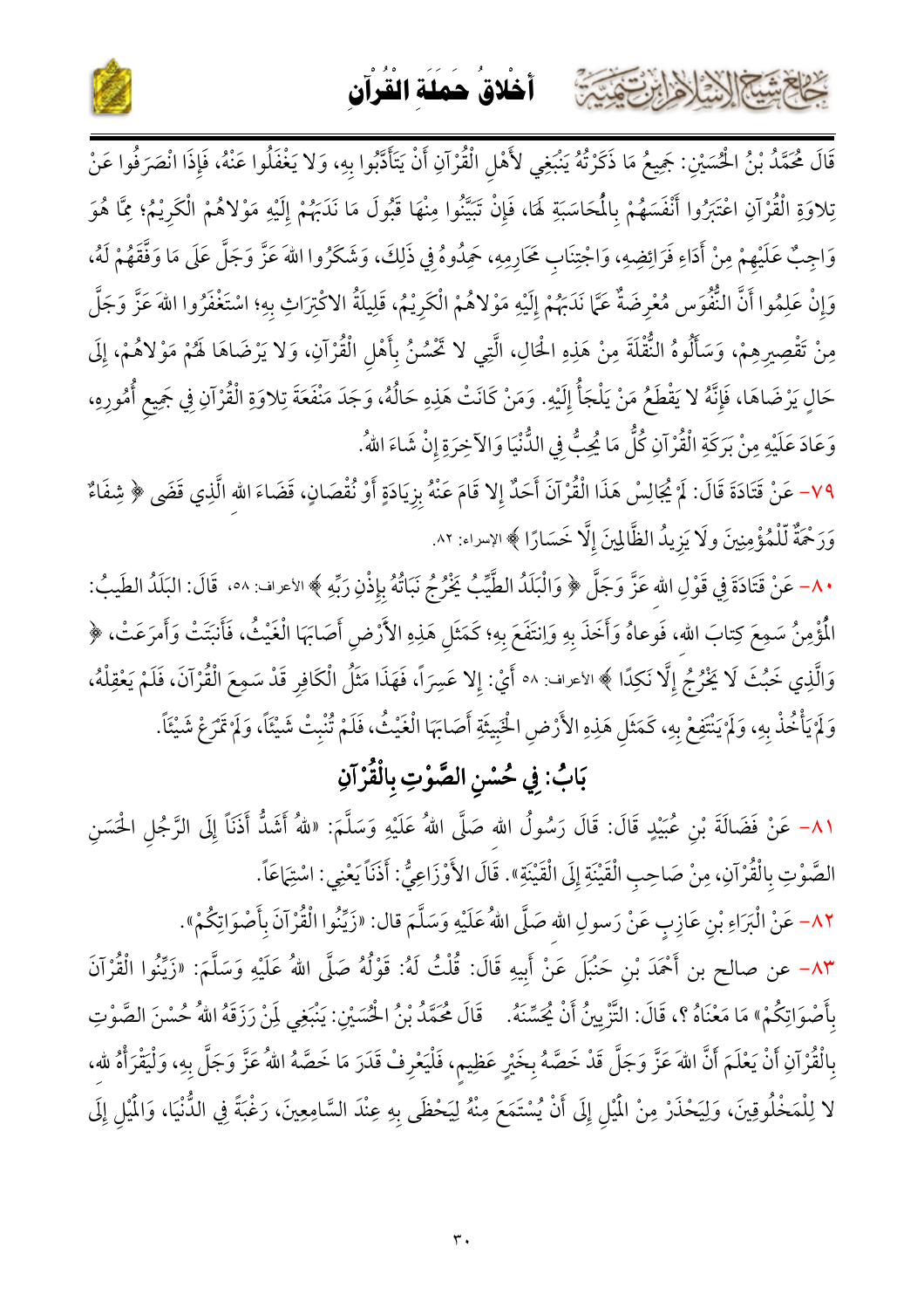قَالَ مُحَمَّدُ بْنُ الْحُسَيْنِ: جَمِيعُ مَا ذَكَرْتُهُ يَنْبَغِي لأَهْلِ الْقُرْآنِ أَنْ يَتَأَدَّبُوا بِهِ، وَلا يَغْفَلُوا عَنْهُ، فَإِذَا انْصَرَفُوا عَنْ تِلاوَةِ الْقُرْآنِ اعْتَبَرُوا أَنْفُسَهُمْ بِالْمُحَاسَبَةِ لَهَا، فَإِنْ تَبَيَّنُوا مِنْهَا قَبُولَ مَا نَدَبَهُمْ إِلَيْهِ مَوْلاهُمُ الْكَرِيْمُ؛ مِمَّا هُوَ وَاجِبٌ عَلَيْهِمْ مِنْ أَدَاءِ فَرَائِضِهِ، وَاجْتِنَابِ مَحَارِمِهِ، حَمِدُوهُ فِي ذَلِكَ، وَشَكَرُوا اللهَ عَزَّ وَجَلَّ عَلَى مَا وَفَّقَهُمْ لَهُ، وَإِنْ عَلِمُوا أَنَّ النُّفُوسَ مُعْرِضَةٌ عَمَّا نَدَبَهُمْ إِلَيْهِ مَوْلاهُمُ الْكَرِيْمُ، قَلِيلَةُ الاكْتِرَاثِ بِهِ؛ اسْتَغْفَرُوا اللهَ عَزَّ وَجَلَّ مِنْ تَقْصِيرِهِمْ، وَسَأَلُوهُ النُّقْلَةَ مِنْ هَذِهِ الْحَالِ، الَّتِي لا تَحْسُنُ بِأَهْلِ الْقُرْآنِ، وَلا يَرْضَاهَا لَهُمْ مَوْلاهُمْ، إِلَى حَالٍ يَرْضَاهَا، فَإِنَّهُ لا يَقْطَعُ مَنْ يَلْجَأُ إِلَيْهِ. وَمَنْ كَانَتْ هَذِهِ حَالُهُ، وَجَدَ مَنْفَعَةَ تِلاوَةِ الْقُرْآنِ فِي جَمِيعِ أُمُورِهِ، وَعَادَ عَلَيْهِ مِنْ بَرَكَةِ الْقُرْآنِ كُلُّ مَا يُحِبُّ فِي الدُّنْيَا وَالآخِرَةِ إِنْ شَاءَ اللهُ.

٧٩- عَنْ قَتَادَةَ قَالَ: لَمْ يُجَالِسْ هَذَا الْقُرْآنَ أَحَدٌ إِلا قَامَ عَنْهُ بِزِيَادَةٍ أَوْ نُقْصَانٍ، قَضَاءَ اللهِ الَّذِي قَضَى ﴿ شِفَاءٌ وَرَحْمَةٌ لِّلْمُؤْمِنِينَ وَلَا يَزِيدُ الظَّالِمِينَ إِلَّا خَسَارًا ﴾ الإسراء: ٨٢.

٨٠- عَنْ قَتَادَةَ فِي قَوْلِ اللهِ عَزَّ وَجَلَّ ﴿ وَالْبَلَدُ الطَّيِّبُ يَخْرُجُ نَبَاتُهُ بِإِذْنِ رَبِّهِ ﴾ الأعراف: ٥٨، قَالَ: البَلَدُ الطَيبُ: الْمُؤْمِنُ سَمِعَ كِتَابَ اللهِ، فَوعاهُ وَأَخَذَ بِهِ وَانتَفَعَ بِهِ؛ كَمَثَلِ هَذِهِ الأَرْضِ أَصَابَهَا الْغَيْثُ، فَأَنبَتَتْ وَأَمرَعَتْ، ﴿ وَالَّذِي خَبُثَ لَا يَخْرُجُ إِلَّا نَكِدًا ﴾ الأعراف: ٥٨ أَيْ: إلا عَسِراً، فَهَذَا مَثَلُ الْكَافِرِ قَدْ سَمِعَ الْقُرْآنَ، فَلَمْ يَعْقِلْهُ، وَلَمْ يَأْخُذْ بِهِ، وَلَمْ يَنْتَفِعْ بِهِ، كَمَثَلِ هَذِهِ الأَرْضِ الْخَبِيثَةِ أَصَابَهَا الْغَيْثُ، فَلَمْ تُنْبِتْ شَيْئًا، وَلَمْ تَمْرَعْ شَيْئًا.

## بَابٌ: فِي حُسْنِ الصَّوْتِ بِالْقُرْآنِ

٨١- عَنْ فَضَالَةَ بْنِ عُبَيْدٍ قَالَ: قَالَ رَسُولُ اللهِ صَلَّى اللهُ عَلَيْهِ وَسَلَّمَ: «للهُ أَشَدُّ أَذَنًا إِلَى الرَّجُلِ الْحَسَنِ الصَّوْتِ بِالْقُرْآنِ، مِنْ صَاحِبِ الْقَيْنَةِ إِلَى الْقَيْنَةِ». قَالَ الأَوْزَاعِيُّ: أَذَنًا يَعْنِي: اسْتِمَاعًا.

٨٢- عَنِ الْبَرَاءِ بْنِ عَازِبٍ عَنْ رَسولِ اللهِ صَلَّى اللهُ عَلَيْهِ وَسَلَّمَ قال: «زَيِّنُوا الْقُرْآنَ بِأَصْوَاتِكُمْ».

٨٣- عن صالح بن أَحْمَدَ بْنِ حَنْبَلَ عَنْ أَبِيهِ قَالَ: قُلْتُ لَهُ: قَوْلُهُ صَلَّى اللهُ عَلَيْهِ وَسَلَّمَ: «زَيِّنُوا الْقُرْآنَ بِأَصْوَاتِكُمْ» مَا مَعْنَاهُ ؟، قَالَ: التَّزْيِينُ أَنْ يُحَسِّنَهُ. قَالَ مُحَمَّدُ بْنُ الْحُسَيْنِ: يَنْبَغِي لِمَنْ رَزَقَهُ اللهُ حُسْنَ الصَّوْتِ بِالْقُرْآنِ أَنْ يَعْلَمَ أَنَّ اللهَ عَزَّ وَجَلَّ قَدْ خَصَّهُ بِخَيْرٍ عَظِيمٍ، فَلْيَعْرِفْ قَدَرَ مَا خَصَّهُ اللهُ عَزَّ وَجَلَّ بِهِ، وَلْيَقْرَأْهُ للهِ، لا لِلْمَخْلُوقِينَ، وَلِيَحْذَرْ مِنَ الْمَيْلِ إِلَى أَنْ يُسْتَمَعَ مِنْهُ لِيَحْظَى بِهِ عِنْدَ السَّامِعِينَ، رَغْبَةً فِي الدُّنْيَا، وَالْمَيْلِ إِلَى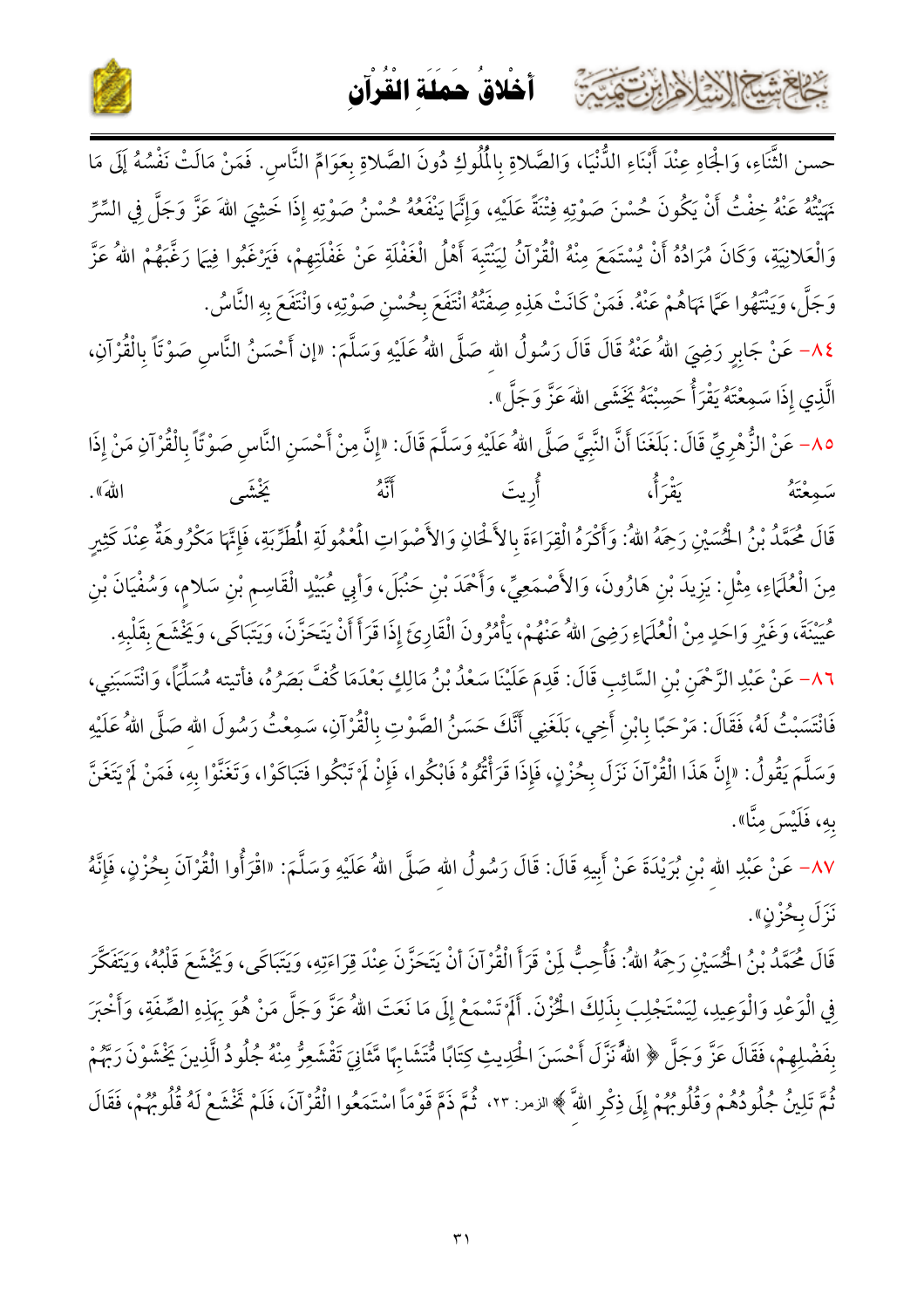حسن الثَّناءِ، وَالجْاهِ عِنْدَ أَبْنَاءِ الدُّنْيَا، وَالصَّلاةِ بِالْمُلُوكِ دُونَ الصَّلاةِ بِعَوَامِّ النَّاسِ. فَمَنْ مَالَتْ نَفْسُهُ إِلَى مَا نَهَيْتُهُ عَنْهُ خِفْتُ أَنْ يَكُونَ حُسْنَ صَوْتِهِ فِتْنَةً عَلَيْهِ، وَإِنَّمَا يَنْفَعُهُ حُسْنُ صَوْتِهِ إِذَا خَشِيَ اللهَ عَزَّ وَجَلَّ فِي السِّرِّ وَالْعَلانِيَةِ، وَكَانَ مُرَادُهُ أَنْ يُسْتَمَعَ مِنْهُ الْقُرْآنُ لِيَنْتَبِهَ أَهْلُ الْغَفْلَةِ عَنْ غَفْلَتِهِمْ، فَيَرْغَبُوا فِيمَا رَغَّبَهُمُ اللهُ عَزَّ وَجَلَّ، وَيَنْتَهُوا عَمَّا نَهَاهُمْ عَنْهُ. فَمَنْ كَانَتْ هَذِهِ صِفَتُهُ انْتَفَعَ بِحُسْنِ صَوْتِهِ، وَانْتَفَعَ بِهِ النَّاسُ.

٨٤- عَنْ جَابِرٍ رَضِيَ اللهُ عَنْهُ قَالَ قَالَ رَسُولُ اللهِ صَلَّى اللهُ عَلَيْهِ وَسَلَّمَ: «إن أَحْسَنُ النَّاسِ صَوْتاً بِالْقُرْآنِ، الَّذِي إِذَا سَمِعْتَهُ يَقْرَأُ حَسِبْتَهُ يَخْشَى اللهَ عَزَّ وَجَلَّ».

٨٥- عَنْ الزُّهْرِيِّ قَالَ: بَلَغَنَا أَنَّ النَّبِيَّ صَلَّى اللهُ عَلَيْهِ وَسَلَّمَ قَالَ: «إِنَّ مِنْ أَحْسَنِ النَّاسِ صَوْتاً بِالْقُرْآنِ مَنْ إِذَا سَمِعْتَهُ يَقْرَأُ، أُرِيتَ أَنَّهُ يَخْشَى اللهَ».

قَالَ مُحَمَّدُ بْنُ الْحُسَيْنِ رَحِمَهُ اللهُ: وَأَكْرَهُ الْقِرَاءَةَ بِالأَلْحَانِ وَالأَصْوَاتِ الْمَعْمُولَةِ الْمُطَرِّبَةِ، فَإِنَّهَا مَكْرُوهَةٌ عِنْدَ كَثِيرٍ مِنَ الْعُلَمَاءِ، مِثْلِ: يَزِيدَ بْنِ هَارُونَ، وَالأَصْمَعِيِّ، وَأَحْمَدَ بْنِ حَنْبَلَ، وَأَبِي عُبَيْدٍ الْقَاسِمِ بْنِ سَلامٍ، وَسُفْيَانَ بْنِ عُيَيْنَةَ، وَغَيْرِ وَاحِدٍ مِنْ الْعُلَمَاءِ رَضِيَ اللهُ عَنْهُمْ، يَأْمُرُونَ الْقَارِئَ إِذَا قَرَأَ أَنْ يَتَحَزَّنَ، وَيَتَبَاكَى، وَيَخْشَعَ بِقَلْبِهِ.

٨٦- عَنْ عَبْدِ الرَّحْمَنِ بْنِ السَّائِبِ قَالَ: قَدِمَ عَلَيْنَا سَعْدُ بْنُ مَالِكٍ بَعْدَمَا كُفَّ بَصَرُهُ، فأتيته مُسَلِّمًا، وَانْتَسَبَنِي، فَانْتَسَبْتُ لَهُ، فَقَالَ: مَرْحَبًا بِابْنِ أَخِي، بَلَغَنِي أَنَّكَ حَسَنُ الصَّوْتِ بِالْقُرْآنِ، سَمِعْتُ رَسُولَ اللهِ صَلَّى اللهُ عَلَيْهِ وَسَلَّمَ يَقُولُ: «إِنَّ هَذَا الْقُرْآنَ نَزَلَ بِحُزْنٍ، فَإِذَا قَرَأْتُمُوهُ فَابْكُوا، فَإِنْ لَمْ تَبْكُوا فتَبَاكَوْا، وَتَغَنَّوْا بِهِ، فَمَنْ لَمْ يَتَغَنَّ بِهِ، فَلَيْسَ مِنَّا».

٨٧- عَنْ عَبْدِ اللهِ بْنِ بُرَيْدَةَ عَنْ أَبِيهِ قَالَ: قَالَ رَسُولُ اللهِ صَلَّى اللهُ عَلَيْهِ وَسَلَّمَ: «اقْرَأُوا الْقُرْآنَ بِحُزْنٍ، فَإِنَّهُ نَزَلَ بِحُزْنٍ».

قَالَ مُحَمَّدُ بْنُ الْحُسَيْنِ رَحِمَهُ اللهُ: فَأُحِبُّ لِمَنْ قَرَأَ الْقُرْآنَ أَنْ يَتَحَزَّنَ عِنْدَ قِرَاءَتِهِ، وَيَتَبَاكَى، وَيَخْشَعَ قَلْبُهُ، وَيَتَفَكَّرَ فِي الْوَعْدِ وَالْوَعِيدِ، لِيَسْتَجْلِبَ بِذَلِكَ الْحُزْنَ. أَلَمْ تَسْمَعْ إِلَى مَا نَعَتَ اللهُ عَزَّ وَجَلَّ مَنْ هُوَ بِهَذِهِ الصِّفَةِ، وَأَخْبَرَ بِفَضْلِهِمْ، فَقَالَ عَزَّ وَجَلَّ ﴿ اللَّهُ نَزَّلَ أَحْسَنَ الْحَدِيثِ كِتَابًا مُّتَشَابِهًا مَّثَانِيَ تَقْشَعِرُّ مِنْهُ جُلُودُ الَّذِينَ يَخْشَوْنَ رَبَّهُمْ ثُمَّ تَلِينُ جُلُودُهُمْ وَقُلُوبُهُمْ إِلَى ذِكْرِ اللَّهِ ﴾ الزمر: ٢٣، ثُمَّ ذَمَّ قَوْمَاً اسْتَمَعُوا الْقُرْآنَ، فَلَمْ تَخْشَعْ لَهُ قُلُوبُهُمْ، فَقَالَ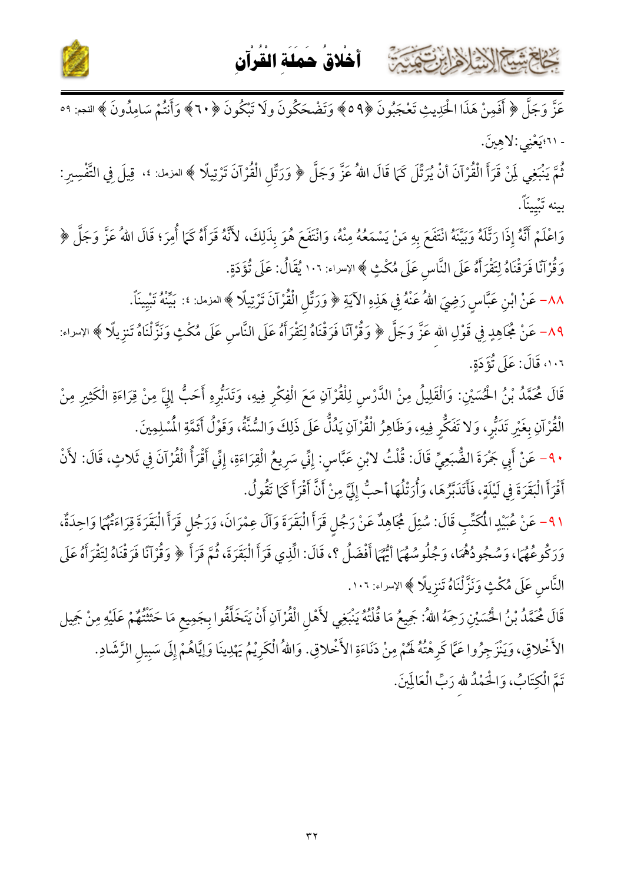عَزَّ وَجَلَّ ﴿ أَفَمِنْ هَذَا الْحَدِيثِ تَعْجَبُونَ ﴿٥٩﴾ وَتَضْحَكُونَ ولَا تَبْكُونَ ﴿٦٠﴾ وَأَنتُمْ سَامِدُونَ ﴾ النجم: ٥٩ - ٦١؛يَعْنِي :لاهِينَ.

ثُمَّ يَنْبَغِي لِمَنْ قَرَأَ الْقُرْآنَ أَنْ يُرَتِّلَ كَمَا قَالَ اللهُ عَزَّ وَجَلَّ ﴿ وَرَتِّلِ الْقُرْآنَ تَرْتِيلًا ﴾ المزمل: ٤، قِيلَ فِي التَّفْسِيرِ: بينه تَبْيِيناً.

وَاعْلَمْ أَنَّهُ إِذَا رَتَّلَهُ وَبَيَّنَهُ انْتَفَعَ بِهِ مَنْ يَسْمَعُهُ مِنْهُ، وَانْتَفَعَ هُوَ بِذَلِكَ، لأَنَّهُ قَرَأَهُ كَمَا أُمِرَ؛ قَالَ اللهُ عَزَّ وَجَلَّ ﴿ وَقُرْآنًا فَرَقْنَاهُ لِتَقْرَأَهُ عَلَى النَّاسِ عَلَى مُكْثٍ ﴾ الإسراء: ١٠٦ يُقَالُ: عَلَى تُؤَدَةٍ.

٨٨- عَنْ ابْنِ عَبَّاسٍ رَضِيَ اللهُ عَنْهُ فِي هَذِهِ الآيَةِ ﴿ وَرَتِّلِ الْقُرْآنَ تَرْتِيلًا ﴾ المزمل: ٤: بَيِّنْهُ تَبْيِيناً.

٨٩- عَنْ مُجَاهِدٍ فِي قَوْلِ الله عَزَّ وَجَلَّ ﴿ وَقُرْآنًا فَرَقْنَاهُ لِتَقْرَأَهُ عَلَى النَّاسِ عَلَى مُكْثٍ وَنَزَّلْنَاهُ تَنزِيلًا ﴾ الإسراء: ١٠٦، قَالَ: عَلَى تُؤَدَةٍ.

قَالَ مُحَمَّدُ بْنُ الْحُسَيْنِ: وَالْقَلِيلُ مِنْ الدَّرْسِ لِلْقُرْآنِ مَعَ الْفِكْرِ فِيهِ، وَتَدَبُّرِهِ أَحَبُّ إِلَيَّ مِنْ قِرَاءَةِ الْكَثِيرِ مِنْ الْقُرْآنِ بِغَيْرِ تَدَبُّرٍ، وَلا تَفَكُّرٍ فِيهِ، وَظَاهِرُ الْقُرْآنِ يَدُلُّ عَلَى ذَلِكَ وَالسُّنَّةُ، وَقَوْلُ أَئِمَّةِ الْمُسْلِمِينَ.

٩٠- عَنْ أَبِي جَمْرَةَ الضُّبَعِيِّ قَالَ: قُلْتُ لابْنِ عَبَّاسٍ: إِنِّي سَرِيعُ الْقِرَاءَةِ، إِنِّي أَقْرَأُ الْقُرْآنَ فِي ثَلاثٍ، قَالَ: لأَنْ أَقْرَأَ الْبَقَرَةَ فِي لَيْلَةٍ، فَأَتَدَبَّرَهَا، وَأُرَتِّلَهَا أحبُّ إِلَيَّ مِنْ أَنَّ أَقْرَأَ كَمَا تَقُولُ.

٩١- عَنْ عُبَيْدٍ الْمُكْتِبِ قَالَ: سُئِلَ مُجَاهِدٌ عَنْ رَجُلٍ قَرَأَ الْبَقَرَةَ وَآلَ عِمْرَانَ، وَرَجُلٍ قَرَأَ الْبَقَرَةَ قِرَاءَتُهُمَا وَاحِدَةٌ، وَرَكُوعُهُمَا، وَسُجُودُهُمَا، وَجُلُوسُهُمَا أَيُّهُمَا أَفْضَلُ ؟، قَالَ: الَّذِي قَرَأَ الْبَقَرَةَ، ثُمَّ قَرَأَ ﴿ وَقُرْآنًا فَرَقْنَاهُ لِتَقْرَأَهُ عَلَى النَّاسِ عَلَى مُكْثٍ وَنَزَّلْنَاهُ تَنزِيلًا ﴾ الإسراء: ١٠٦.

قَالَ مُحَمَّدُ بْنُ الْحُسَيْنِ رَحِمَهُ اللهُ: جَمِيعُ مَا قُلْتُهُ يَنْبَغِي لأَهْلِ الْقُرْآنِ أَنْ يَتَخَلَّقُوا بِجَمِيعِ مَا حَثَثْتُهُمْ عَلَيْهِ مِنْ جَمِيلِ الأَخْلاقِ، وَيَنْزَجِرُوا عَمَّا كَرِهْتُهُ لَهُمْ مِنْ دَنَاءَةِ الأَخْلاقِ. وَاللهُ الْكَرِيمُ يَهْدِينَا وَإِيَّاهُمْ إِلَى سَبِيلِ الرَّشَادِ.

تَمَّ الْكِتَابُ، وَالْحَمْدُ لله رَبِّ الْعَالَمِينَ.